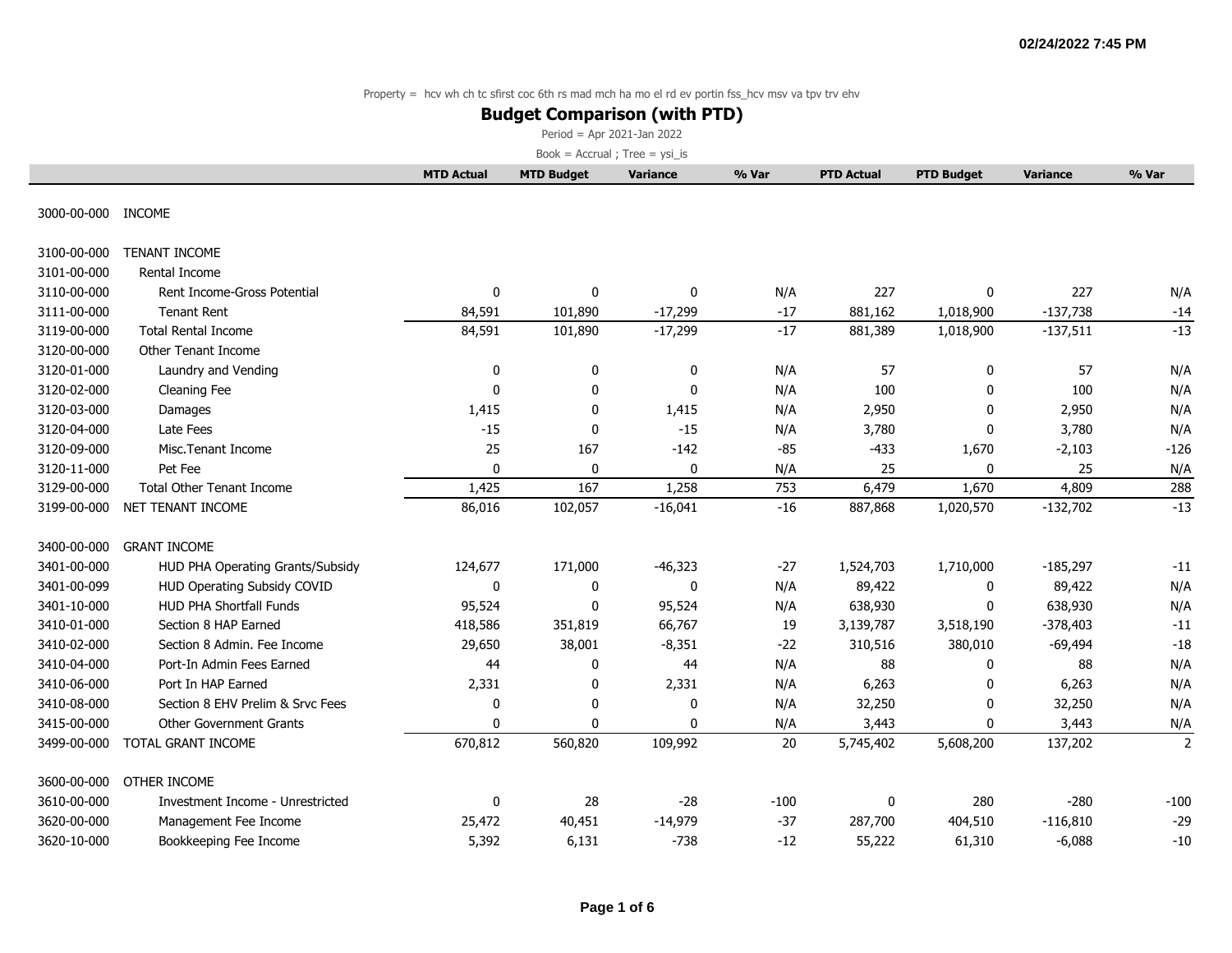Property = hcv wh ch tc sfirst coc 6th rs mad mch ha mo el rd ev portin fss_hcv msv va tpv trv ehv

# Budget Comparison (with PTD)

Period = Apr 2021-Jan 2022

Book = Accrual ; Tree = ysi_is

| | | MTD Actual | MTD Budget | Variance | % Var | PTD Actual | PTD Budget | Variance | % Var |
|---|---|---|---|---|---|---|---|---|---|
| 3000-00-000 | INCOME | | | | | | | | |
| 3100-00-000 | TENANT INCOME | | | | | | | | |
| 3101-00-000 | Rental Income | | | | | | | | |
| 3110-00-000 | Rent Income-Gross Potential | 0 | 0 | 0 | N/A | 227 | 0 | 227 | N/A |
| 3111-00-000 | Tenant Rent | 84,591 | 101,890 | -17,299 | -17 | 881,162 | 1,018,900 | -137,738 | -14 |
| 3119-00-000 | Total Rental Income | 84,591 | 101,890 | -17,299 | -17 | 881,389 | 1,018,900 | -137,511 | -13 |
| 3120-00-000 | Other Tenant Income | | | | | | | | |
| 3120-01-000 | Laundry and Vending | 0 | 0 | 0 | N/A | 57 | 0 | 57 | N/A |
| 3120-02-000 | Cleaning Fee | 0 | 0 | 0 | N/A | 100 | 0 | 100 | N/A |
| 3120-03-000 | Damages | 1,415 | 0 | 1,415 | N/A | 2,950 | 0 | 2,950 | N/A |
| 3120-04-000 | Late Fees | -15 | 0 | -15 | N/A | 3,780 | 0 | 3,780 | N/A |
| 3120-09-000 | Misc.Tenant Income | 25 | 167 | -142 | -85 | -433 | 1,670 | -2,103 | -126 |
| 3120-11-000 | Pet Fee | 0 | 0 | 0 | N/A | 25 | 0 | 25 | N/A |
| 3129-00-000 | Total Other Tenant Income | 1,425 | 167 | 1,258 | 753 | 6,479 | 1,670 | 4,809 | 288 |
| 3199-00-000 | NET TENANT INCOME | 86,016 | 102,057 | -16,041 | -16 | 887,868 | 1,020,570 | -132,702 | -13 |
| 3400-00-000 | GRANT INCOME | | | | | | | | |
| 3401-00-000 | HUD PHA Operating Grants/Subsidy | 124,677 | 171,000 | -46,323 | -27 | 1,524,703 | 1,710,000 | -185,297 | -11 |
| 3401-00-099 | HUD Operating Subsidy COVID | 0 | 0 | 0 | N/A | 89,422 | 0 | 89,422 | N/A |
| 3401-10-000 | HUD PHA Shortfall Funds | 95,524 | 0 | 95,524 | N/A | 638,930 | 0 | 638,930 | N/A |
| 3410-01-000 | Section 8 HAP Earned | 418,586 | 351,819 | 66,767 | 19 | 3,139,787 | 3,518,190 | -378,403 | -11 |
| 3410-02-000 | Section 8 Admin. Fee Income | 29,650 | 38,001 | -8,351 | -22 | 310,516 | 380,010 | -69,494 | -18 |
| 3410-04-000 | Port-In Admin Fees Earned | 44 | 0 | 44 | N/A | 88 | 0 | 88 | N/A |
| 3410-06-000 | Port In HAP Earned | 2,331 | 0 | 2,331 | N/A | 6,263 | 0 | 6,263 | N/A |
| 3410-08-000 | Section 8 EHV Prelim & Srvc Fees | 0 | 0 | 0 | N/A | 32,250 | 0 | 32,250 | N/A |
| 3415-00-000 | Other Government Grants | 0 | 0 | 0 | N/A | 3,443 | 0 | 3,443 | N/A |
| 3499-00-000 | TOTAL GRANT INCOME | 670,812 | 560,820 | 109,992 | 20 | 5,745,402 | 5,608,200 | 137,202 | 2 |
| 3600-00-000 | OTHER INCOME | | | | | | | | |
| 3610-00-000 | Investment Income - Unrestricted | 0 | 28 | -28 | -100 | 0 | 280 | -280 | -100 |
| 3620-00-000 | Management Fee Income | 25,472 | 40,451 | -14,979 | -37 | 287,700 | 404,510 | -116,810 | -29 |
| 3620-10-000 | Bookkeeping Fee Income | 5,392 | 6,131 | -738 | -12 | 55,222 | 61,310 | -6,088 | -10 |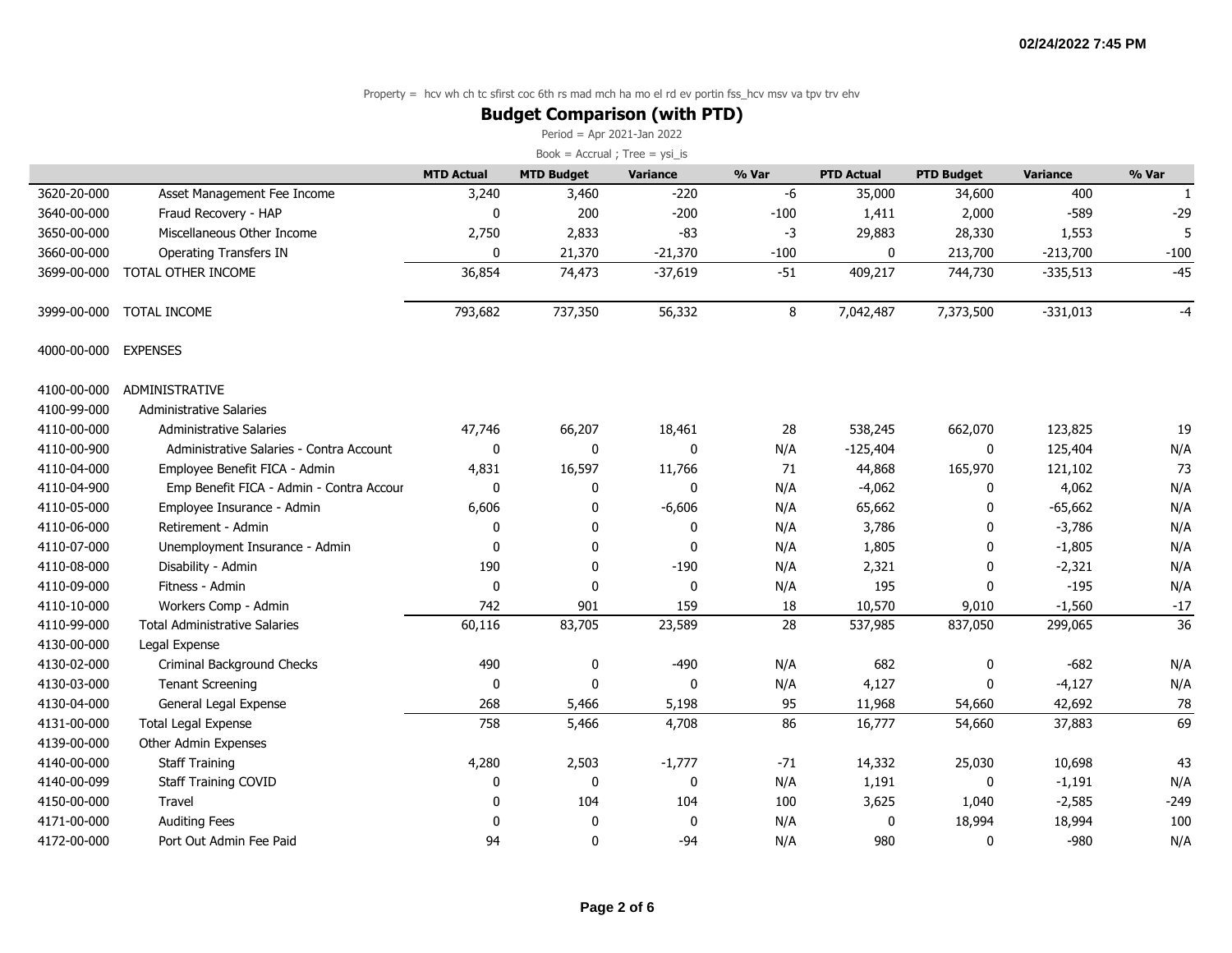Property = hcv wh ch tc sfirst coc 6th rs mad mch ha mo el rd ev portin fss_hcv msv va tpv trv ehv

## Budget Comparison (with PTD)

Period = Apr 2021-Jan 2022

Book = Accrual ; Tree = ysi_is

| | | MTD Actual | MTD Budget | Variance | % Var | PTD Actual | PTD Budget | Variance | % Var |
|---|---|---|---|---|---|---|---|---|---|
| 3620-20-000 | Asset Management Fee Income | 3,240 | 3,460 | -220 | -6 | 35,000 | 34,600 | 400 | 1 |
| 3640-00-000 | Fraud Recovery - HAP | 0 | 200 | -200 | -100 | 1,411 | 2,000 | -589 | -29 |
| 3650-00-000 | Miscellaneous Other Income | 2,750 | 2,833 | -83 | -3 | 29,883 | 28,330 | 1,553 | 5 |
| 3660-00-000 | Operating Transfers IN | 0 | 21,370 | -21,370 | -100 | 0 | 213,700 | -213,700 | -100 |
| 3699-00-000 | TOTAL OTHER INCOME | 36,854 | 74,473 | -37,619 | -51 | 409,217 | 744,730 | -335,513 | -45 |
| 3999-00-000 | TOTAL INCOME | 793,682 | 737,350 | 56,332 | 8 | 7,042,487 | 7,373,500 | -331,013 | -4 |
| 4000-00-000 | EXPENSES | | | | | | | | |
| 4100-00-000 | ADMINISTRATIVE | | | | | | | | |
| 4100-99-000 | Administrative Salaries | | | | | | | | |
| 4110-00-000 | Administrative Salaries | 47,746 | 66,207 | 18,461 | 28 | 538,245 | 662,070 | 123,825 | 19 |
| 4110-00-900 | Administrative Salaries - Contra Account | 0 | 0 | 0 | N/A | -125,404 | 0 | 125,404 | N/A |
| 4110-04-000 | Employee Benefit FICA - Admin | 4,831 | 16,597 | 11,766 | 71 | 44,868 | 165,970 | 121,102 | 73 |
| 4110-04-900 | Emp Benefit FICA - Admin - Contra Accour | 0 | 0 | 0 | N/A | -4,062 | 0 | 4,062 | N/A |
| 4110-05-000 | Employee Insurance - Admin | 6,606 | 0 | -6,606 | N/A | 65,662 | 0 | -65,662 | N/A |
| 4110-06-000 | Retirement - Admin | 0 | 0 | 0 | N/A | 3,786 | 0 | -3,786 | N/A |
| 4110-07-000 | Unemployment Insurance - Admin | 0 | 0 | 0 | N/A | 1,805 | 0 | -1,805 | N/A |
| 4110-08-000 | Disability - Admin | 190 | 0 | -190 | N/A | 2,321 | 0 | -2,321 | N/A |
| 4110-09-000 | Fitness - Admin | 0 | 0 | 0 | N/A | 195 | 0 | -195 | N/A |
| 4110-10-000 | Workers Comp - Admin | 742 | 901 | 159 | 18 | 10,570 | 9,010 | -1,560 | -17 |
| 4110-99-000 | Total Administrative Salaries | 60,116 | 83,705 | 23,589 | 28 | 537,985 | 837,050 | 299,065 | 36 |
| 4130-00-000 | Legal Expense | | | | | | | | |
| 4130-02-000 | Criminal Background Checks | 490 | 0 | -490 | N/A | 682 | 0 | -682 | N/A |
| 4130-03-000 | Tenant Screening | 0 | 0 | 0 | N/A | 4,127 | 0 | -4,127 | N/A |
| 4130-04-000 | General Legal Expense | 268 | 5,466 | 5,198 | 95 | 11,968 | 54,660 | 42,692 | 78 |
| 4131-00-000 | Total Legal Expense | 758 | 5,466 | 4,708 | 86 | 16,777 | 54,660 | 37,883 | 69 |
| 4139-00-000 | Other Admin Expenses | | | | | | | | |
| 4140-00-000 | Staff Training | 4,280 | 2,503 | -1,777 | -71 | 14,332 | 25,030 | 10,698 | 43 |
| 4140-00-099 | Staff Training COVID | 0 | 0 | 0 | N/A | 1,191 | 0 | -1,191 | N/A |
| 4150-00-000 | Travel | 0 | 104 | 104 | 100 | 3,625 | 1,040 | -2,585 | -249 |
| 4171-00-000 | Auditing Fees | 0 | 0 | 0 | N/A | 0 | 18,994 | 18,994 | 100 |
| 4172-00-000 | Port Out Admin Fee Paid | 94 | 0 | -94 | N/A | 980 | 0 | -980 | N/A |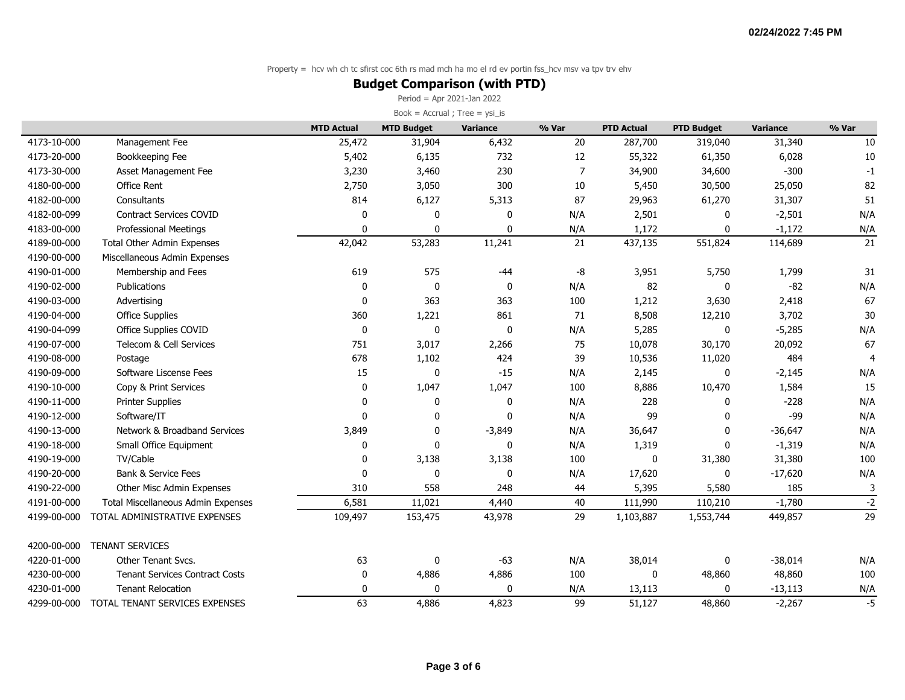Property = hcv wh ch tc sfirst coc 6th rs mad mch ha mo el rd ev portin fss_hcv msv va tpv trv ehv

## Budget Comparison (with PTD)

Period = Apr 2021-Jan 2022

Book = Accrual ; Tree = ysi_is

| | | MTD Actual | MTD Budget | Variance | % Var | PTD Actual | PTD Budget | Variance | % Var |
|---|---|---|---|---|---|---|---|---|---|
| 4173-10-000 | Management Fee | 25,472 | 31,904 | 6,432 | 20 | 287,700 | 319,040 | 31,340 | 10 |
| 4173-20-000 | Bookkeeping Fee | 5,402 | 6,135 | 732 | 12 | 55,322 | 61,350 | 6,028 | 10 |
| 4173-30-000 | Asset Management Fee | 3,230 | 3,460 | 230 | 7 | 34,900 | 34,600 | -300 | -1 |
| 4180-00-000 | Office Rent | 2,750 | 3,050 | 300 | 10 | 5,450 | 30,500 | 25,050 | 82 |
| 4182-00-000 | Consultants | 814 | 6,127 | 5,313 | 87 | 29,963 | 61,270 | 31,307 | 51 |
| 4182-00-099 | Contract Services COVID | 0 | 0 | 0 | N/A | 2,501 | 0 | -2,501 | N/A |
| 4183-00-000 | Professional Meetings | 0 | 0 | 0 | N/A | 1,172 | 0 | -1,172 | N/A |
| 4189-00-000 | Total Other Admin Expenses | 42,042 | 53,283 | 11,241 | 21 | 437,135 | 551,824 | 114,689 | 21 |
| 4190-00-000 | Miscellaneous Admin Expenses | | | | | | | | |
| 4190-01-000 | Membership and Fees | 619 | 575 | -44 | -8 | 3,951 | 5,750 | 1,799 | 31 |
| 4190-02-000 | Publications | 0 | 0 | 0 | N/A | 82 | 0 | -82 | N/A |
| 4190-03-000 | Advertising | 0 | 363 | 363 | 100 | 1,212 | 3,630 | 2,418 | 67 |
| 4190-04-000 | Office Supplies | 360 | 1,221 | 861 | 71 | 8,508 | 12,210 | 3,702 | 30 |
| 4190-04-099 | Office Supplies COVID | 0 | 0 | 0 | N/A | 5,285 | 0 | -5,285 | N/A |
| 4190-07-000 | Telecom & Cell Services | 751 | 3,017 | 2,266 | 75 | 10,078 | 30,170 | 20,092 | 67 |
| 4190-08-000 | Postage | 678 | 1,102 | 424 | 39 | 10,536 | 11,020 | 484 | 4 |
| 4190-09-000 | Software Liscense Fees | 15 | 0 | -15 | N/A | 2,145 | 0 | -2,145 | N/A |
| 4190-10-000 | Copy & Print Services | 0 | 1,047 | 1,047 | 100 | 8,886 | 10,470 | 1,584 | 15 |
| 4190-11-000 | Printer Supplies | 0 | 0 | 0 | N/A | 228 | 0 | -228 | N/A |
| 4190-12-000 | Software/IT | 0 | 0 | 0 | N/A | 99 | 0 | -99 | N/A |
| 4190-13-000 | Network & Broadband Services | 3,849 | 0 | -3,849 | N/A | 36,647 | 0 | -36,647 | N/A |
| 4190-18-000 | Small Office Equipment | 0 | 0 | 0 | N/A | 1,319 | 0 | -1,319 | N/A |
| 4190-19-000 | TV/Cable | 0 | 3,138 | 3,138 | 100 | 0 | 31,380 | 31,380 | 100 |
| 4190-20-000 | Bank & Service Fees | 0 | 0 | 0 | N/A | 17,620 | 0 | -17,620 | N/A |
| 4190-22-000 | Other Misc Admin Expenses | 310 | 558 | 248 | 44 | 5,395 | 5,580 | 185 | 3 |
| 4191-00-000 | Total Miscellaneous Admin Expenses | 6,581 | 11,021 | 4,440 | 40 | 111,990 | 110,210 | -1,780 | -2 |
| 4199-00-000 | TOTAL ADMINISTRATIVE EXPENSES | 109,497 | 153,475 | 43,978 | 29 | 1,103,887 | 1,553,744 | 449,857 | 29 |
| | | | | | | | | | |
| 4200-00-000 | TENANT SERVICES | | | | | | | | |
| 4220-01-000 | Other Tenant Svcs. | 63 | 0 | -63 | N/A | 38,014 | 0 | -38,014 | N/A |
| 4230-00-000 | Tenant Services Contract Costs | 0 | 4,886 | 4,886 | 100 | 0 | 48,860 | 48,860 | 100 |
| 4230-01-000 | Tenant Relocation | 0 | 0 | 0 | N/A | 13,113 | 0 | -13,113 | N/A |
| 4299-00-000 | TOTAL TENANT SERVICES EXPENSES | 63 | 4,886 | 4,823 | 99 | 51,127 | 48,860 | -2,267 | -5 |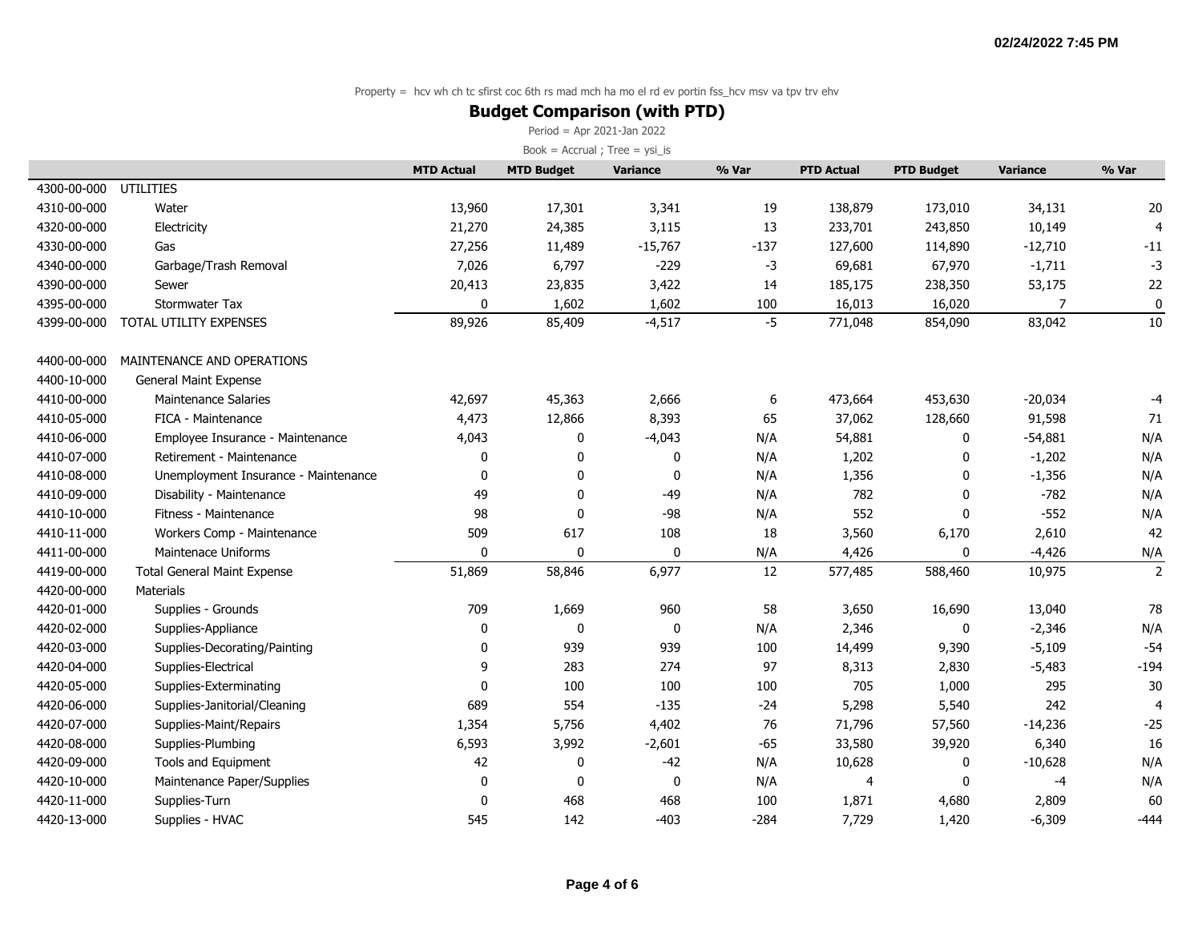Property = hcv wh ch tc sfirst coc 6th rs mad mch ha mo el rd ev portin fss_hcv msv va tpv trv ehv

## Budget Comparison (with PTD)

Period = Apr 2021-Jan 2022

Book = Accrual ; Tree = ysi_is

| | | MTD Actual | MTD Budget | Variance | % Var | PTD Actual | PTD Budget | Variance | % Var |
|---|---|---|---|---|---|---|---|---|---|
| 4300-00-000 | UTILITIES | | | | | | | | |
| 4310-00-000 | Water | 13,960 | 17,301 | 3,341 | 19 | 138,879 | 173,010 | 34,131 | 20 |
| 4320-00-000 | Electricity | 21,270 | 24,385 | 3,115 | 13 | 233,701 | 243,850 | 10,149 | 4 |
| 4330-00-000 | Gas | 27,256 | 11,489 | -15,767 | -137 | 127,600 | 114,890 | -12,710 | -11 |
| 4340-00-000 | Garbage/Trash Removal | 7,026 | 6,797 | -229 | -3 | 69,681 | 67,970 | -1,711 | -3 |
| 4390-00-000 | Sewer | 20,413 | 23,835 | 3,422 | 14 | 185,175 | 238,350 | 53,175 | 22 |
| 4395-00-000 | Stormwater Tax | 0 | 1,602 | 1,602 | 100 | 16,013 | 16,020 | 7 | 0 |
| 4399-00-000 | TOTAL UTILITY EXPENSES | 89,926 | 85,409 | -4,517 | -5 | 771,048 | 854,090 | 83,042 | 10 |
| | | | | | | | | | |
| 4400-00-000 | MAINTENANCE AND OPERATIONS | | | | | | | | |
| 4400-10-000 | General Maint Expense | | | | | | | | |
| 4410-00-000 | Maintenance Salaries | 42,697 | 45,363 | 2,666 | 6 | 473,664 | 453,630 | -20,034 | -4 |
| 4410-05-000 | FICA - Maintenance | 4,473 | 12,866 | 8,393 | 65 | 37,062 | 128,660 | 91,598 | 71 |
| 4410-06-000 | Employee Insurance - Maintenance | 4,043 | 0 | -4,043 | N/A | 54,881 | 0 | -54,881 | N/A |
| 4410-07-000 | Retirement - Maintenance | 0 | 0 | 0 | N/A | 1,202 | 0 | -1,202 | N/A |
| 4410-08-000 | Unemployment Insurance - Maintenance | 0 | 0 | 0 | N/A | 1,356 | 0 | -1,356 | N/A |
| 4410-09-000 | Disability - Maintenance | 49 | 0 | -49 | N/A | 782 | 0 | -782 | N/A |
| 4410-10-000 | Fitness - Maintenance | 98 | 0 | -98 | N/A | 552 | 0 | -552 | N/A |
| 4410-11-000 | Workers Comp - Maintenance | 509 | 617 | 108 | 18 | 3,560 | 6,170 | 2,610 | 42 |
| 4411-00-000 | Maintenace Uniforms | 0 | 0 | 0 | N/A | 4,426 | 0 | -4,426 | N/A |
| 4419-00-000 | Total General Maint Expense | 51,869 | 58,846 | 6,977 | 12 | 577,485 | 588,460 | 10,975 | 2 |
| 4420-00-000 | Materials | | | | | | | | |
| 4420-01-000 | Supplies - Grounds | 709 | 1,669 | 960 | 58 | 3,650 | 16,690 | 13,040 | 78 |
| 4420-02-000 | Supplies-Appliance | 0 | 0 | 0 | N/A | 2,346 | 0 | -2,346 | N/A |
| 4420-03-000 | Supplies-Decorating/Painting | 0 | 939 | 939 | 100 | 14,499 | 9,390 | -5,109 | -54 |
| 4420-04-000 | Supplies-Electrical | 9 | 283 | 274 | 97 | 8,313 | 2,830 | -5,483 | -194 |
| 4420-05-000 | Supplies-Exterminating | 0 | 100 | 100 | 100 | 705 | 1,000 | 295 | 30 |
| 4420-06-000 | Supplies-Janitorial/Cleaning | 689 | 554 | -135 | -24 | 5,298 | 5,540 | 242 | 4 |
| 4420-07-000 | Supplies-Maint/Repairs | 1,354 | 5,756 | 4,402 | 76 | 71,796 | 57,560 | -14,236 | -25 |
| 4420-08-000 | Supplies-Plumbing | 6,593 | 3,992 | -2,601 | -65 | 33,580 | 39,920 | 6,340 | 16 |
| 4420-09-000 | Tools and Equipment | 42 | 0 | -42 | N/A | 10,628 | 0 | -10,628 | N/A |
| 4420-10-000 | Maintenance Paper/Supplies | 0 | 0 | 0 | N/A | 4 | 0 | -4 | N/A |
| 4420-11-000 | Supplies-Turn | 0 | 468 | 468 | 100 | 1,871 | 4,680 | 2,809 | 60 |
| 4420-13-000 | Supplies - HVAC | 545 | 142 | -403 | -284 | 7,729 | 1,420 | -6,309 | -444 |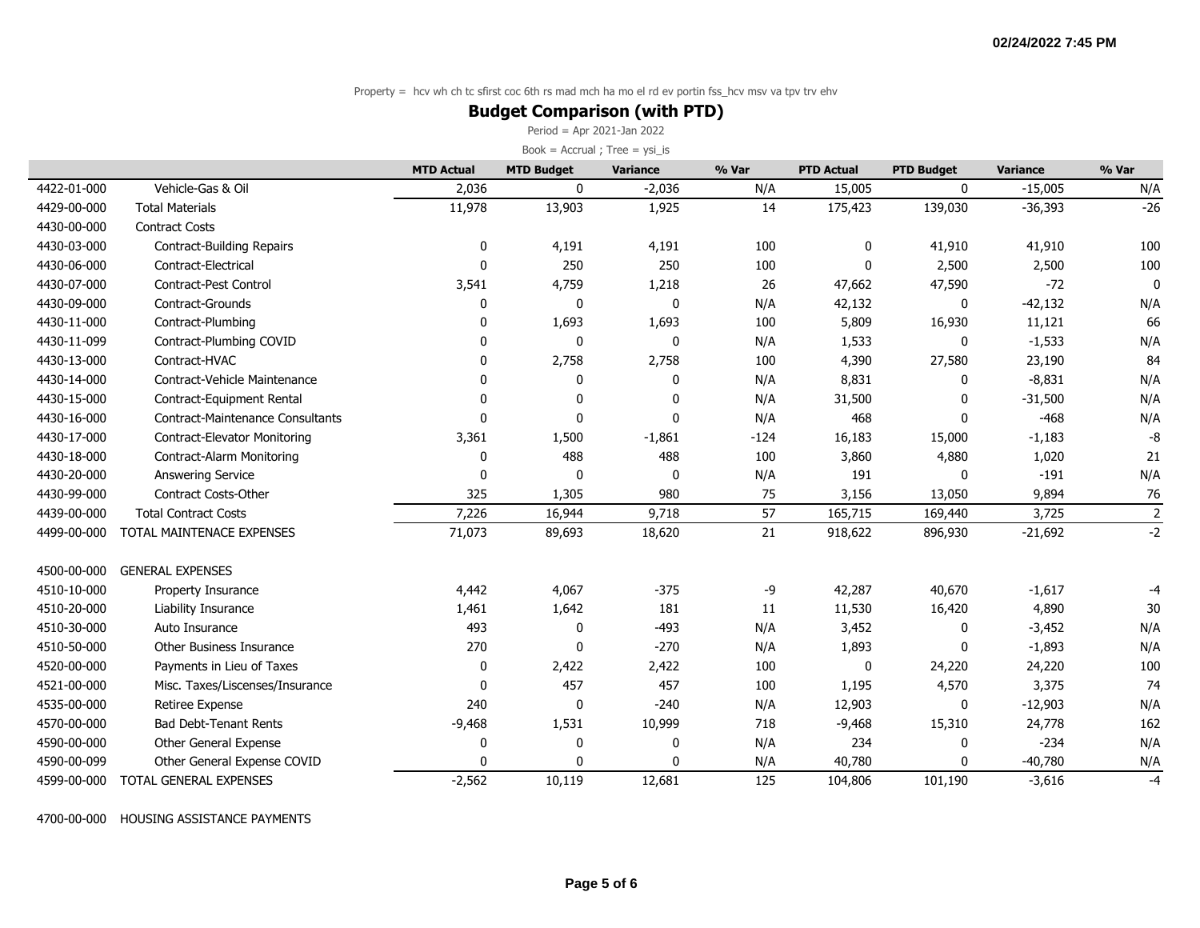Property = hcv wh ch tc sfirst coc 6th rs mad mch ha mo el rd ev portin fss_hcv msv va tpv trv ehv

## Budget Comparison (with PTD)

Period = Apr 2021-Jan 2022

Book = Accrual ; Tree = ysi_is

| | | MTD Actual | MTD Budget | Variance | % Var | PTD Actual | PTD Budget | Variance | % Var |
|---|---|---|---|---|---|---|---|---|---|
| 4422-01-000 | Vehicle-Gas & Oil | 2,036 | 0 | -2,036 | N/A | 15,005 | 0 | -15,005 | N/A |
| 4429-00-000 | Total Materials | 11,978 | 13,903 | 1,925 | 14 | 175,423 | 139,030 | -36,393 | -26 |
| 4430-00-000 | Contract Costs | | | | | | | | |
| 4430-03-000 | Contract-Building Repairs | 0 | 4,191 | 4,191 | 100 | 0 | 41,910 | 41,910 | 100 |
| 4430-06-000 | Contract-Electrical | 0 | 250 | 250 | 100 | 0 | 2,500 | 2,500 | 100 |
| 4430-07-000 | Contract-Pest Control | 3,541 | 4,759 | 1,218 | 26 | 47,662 | 47,590 | -72 | 0 |
| 4430-09-000 | Contract-Grounds | 0 | 0 | 0 | N/A | 42,132 | 0 | -42,132 | N/A |
| 4430-11-000 | Contract-Plumbing | 0 | 1,693 | 1,693 | 100 | 5,809 | 16,930 | 11,121 | 66 |
| 4430-11-099 | Contract-Plumbing COVID | 0 | 0 | 0 | N/A | 1,533 | 0 | -1,533 | N/A |
| 4430-13-000 | Contract-HVAC | 0 | 2,758 | 2,758 | 100 | 4,390 | 27,580 | 23,190 | 84 |
| 4430-14-000 | Contract-Vehicle Maintenance | 0 | 0 | 0 | N/A | 8,831 | 0 | -8,831 | N/A |
| 4430-15-000 | Contract-Equipment Rental | 0 | 0 | 0 | N/A | 31,500 | 0 | -31,500 | N/A |
| 4430-16-000 | Contract-Maintenance Consultants | 0 | 0 | 0 | N/A | 468 | 0 | -468 | N/A |
| 4430-17-000 | Contract-Elevator Monitoring | 3,361 | 1,500 | -1,861 | -124 | 16,183 | 15,000 | -1,183 | -8 |
| 4430-18-000 | Contract-Alarm Monitoring | 0 | 488 | 488 | 100 | 3,860 | 4,880 | 1,020 | 21 |
| 4430-20-000 | Answering Service | 0 | 0 | 0 | N/A | 191 | 0 | -191 | N/A |
| 4430-99-000 | Contract Costs-Other | 325 | 1,305 | 980 | 75 | 3,156 | 13,050 | 9,894 | 76 |
| 4439-00-000 | Total Contract Costs | 7,226 | 16,944 | 9,718 | 57 | 165,715 | 169,440 | 3,725 | 2 |
| 4499-00-000 | TOTAL MAINTENACE EXPENSES | 71,073 | 89,693 | 18,620 | 21 | 918,622 | 896,930 | -21,692 | -2 |
| | | | | | | | | | |
| 4500-00-000 | GENERAL EXPENSES | | | | | | | | |
| 4510-10-000 | Property Insurance | 4,442 | 4,067 | -375 | -9 | 42,287 | 40,670 | -1,617 | -4 |
| 4510-20-000 | Liability Insurance | 1,461 | 1,642 | 181 | 11 | 11,530 | 16,420 | 4,890 | 30 |
| 4510-30-000 | Auto Insurance | 493 | 0 | -493 | N/A | 3,452 | 0 | -3,452 | N/A |
| 4510-50-000 | Other Business Insurance | 270 | 0 | -270 | N/A | 1,893 | 0 | -1,893 | N/A |
| 4520-00-000 | Payments in Lieu of Taxes | 0 | 2,422 | 2,422 | 100 | 0 | 24,220 | 24,220 | 100 |
| 4521-00-000 | Misc. Taxes/Liscenses/Insurance | 0 | 457 | 457 | 100 | 1,195 | 4,570 | 3,375 | 74 |
| 4535-00-000 | Retiree Expense | 240 | 0 | -240 | N/A | 12,903 | 0 | -12,903 | N/A |
| 4570-00-000 | Bad Debt-Tenant Rents | -9,468 | 1,531 | 10,999 | 718 | -9,468 | 15,310 | 24,778 | 162 |
| 4590-00-000 | Other General Expense | 0 | 0 | 0 | N/A | 234 | 0 | -234 | N/A |
| 4590-00-099 | Other General Expense COVID | 0 | 0 | 0 | N/A | 40,780 | 0 | -40,780 | N/A |
| 4599-00-000 | TOTAL GENERAL EXPENSES | -2,562 | 10,119 | 12,681 | 125 | 104,806 | 101,190 | -3,616 | -4 |
| | | | | | | | | | |
| 4700-00-000 | HOUSING ASSISTANCE PAYMENTS | | | | | | | | |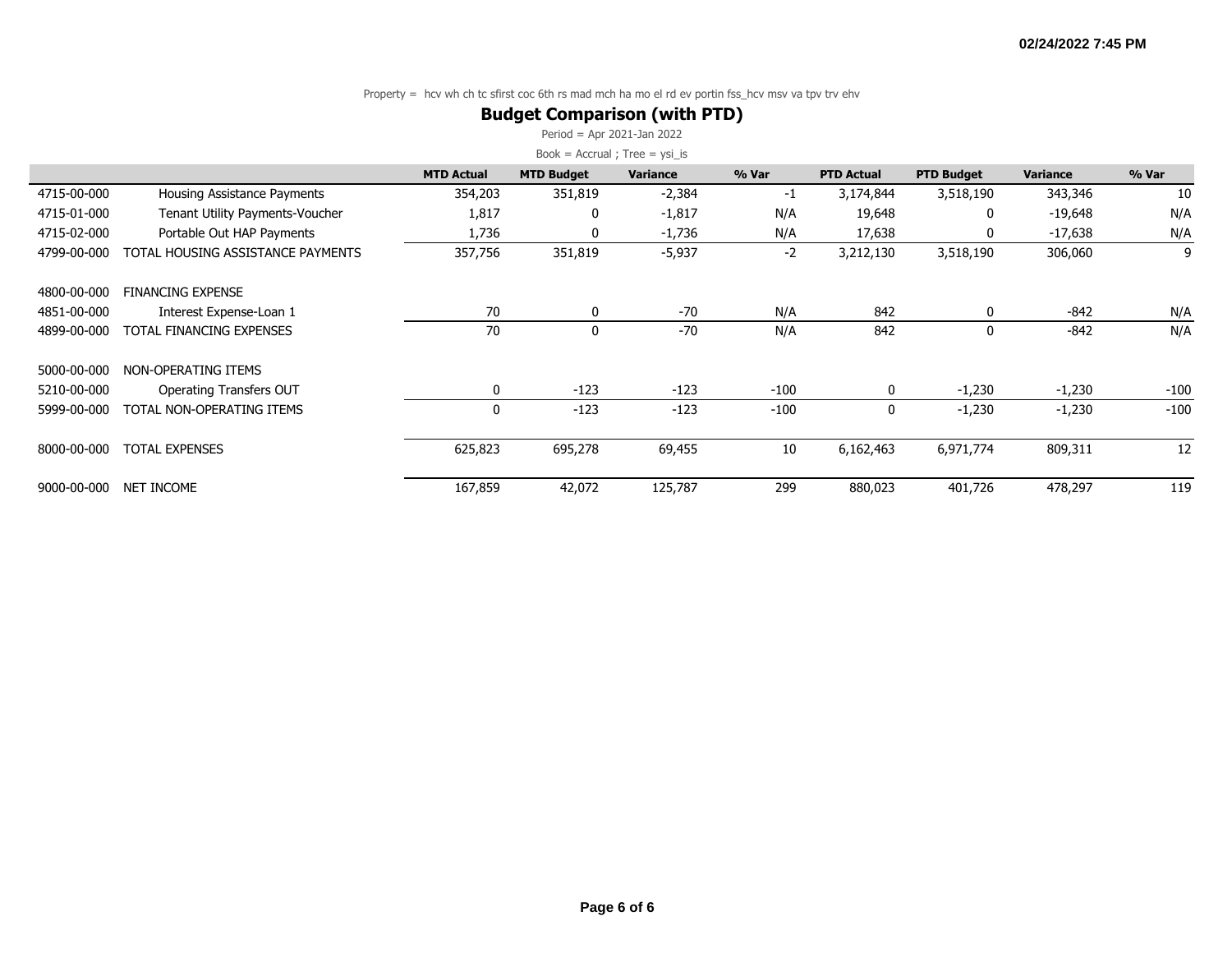Property = hcv wh ch tc sfirst coc 6th rs mad mch ha mo el rd ev portin fss_hcv msv va tpv trv ehv

## Budget Comparison (with PTD)

Period = Apr 2021-Jan 2022

Book = Accrual ; Tree = ysi_is

| | | MTD Actual | MTD Budget | Variance | % Var | PTD Actual | PTD Budget | Variance | % Var |
|---|---|---|---|---|---|---|---|---|---|
| 4715-00-000 | Housing Assistance Payments | 354,203 | 351,819 | -2,384 | -1 | 3,174,844 | 3,518,190 | 343,346 | 10 |
| 4715-01-000 | Tenant Utility Payments-Voucher | 1,817 | 0 | -1,817 | N/A | 19,648 | 0 | -19,648 | N/A |
| 4715-02-000 | Portable Out HAP Payments | 1,736 | 0 | -1,736 | N/A | 17,638 | 0 | -17,638 | N/A |
| 4799-00-000 | TOTAL HOUSING ASSISTANCE PAYMENTS | 357,756 | 351,819 | -5,937 | -2 | 3,212,130 | 3,518,190 | 306,060 | 9 |
| 4800-00-000 | FINANCING EXPENSE | | | | | | | | |
| 4851-00-000 | Interest Expense-Loan 1 | 70 | 0 | -70 | N/A | 842 | 0 | -842 | N/A |
| 4899-00-000 | TOTAL FINANCING EXPENSES | 70 | 0 | -70 | N/A | 842 | 0 | -842 | N/A |
| 5000-00-000 | NON-OPERATING ITEMS | | | | | | | | |
| 5210-00-000 | Operating Transfers OUT | 0 | -123 | -123 | -100 | 0 | -1,230 | -1,230 | -100 |
| 5999-00-000 | TOTAL NON-OPERATING ITEMS | 0 | -123 | -123 | -100 | 0 | -1,230 | -1,230 | -100 |
| 8000-00-000 | TOTAL EXPENSES | 625,823 | 695,278 | 69,455 | 10 | 6,162,463 | 6,971,774 | 809,311 | 12 |
| 9000-00-000 | NET INCOME | 167,859 | 42,072 | 125,787 | 299 | 880,023 | 401,726 | 478,297 | 119 |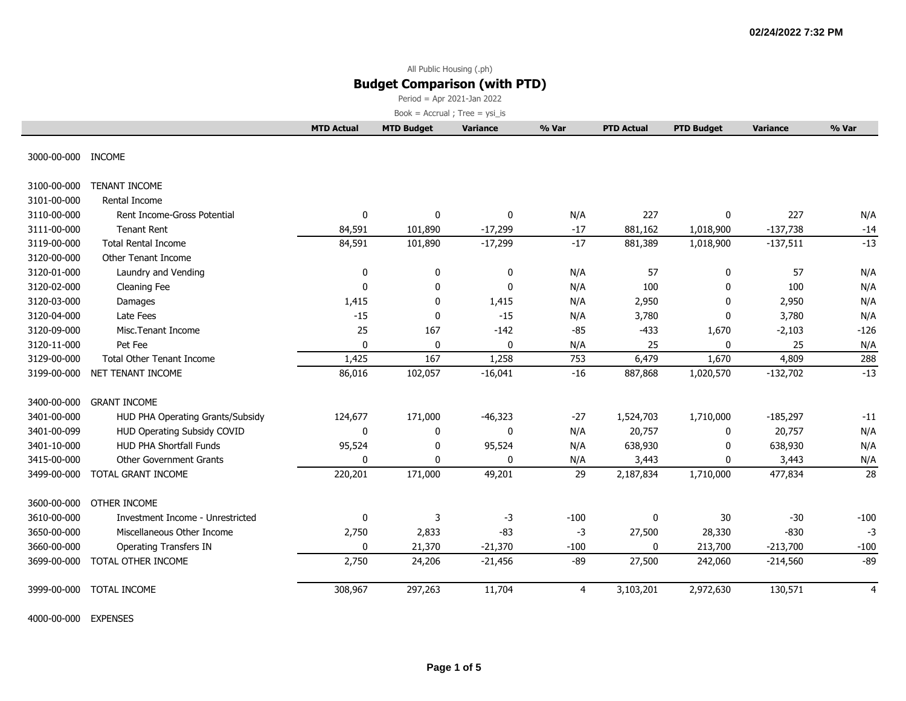All Public Housing (.ph)

# Budget Comparison (with PTD)

Period = Apr 2021-Jan 2022

Book = Accrual ; Tree = ysi_is

| | | MTD Actual | MTD Budget | Variance | % Var | PTD Actual | PTD Budget | Variance | % Var |
|---|---|---|---|---|---|---|---|---|---|
| 3000-00-000 | INCOME | | | | | | | | |
| 3100-00-000 | TENANT INCOME | | | | | | | | |
| 3101-00-000 | Rental Income | | | | | | | | |
| 3110-00-000 | Rent Income-Gross Potential | 0 | 0 | 0 | N/A | 227 | 0 | 227 | N/A |
| 3111-00-000 | Tenant Rent | 84,591 | 101,890 | -17,299 | -17 | 881,162 | 1,018,900 | -137,738 | -14 |
| 3119-00-000 | Total Rental Income | 84,591 | 101,890 | -17,299 | -17 | 881,389 | 1,018,900 | -137,511 | -13 |
| 3120-00-000 | Other Tenant Income | | | | | | | | |
| 3120-01-000 | Laundry and Vending | 0 | 0 | 0 | N/A | 57 | 0 | 57 | N/A |
| 3120-02-000 | Cleaning Fee | 0 | 0 | 0 | N/A | 100 | 0 | 100 | N/A |
| 3120-03-000 | Damages | 1,415 | 0 | 1,415 | N/A | 2,950 | 0 | 2,950 | N/A |
| 3120-04-000 | Late Fees | -15 | 0 | -15 | N/A | 3,780 | 0 | 3,780 | N/A |
| 3120-09-000 | Misc.Tenant Income | 25 | 167 | -142 | -85 | -433 | 1,670 | -2,103 | -126 |
| 3120-11-000 | Pet Fee | 0 | 0 | 0 | N/A | 25 | 0 | 25 | N/A |
| 3129-00-000 | Total Other Tenant Income | 1,425 | 167 | 1,258 | 753 | 6,479 | 1,670 | 4,809 | 288 |
| 3199-00-000 | NET TENANT INCOME | 86,016 | 102,057 | -16,041 | -16 | 887,868 | 1,020,570 | -132,702 | -13 |
| 3400-00-000 | GRANT INCOME | | | | | | | | |
| 3401-00-000 | HUD PHA Operating Grants/Subsidy | 124,677 | 171,000 | -46,323 | -27 | 1,524,703 | 1,710,000 | -185,297 | -11 |
| 3401-00-099 | HUD Operating Subsidy COVID | 0 | 0 | 0 | N/A | 20,757 | 0 | 20,757 | N/A |
| 3401-10-000 | HUD PHA Shortfall Funds | 95,524 | 0 | 95,524 | N/A | 638,930 | 0 | 638,930 | N/A |
| 3415-00-000 | Other Government Grants | 0 | 0 | 0 | N/A | 3,443 | 0 | 3,443 | N/A |
| 3499-00-000 | TOTAL GRANT INCOME | 220,201 | 171,000 | 49,201 | 29 | 2,187,834 | 1,710,000 | 477,834 | 28 |
| 3600-00-000 | OTHER INCOME | | | | | | | | |
| 3610-00-000 | Investment Income - Unrestricted | 0 | 3 | -3 | -100 | 0 | 30 | -30 | -100 |
| 3650-00-000 | Miscellaneous Other Income | 2,750 | 2,833 | -83 | -3 | 27,500 | 28,330 | -830 | -3 |
| 3660-00-000 | Operating Transfers IN | 0 | 21,370 | -21,370 | -100 | 0 | 213,700 | -213,700 | -100 |
| 3699-00-000 | TOTAL OTHER INCOME | 2,750 | 24,206 | -21,456 | -89 | 27,500 | 242,060 | -214,560 | -89 |
| 3999-00-000 | TOTAL INCOME | 308,967 | 297,263 | 11,704 | 4 | 3,103,201 | 2,972,630 | 130,571 | 4 |
| 4000-00-000 | EXPENSES | | | | | | | | |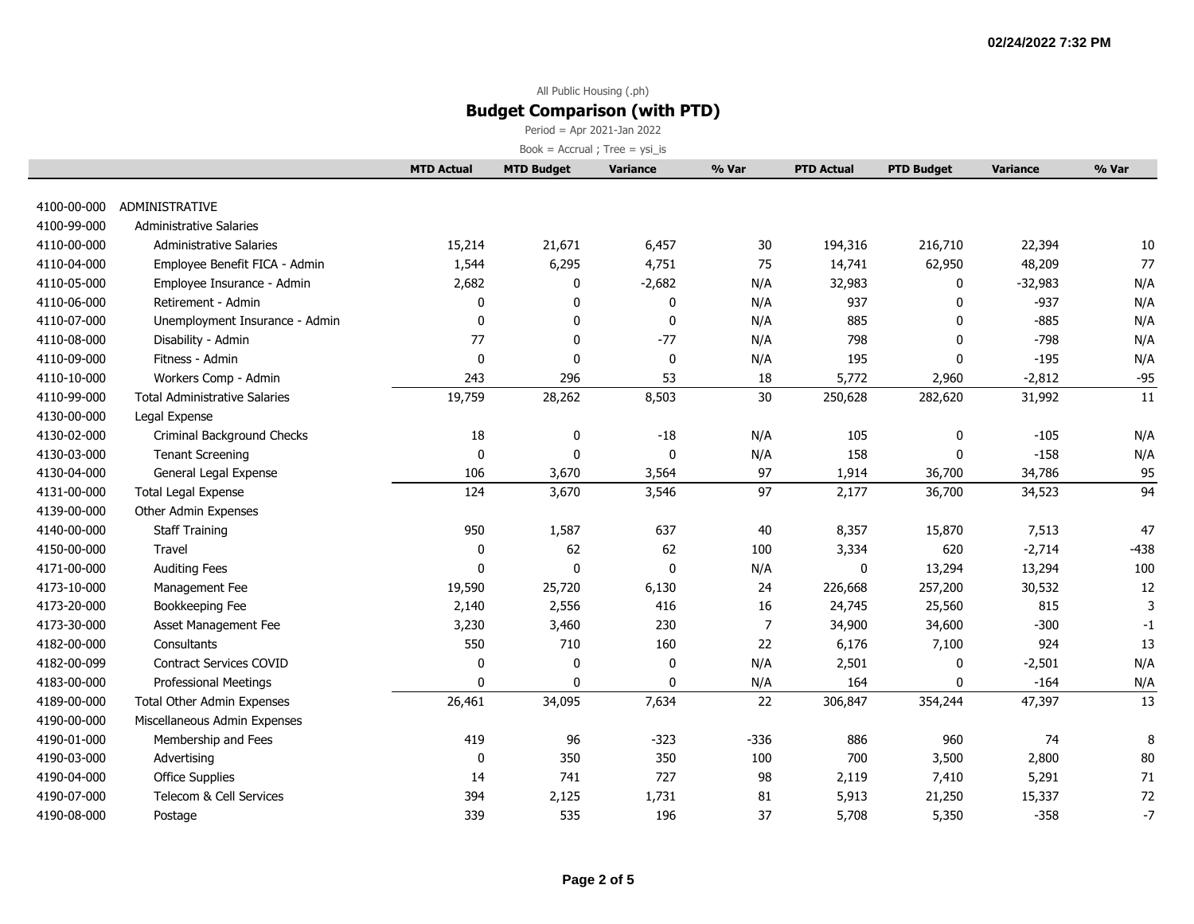All Public Housing (.ph)

## Budget Comparison (with PTD)

Period = Apr 2021-Jan 2022

Book = Accrual ; Tree = ysi_is

| | | MTD Actual | MTD Budget | Variance | % Var | PTD Actual | PTD Budget | Variance | % Var |
|---|---|---|---|---|---|---|---|---|---|
| 4100-00-000 | ADMINISTRATIVE | | | | | | | | |
| 4100-99-000 | Administrative Salaries | | | | | | | | |
| 4110-00-000 | Administrative Salaries | 15,214 | 21,671 | 6,457 | 30 | 194,316 | 216,710 | 22,394 | 10 |
| 4110-04-000 | Employee Benefit FICA - Admin | 1,544 | 6,295 | 4,751 | 75 | 14,741 | 62,950 | 48,209 | 77 |
| 4110-05-000 | Employee Insurance - Admin | 2,682 | 0 | -2,682 | N/A | 32,983 | 0 | -32,983 | N/A |
| 4110-06-000 | Retirement - Admin | 0 | 0 | 0 | N/A | 937 | 0 | -937 | N/A |
| 4110-07-000 | Unemployment Insurance - Admin | 0 | 0 | 0 | N/A | 885 | 0 | -885 | N/A |
| 4110-08-000 | Disability - Admin | 77 | 0 | -77 | N/A | 798 | 0 | -798 | N/A |
| 4110-09-000 | Fitness - Admin | 0 | 0 | 0 | N/A | 195 | 0 | -195 | N/A |
| 4110-10-000 | Workers Comp - Admin | 243 | 296 | 53 | 18 | 5,772 | 2,960 | -2,812 | -95 |
| 4110-99-000 | Total Administrative Salaries | 19,759 | 28,262 | 8,503 | 30 | 250,628 | 282,620 | 31,992 | 11 |
| 4130-00-000 | Legal Expense | | | | | | | | |
| 4130-02-000 | Criminal Background Checks | 18 | 0 | -18 | N/A | 105 | 0 | -105 | N/A |
| 4130-03-000 | Tenant Screening | 0 | 0 | 0 | N/A | 158 | 0 | -158 | N/A |
| 4130-04-000 | General Legal Expense | 106 | 3,670 | 3,564 | 97 | 1,914 | 36,700 | 34,786 | 95 |
| 4131-00-000 | Total Legal Expense | 124 | 3,670 | 3,546 | 97 | 2,177 | 36,700 | 34,523 | 94 |
| 4139-00-000 | Other Admin Expenses | | | | | | | | |
| 4140-00-000 | Staff Training | 950 | 1,587 | 637 | 40 | 8,357 | 15,870 | 7,513 | 47 |
| 4150-00-000 | Travel | 0 | 62 | 62 | 100 | 3,334 | 620 | -2,714 | -438 |
| 4171-00-000 | Auditing Fees | 0 | 0 | 0 | N/A | 0 | 13,294 | 13,294 | 100 |
| 4173-10-000 | Management Fee | 19,590 | 25,720 | 6,130 | 24 | 226,668 | 257,200 | 30,532 | 12 |
| 4173-20-000 | Bookkeeping Fee | 2,140 | 2,556 | 416 | 16 | 24,745 | 25,560 | 815 | 3 |
| 4173-30-000 | Asset Management Fee | 3,230 | 3,460 | 230 | 7 | 34,900 | 34,600 | -300 | -1 |
| 4182-00-000 | Consultants | 550 | 710 | 160 | 22 | 6,176 | 7,100 | 924 | 13 |
| 4182-00-099 | Contract Services COVID | 0 | 0 | 0 | N/A | 2,501 | 0 | -2,501 | N/A |
| 4183-00-000 | Professional Meetings | 0 | 0 | 0 | N/A | 164 | 0 | -164 | N/A |
| 4189-00-000 | Total Other Admin Expenses | 26,461 | 34,095 | 7,634 | 22 | 306,847 | 354,244 | 47,397 | 13 |
| 4190-00-000 | Miscellaneous Admin Expenses | | | | | | | | |
| 4190-01-000 | Membership and Fees | 419 | 96 | -323 | -336 | 886 | 960 | 74 | 8 |
| 4190-03-000 | Advertising | 0 | 350 | 350 | 100 | 700 | 3,500 | 2,800 | 80 |
| 4190-04-000 | Office Supplies | 14 | 741 | 727 | 98 | 2,119 | 7,410 | 5,291 | 71 |
| 4190-07-000 | Telecom & Cell Services | 394 | 2,125 | 1,731 | 81 | 5,913 | 21,250 | 15,337 | 72 |
| 4190-08-000 | Postage | 339 | 535 | 196 | 37 | 5,708 | 5,350 | -358 | -7 |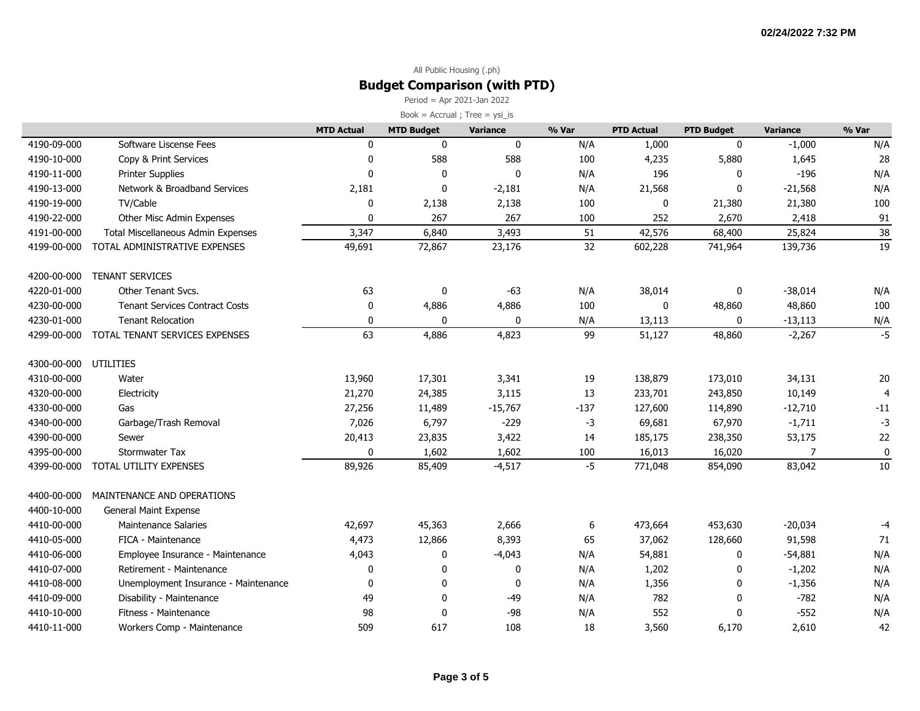All Public Housing (.ph)

## Budget Comparison (with PTD)

Period = Apr 2021-Jan 2022

Book = Accrual ; Tree = ysi_is

| | | MTD Actual | MTD Budget | Variance | % Var | PTD Actual | PTD Budget | Variance | % Var |
|---|---|---|---|---|---|---|---|---|---|
| 4190-09-000 | Software Liscense Fees | 0 | 0 | 0 | N/A | 1,000 | 0 | -1,000 | N/A |
| 4190-10-000 | Copy & Print Services | 0 | 588 | 588 | 100 | 4,235 | 5,880 | 1,645 | 28 |
| 4190-11-000 | Printer Supplies | 0 | 0 | 0 | N/A | 196 | 0 | -196 | N/A |
| 4190-13-000 | Network & Broadband Services | 2,181 | 0 | -2,181 | N/A | 21,568 | 0 | -21,568 | N/A |
| 4190-19-000 | TV/Cable | 0 | 2,138 | 2,138 | 100 | 0 | 21,380 | 21,380 | 100 |
| 4190-22-000 | Other Misc Admin Expenses | 0 | 267 | 267 | 100 | 252 | 2,670 | 2,418 | 91 |
| 4191-00-000 | Total Miscellaneous Admin Expenses | 3,347 | 6,840 | 3,493 | 51 | 42,576 | 68,400 | 25,824 | 38 |
| 4199-00-000 | TOTAL ADMINISTRATIVE EXPENSES | 49,691 | 72,867 | 23,176 | 32 | 602,228 | 741,964 | 139,736 | 19 |
| 4200-00-000 | TENANT SERVICES | | | | | | | | |
| 4220-01-000 | Other Tenant Svcs. | 63 | 0 | -63 | N/A | 38,014 | 0 | -38,014 | N/A |
| 4230-00-000 | Tenant Services Contract Costs | 0 | 4,886 | 4,886 | 100 | 0 | 48,860 | 48,860 | 100 |
| 4230-01-000 | Tenant Relocation | 0 | 0 | 0 | N/A | 13,113 | 0 | -13,113 | N/A |
| 4299-00-000 | TOTAL TENANT SERVICES EXPENSES | 63 | 4,886 | 4,823 | 99 | 51,127 | 48,860 | -2,267 | -5 |
| 4300-00-000 | UTILITIES | | | | | | | | |
| 4310-00-000 | Water | 13,960 | 17,301 | 3,341 | 19 | 138,879 | 173,010 | 34,131 | 20 |
| 4320-00-000 | Electricity | 21,270 | 24,385 | 3,115 | 13 | 233,701 | 243,850 | 10,149 | 4 |
| 4330-00-000 | Gas | 27,256 | 11,489 | -15,767 | -137 | 127,600 | 114,890 | -12,710 | -11 |
| 4340-00-000 | Garbage/Trash Removal | 7,026 | 6,797 | -229 | -3 | 69,681 | 67,970 | -1,711 | -3 |
| 4390-00-000 | Sewer | 20,413 | 23,835 | 3,422 | 14 | 185,175 | 238,350 | 53,175 | 22 |
| 4395-00-000 | Stormwater Tax | 0 | 1,602 | 1,602 | 100 | 16,013 | 16,020 | 7 | 0 |
| 4399-00-000 | TOTAL UTILITY EXPENSES | 89,926 | 85,409 | -4,517 | -5 | 771,048 | 854,090 | 83,042 | 10 |
| 4400-00-000 | MAINTENANCE AND OPERATIONS | | | | | | | | |
| 4400-10-000 | General Maint Expense | | | | | | | | |
| 4410-00-000 | Maintenance Salaries | 42,697 | 45,363 | 2,666 | 6 | 473,664 | 453,630 | -20,034 | -4 |
| 4410-05-000 | FICA - Maintenance | 4,473 | 12,866 | 8,393 | 65 | 37,062 | 128,660 | 91,598 | 71 |
| 4410-06-000 | Employee Insurance - Maintenance | 4,043 | 0 | -4,043 | N/A | 54,881 | 0 | -54,881 | N/A |
| 4410-07-000 | Retirement - Maintenance | 0 | 0 | 0 | N/A | 1,202 | 0 | -1,202 | N/A |
| 4410-08-000 | Unemployment Insurance - Maintenance | 0 | 0 | 0 | N/A | 1,356 | 0 | -1,356 | N/A |
| 4410-09-000 | Disability - Maintenance | 49 | 0 | -49 | N/A | 782 | 0 | -782 | N/A |
| 4410-10-000 | Fitness - Maintenance | 98 | 0 | -98 | N/A | 552 | 0 | -552 | N/A |
| 4410-11-000 | Workers Comp - Maintenance | 509 | 617 | 108 | 18 | 3,560 | 6,170 | 2,610 | 42 |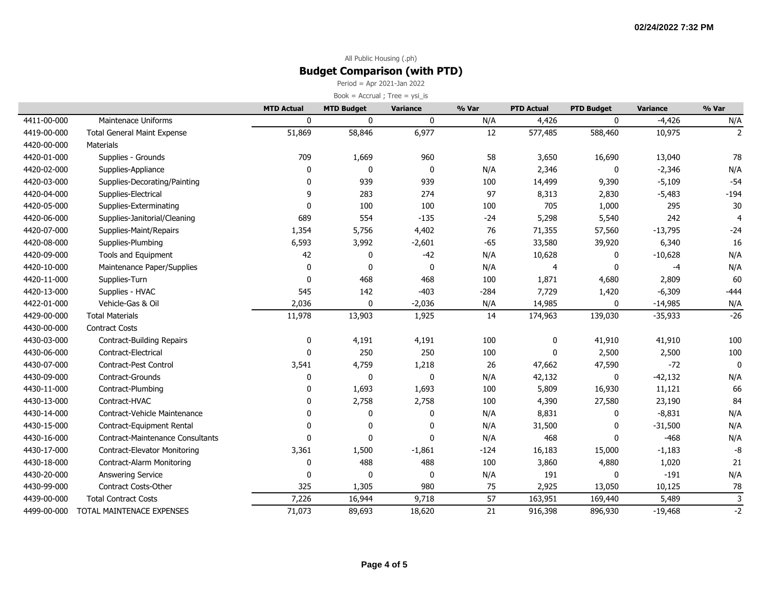All Public Housing (.ph)

## Budget Comparison (with PTD)

Period = Apr 2021-Jan 2022

Book = Accrual ; Tree = ysi_is

| | | MTD Actual | MTD Budget | Variance | % Var | PTD Actual | PTD Budget | Variance | % Var |
|---|---|---|---|---|---|---|---|---|---|
| 4411-00-000 | Maintenace Uniforms | 0 | 0 | 0 | N/A | 4,426 | 0 | -4,426 | N/A |
| 4419-00-000 | Total General Maint Expense | 51,869 | 58,846 | 6,977 | 12 | 577,485 | 588,460 | 10,975 | 2 |
| 4420-00-000 | Materials | | | | | | | | |
| 4420-01-000 | Supplies - Grounds | 709 | 1,669 | 960 | 58 | 3,650 | 16,690 | 13,040 | 78 |
| 4420-02-000 | Supplies-Appliance | 0 | 0 | 0 | N/A | 2,346 | 0 | -2,346 | N/A |
| 4420-03-000 | Supplies-Decorating/Painting | 0 | 939 | 939 | 100 | 14,499 | 9,390 | -5,109 | -54 |
| 4420-04-000 | Supplies-Electrical | 9 | 283 | 274 | 97 | 8,313 | 2,830 | -5,483 | -194 |
| 4420-05-000 | Supplies-Exterminating | 0 | 100 | 100 | 100 | 705 | 1,000 | 295 | 30 |
| 4420-06-000 | Supplies-Janitorial/Cleaning | 689 | 554 | -135 | -24 | 5,298 | 5,540 | 242 | 4 |
| 4420-07-000 | Supplies-Maint/Repairs | 1,354 | 5,756 | 4,402 | 76 | 71,355 | 57,560 | -13,795 | -24 |
| 4420-08-000 | Supplies-Plumbing | 6,593 | 3,992 | -2,601 | -65 | 33,580 | 39,920 | 6,340 | 16 |
| 4420-09-000 | Tools and Equipment | 42 | 0 | -42 | N/A | 10,628 | 0 | -10,628 | N/A |
| 4420-10-000 | Maintenance Paper/Supplies | 0 | 0 | 0 | N/A | 4 | 0 | -4 | N/A |
| 4420-11-000 | Supplies-Turn | 0 | 468 | 468 | 100 | 1,871 | 4,680 | 2,809 | 60 |
| 4420-13-000 | Supplies - HVAC | 545 | 142 | -403 | -284 | 7,729 | 1,420 | -6,309 | -444 |
| 4422-01-000 | Vehicle-Gas & Oil | 2,036 | 0 | -2,036 | N/A | 14,985 | 0 | -14,985 | N/A |
| 4429-00-000 | Total Materials | 11,978 | 13,903 | 1,925 | 14 | 174,963 | 139,030 | -35,933 | -26 |
| 4430-00-000 | Contract Costs | | | | | | | | |
| 4430-03-000 | Contract-Building Repairs | 0 | 4,191 | 4,191 | 100 | 0 | 41,910 | 41,910 | 100 |
| 4430-06-000 | Contract-Electrical | 0 | 250 | 250 | 100 | 0 | 2,500 | 2,500 | 100 |
| 4430-07-000 | Contract-Pest Control | 3,541 | 4,759 | 1,218 | 26 | 47,662 | 47,590 | -72 | 0 |
| 4430-09-000 | Contract-Grounds | 0 | 0 | 0 | N/A | 42,132 | 0 | -42,132 | N/A |
| 4430-11-000 | Contract-Plumbing | 0 | 1,693 | 1,693 | 100 | 5,809 | 16,930 | 11,121 | 66 |
| 4430-13-000 | Contract-HVAC | 0 | 2,758 | 2,758 | 100 | 4,390 | 27,580 | 23,190 | 84 |
| 4430-14-000 | Contract-Vehicle Maintenance | 0 | 0 | 0 | N/A | 8,831 | 0 | -8,831 | N/A |
| 4430-15-000 | Contract-Equipment Rental | 0 | 0 | 0 | N/A | 31,500 | 0 | -31,500 | N/A |
| 4430-16-000 | Contract-Maintenance Consultants | 0 | 0 | 0 | N/A | 468 | 0 | -468 | N/A |
| 4430-17-000 | Contract-Elevator Monitoring | 3,361 | 1,500 | -1,861 | -124 | 16,183 | 15,000 | -1,183 | -8 |
| 4430-18-000 | Contract-Alarm Monitoring | 0 | 488 | 488 | 100 | 3,860 | 4,880 | 1,020 | 21 |
| 4430-20-000 | Answering Service | 0 | 0 | 0 | N/A | 191 | 0 | -191 | N/A |
| 4430-99-000 | Contract Costs-Other | 325 | 1,305 | 980 | 75 | 2,925 | 13,050 | 10,125 | 78 |
| 4439-00-000 | Total Contract Costs | 7,226 | 16,944 | 9,718 | 57 | 163,951 | 169,440 | 5,489 | 3 |
| 4499-00-000 | TOTAL MAINTENACE EXPENSES | 71,073 | 89,693 | 18,620 | 21 | 916,398 | 896,930 | -19,468 | -2 |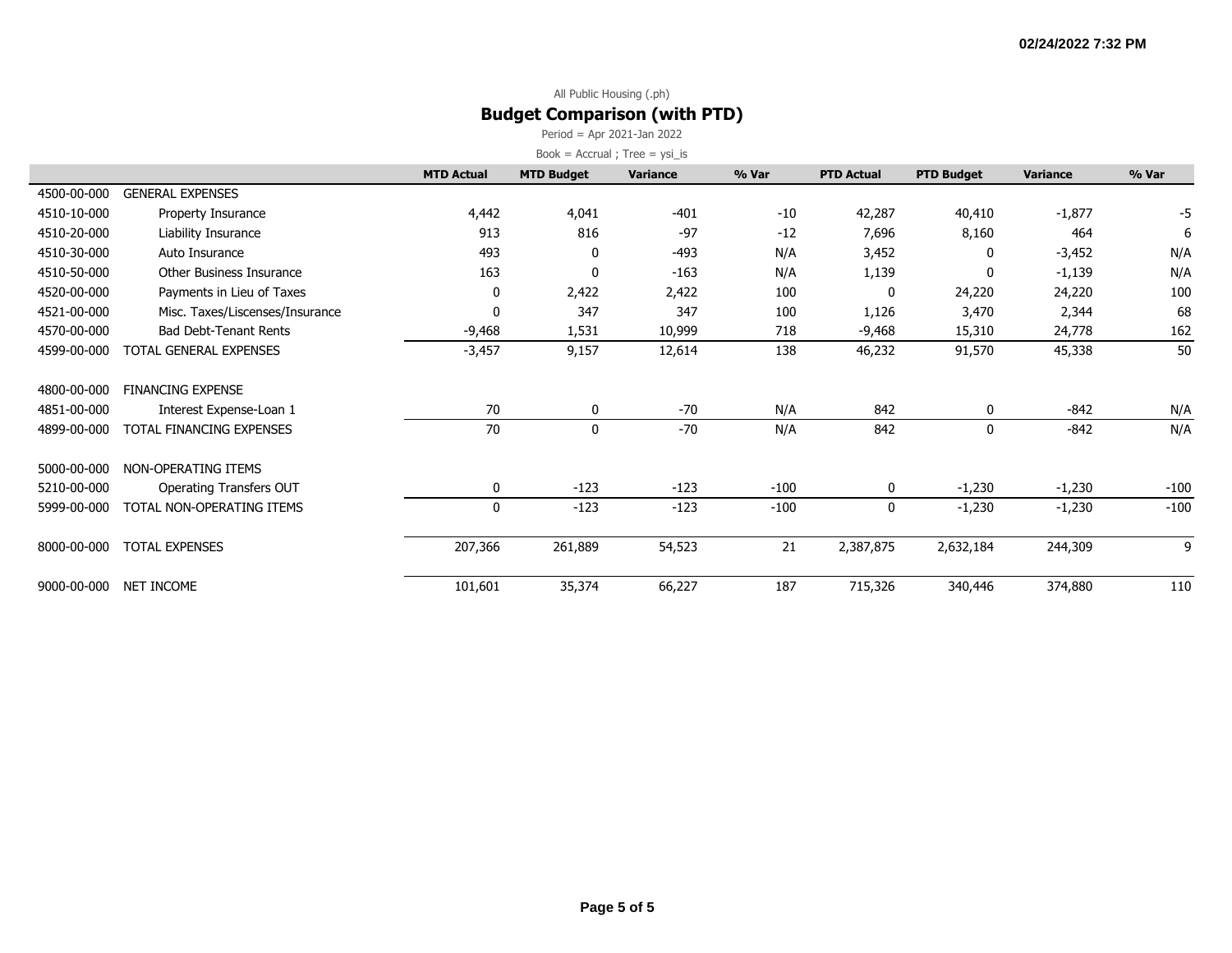All Public Housing (.ph)

## Budget Comparison (with PTD)

Period = Apr 2021-Jan 2022

Book = Accrual ; Tree = ysi_is

| | | MTD Actual | MTD Budget | Variance | % Var | PTD Actual | PTD Budget | Variance | % Var |
|---|---|---|---|---|---|---|---|---|---|
| 4500-00-000 | GENERAL EXPENSES | | | | | | | | |
| 4510-10-000 | Property Insurance | 4,442 | 4,041 | -401 | -10 | 42,287 | 40,410 | -1,877 | -5 |
| 4510-20-000 | Liability Insurance | 913 | 816 | -97 | -12 | 7,696 | 8,160 | 464 | 6 |
| 4510-30-000 | Auto Insurance | 493 | 0 | -493 | N/A | 3,452 | 0 | -3,452 | N/A |
| 4510-50-000 | Other Business Insurance | 163 | 0 | -163 | N/A | 1,139 | 0 | -1,139 | N/A |
| 4520-00-000 | Payments in Lieu of Taxes | 0 | 2,422 | 2,422 | 100 | 0 | 24,220 | 24,220 | 100 |
| 4521-00-000 | Misc. Taxes/Liscenses/Insurance | 0 | 347 | 347 | 100 | 1,126 | 3,470 | 2,344 | 68 |
| 4570-00-000 | Bad Debt-Tenant Rents | -9,468 | 1,531 | 10,999 | 718 | -9,468 | 15,310 | 24,778 | 162 |
| 4599-00-000 | TOTAL GENERAL EXPENSES | -3,457 | 9,157 | 12,614 | 138 | 46,232 | 91,570 | 45,338 | 50 |
| | | | | | | | | | |
| 4800-00-000 | FINANCING EXPENSE | | | | | | | | |
| 4851-00-000 | Interest Expense-Loan 1 | 70 | 0 | -70 | N/A | 842 | 0 | -842 | N/A |
| 4899-00-000 | TOTAL FINANCING EXPENSES | 70 | 0 | -70 | N/A | 842 | 0 | -842 | N/A |
| | | | | | | | | | |
| 5000-00-000 | NON-OPERATING ITEMS | | | | | | | | |
| 5210-00-000 | Operating Transfers OUT | 0 | -123 | -123 | -100 | 0 | -1,230 | -1,230 | -100 |
| 5999-00-000 | TOTAL NON-OPERATING ITEMS | 0 | -123 | -123 | -100 | 0 | -1,230 | -1,230 | -100 |
| | | | | | | | | | |
| 8000-00-000 | TOTAL EXPENSES | 207,366 | 261,889 | 54,523 | 21 | 2,387,875 | 2,632,184 | 244,309 | 9 |
| | | | | | | | | | |
| 9000-00-000 | NET INCOME | 101,601 | 35,374 | 66,227 | 187 | 715,326 | 340,446 | 374,880 | 110 |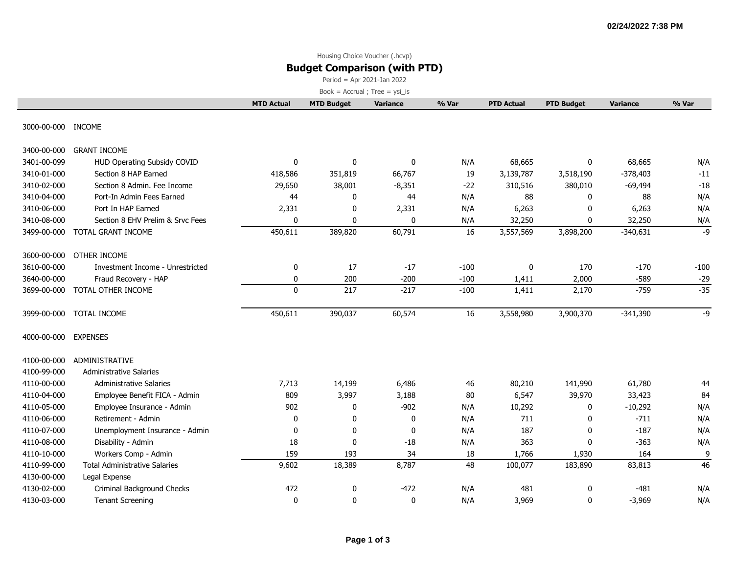02/24/2022 7:38 PM

Housing Choice Voucher (.hcvp)

## Budget Comparison (with PTD)

Period = Apr 2021-Jan 2022

Book = Accrual ; Tree = ysi_is

| | | MTD Actual | MTD Budget | Variance | % Var | PTD Actual | PTD Budget | Variance | % Var |
|---|---|---|---|---|---|---|---|---|---|
| 3000-00-000 | INCOME | | | | | | | | |
| 3400-00-000 | GRANT INCOME | | | | | | | | |
| 3401-00-099 | HUD Operating Subsidy COVID | 0 | 0 | 0 | N/A | 68,665 | 0 | 68,665 | N/A |
| 3410-01-000 | Section 8 HAP Earned | 418,586 | 351,819 | 66,767 | 19 | 3,139,787 | 3,518,190 | -378,403 | -11 |
| 3410-02-000 | Section 8 Admin. Fee Income | 29,650 | 38,001 | -8,351 | -22 | 310,516 | 380,010 | -69,494 | -18 |
| 3410-04-000 | Port-In Admin Fees Earned | 44 | 0 | 44 | N/A | 88 | 0 | 88 | N/A |
| 3410-06-000 | Port In HAP Earned | 2,331 | 0 | 2,331 | N/A | 6,263 | 0 | 6,263 | N/A |
| 3410-08-000 | Section 8 EHV Prelim & Srvc Fees | 0 | 0 | 0 | N/A | 32,250 | 0 | 32,250 | N/A |
| 3499-00-000 | TOTAL GRANT INCOME | 450,611 | 389,820 | 60,791 | 16 | 3,557,569 | 3,898,200 | -340,631 | -9 |
| 3600-00-000 | OTHER INCOME | | | | | | | | |
| 3610-00-000 | Investment Income - Unrestricted | 0 | 17 | -17 | -100 | 0 | 170 | -170 | -100 |
| 3640-00-000 | Fraud Recovery - HAP | 0 | 200 | -200 | -100 | 1,411 | 2,000 | -589 | -29 |
| 3699-00-000 | TOTAL OTHER INCOME | 0 | 217 | -217 | -100 | 1,411 | 2,170 | -759 | -35 |
| 3999-00-000 | TOTAL INCOME | 450,611 | 390,037 | 60,574 | 16 | 3,558,980 | 3,900,370 | -341,390 | -9 |
| 4000-00-000 | EXPENSES | | | | | | | | |
| 4100-00-000 | ADMINISTRATIVE | | | | | | | | |
| 4100-99-000 | Administrative Salaries | | | | | | | | |
| 4110-00-000 | Administrative Salaries | 7,713 | 14,199 | 6,486 | 46 | 80,210 | 141,990 | 61,780 | 44 |
| 4110-04-000 | Employee Benefit FICA - Admin | 809 | 3,997 | 3,188 | 80 | 6,547 | 39,970 | 33,423 | 84 |
| 4110-05-000 | Employee Insurance - Admin | 902 | 0 | -902 | N/A | 10,292 | 0 | -10,292 | N/A |
| 4110-06-000 | Retirement - Admin | 0 | 0 | 0 | N/A | 711 | 0 | -711 | N/A |
| 4110-07-000 | Unemployment Insurance - Admin | 0 | 0 | 0 | N/A | 187 | 0 | -187 | N/A |
| 4110-08-000 | Disability - Admin | 18 | 0 | -18 | N/A | 363 | 0 | -363 | N/A |
| 4110-10-000 | Workers Comp - Admin | 159 | 193 | 34 | 18 | 1,766 | 1,930 | 164 | 9 |
| 4110-99-000 | Total Administrative Salaries | 9,602 | 18,389 | 8,787 | 48 | 100,077 | 183,890 | 83,813 | 46 |
| 4130-00-000 | Legal Expense | | | | | | | | |
| 4130-02-000 | Criminal Background Checks | 472 | 0 | -472 | N/A | 481 | 0 | -481 | N/A |
| 4130-03-000 | Tenant Screening | 0 | 0 | 0 | N/A | 3,969 | 0 | -3,969 | N/A |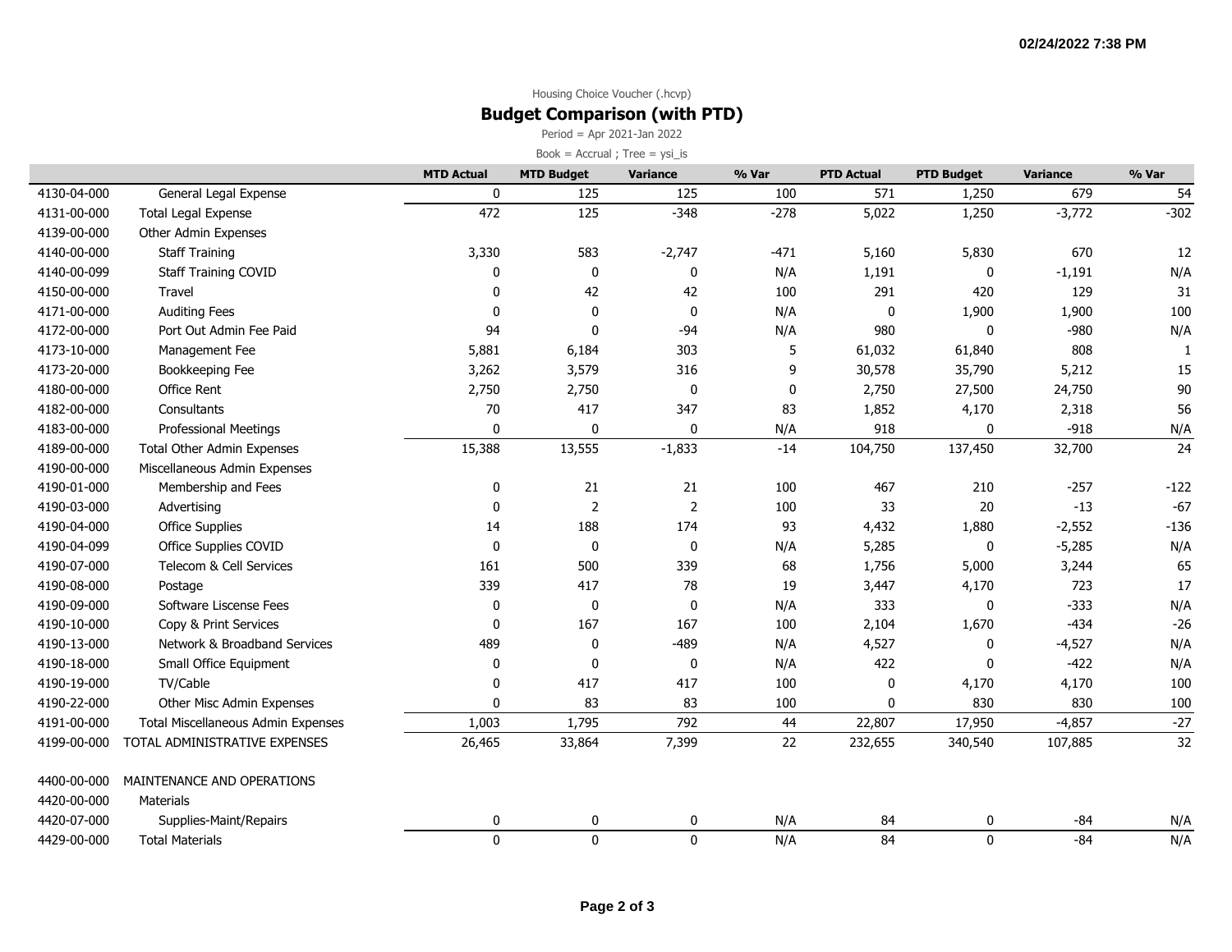Housing Choice Voucher (.hcvp)

## Budget Comparison (with PTD)

Period = Apr 2021-Jan 2022

Book = Accrual ; Tree = ysi_is

| | | MTD Actual | MTD Budget | Variance | % Var | PTD Actual | PTD Budget | Variance | % Var |
|---|---|---|---|---|---|---|---|---|---|
| 4130-04-000 | General Legal Expense | 0 | 125 | 125 | 100 | 571 | 1,250 | 679 | 54 |
| 4131-00-000 | Total Legal Expense | 472 | 125 | -348 | -278 | 5,022 | 1,250 | -3,772 | -302 |
| 4139-00-000 | Other Admin Expenses | | | | | | | | |
| 4140-00-000 | Staff Training | 3,330 | 583 | -2,747 | -471 | 5,160 | 5,830 | 670 | 12 |
| 4140-00-099 | Staff Training COVID | 0 | 0 | 0 | N/A | 1,191 | 0 | -1,191 | N/A |
| 4150-00-000 | Travel | 0 | 42 | 42 | 100 | 291 | 420 | 129 | 31 |
| 4171-00-000 | Auditing Fees | 0 | 0 | 0 | N/A | 0 | 1,900 | 1,900 | 100 |
| 4172-00-000 | Port Out Admin Fee Paid | 94 | 0 | -94 | N/A | 980 | 0 | -980 | N/A |
| 4173-10-000 | Management Fee | 5,881 | 6,184 | 303 | 5 | 61,032 | 61,840 | 808 | 1 |
| 4173-20-000 | Bookkeeping Fee | 3,262 | 3,579 | 316 | 9 | 30,578 | 35,790 | 5,212 | 15 |
| 4180-00-000 | Office Rent | 2,750 | 2,750 | 0 | 0 | 2,750 | 27,500 | 24,750 | 90 |
| 4182-00-000 | Consultants | 70 | 417 | 347 | 83 | 1,852 | 4,170 | 2,318 | 56 |
| 4183-00-000 | Professional Meetings | 0 | 0 | 0 | N/A | 918 | 0 | -918 | N/A |
| 4189-00-000 | Total Other Admin Expenses | 15,388 | 13,555 | -1,833 | -14 | 104,750 | 137,450 | 32,700 | 24 |
| 4190-00-000 | Miscellaneous Admin Expenses | | | | | | | | |
| 4190-01-000 | Membership and Fees | 0 | 21 | 21 | 100 | 467 | 210 | -257 | -122 |
| 4190-03-000 | Advertising | 0 | 2 | 2 | 100 | 33 | 20 | -13 | -67 |
| 4190-04-000 | Office Supplies | 14 | 188 | 174 | 93 | 4,432 | 1,880 | -2,552 | -136 |
| 4190-04-099 | Office Supplies COVID | 0 | 0 | 0 | N/A | 5,285 | 0 | -5,285 | N/A |
| 4190-07-000 | Telecom & Cell Services | 161 | 500 | 339 | 68 | 1,756 | 5,000 | 3,244 | 65 |
| 4190-08-000 | Postage | 339 | 417 | 78 | 19 | 3,447 | 4,170 | 723 | 17 |
| 4190-09-000 | Software Liscense Fees | 0 | 0 | 0 | N/A | 333 | 0 | -333 | N/A |
| 4190-10-000 | Copy & Print Services | 0 | 167 | 167 | 100 | 2,104 | 1,670 | -434 | -26 |
| 4190-13-000 | Network & Broadband Services | 489 | 0 | -489 | N/A | 4,527 | 0 | -4,527 | N/A |
| 4190-18-000 | Small Office Equipment | 0 | 0 | 0 | N/A | 422 | 0 | -422 | N/A |
| 4190-19-000 | TV/Cable | 0 | 417 | 417 | 100 | 0 | 4,170 | 4,170 | 100 |
| 4190-22-000 | Other Misc Admin Expenses | 0 | 83 | 83 | 100 | 0 | 830 | 830 | 100 |
| 4191-00-000 | Total Miscellaneous Admin Expenses | 1,003 | 1,795 | 792 | 44 | 22,807 | 17,950 | -4,857 | -27 |
| 4199-00-000 | TOTAL ADMINISTRATIVE EXPENSES | 26,465 | 33,864 | 7,399 | 22 | 232,655 | 340,540 | 107,885 | 32 |
| | | | | | | | | | |
| 4400-00-000 | MAINTENANCE AND OPERATIONS | | | | | | | | |
| 4420-00-000 | Materials | | | | | | | | |
| 4420-07-000 | Supplies-Maint/Repairs | 0 | 0 | 0 | N/A | 84 | 0 | -84 | N/A |
| 4429-00-000 | Total Materials | 0 | 0 | 0 | N/A | 84 | 0 | -84 | N/A |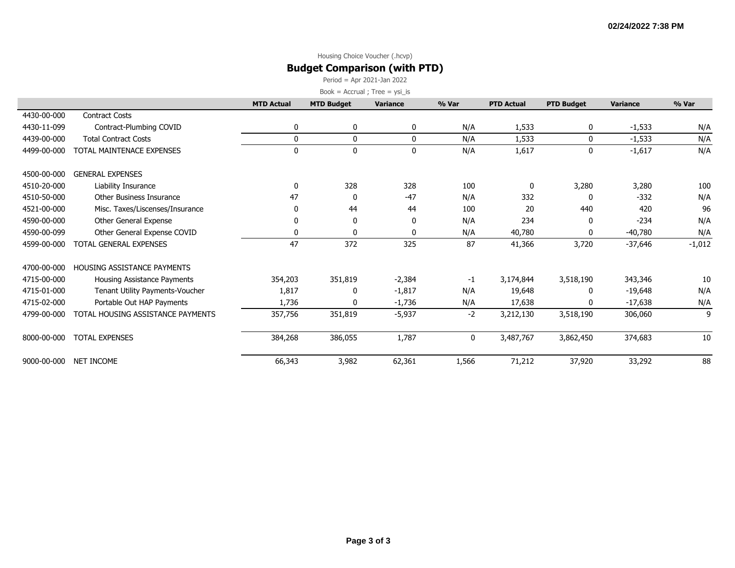Housing Choice Voucher (.hcvp)

## Budget Comparison (with PTD)

Period = Apr 2021-Jan 2022

Book = Accrual ; Tree = ysi_is

| | | MTD Actual | MTD Budget | Variance | % Var | PTD Actual | PTD Budget | Variance | % Var |
|---|---|---|---|---|---|---|---|---|---|
| 4430-00-000 | Contract Costs | | | | | | | | |
| 4430-11-099 | Contract-Plumbing COVID | 0 | 0 | 0 | N/A | 1,533 | 0 | -1,533 | N/A |
| 4439-00-000 | Total Contract Costs | 0 | 0 | 0 | N/A | 1,533 | 0 | -1,533 | N/A |
| 4499-00-000 | TOTAL MAINTENACE EXPENSES | 0 | 0 | 0 | N/A | 1,617 | 0 | -1,617 | N/A |
| | | | | | | | | | |
| 4500-00-000 | GENERAL EXPENSES | | | | | | | | |
| 4510-20-000 | Liability Insurance | 0 | 328 | 328 | 100 | 0 | 3,280 | 3,280 | 100 |
| 4510-50-000 | Other Business Insurance | 47 | 0 | -47 | N/A | 332 | 0 | -332 | N/A |
| 4521-00-000 | Misc. Taxes/Liscenses/Insurance | 0 | 44 | 44 | 100 | 20 | 440 | 420 | 96 |
| 4590-00-000 | Other General Expense | 0 | 0 | 0 | N/A | 234 | 0 | -234 | N/A |
| 4590-00-099 | Other General Expense COVID | 0 | 0 | 0 | N/A | 40,780 | 0 | -40,780 | N/A |
| 4599-00-000 | TOTAL GENERAL EXPENSES | 47 | 372 | 325 | 87 | 41,366 | 3,720 | -37,646 | -1,012 |
| | | | | | | | | | |
| 4700-00-000 | HOUSING ASSISTANCE PAYMENTS | | | | | | | | |
| 4715-00-000 | Housing Assistance Payments | 354,203 | 351,819 | -2,384 | -1 | 3,174,844 | 3,518,190 | 343,346 | 10 |
| 4715-01-000 | Tenant Utility Payments-Voucher | 1,817 | 0 | -1,817 | N/A | 19,648 | 0 | -19,648 | N/A |
| 4715-02-000 | Portable Out HAP Payments | 1,736 | 0 | -1,736 | N/A | 17,638 | 0 | -17,638 | N/A |
| 4799-00-000 | TOTAL HOUSING ASSISTANCE PAYMENTS | 357,756 | 351,819 | -5,937 | -2 | 3,212,130 | 3,518,190 | 306,060 | 9 |
| | | | | | | | | | |
| 8000-00-000 | TOTAL EXPENSES | 384,268 | 386,055 | 1,787 | 0 | 3,487,767 | 3,862,450 | 374,683 | 10 |
| | | | | | | | | | |
| 9000-00-000 | NET INCOME | 66,343 | 3,982 | 62,361 | 1,566 | 71,212 | 37,920 | 33,292 | 88 |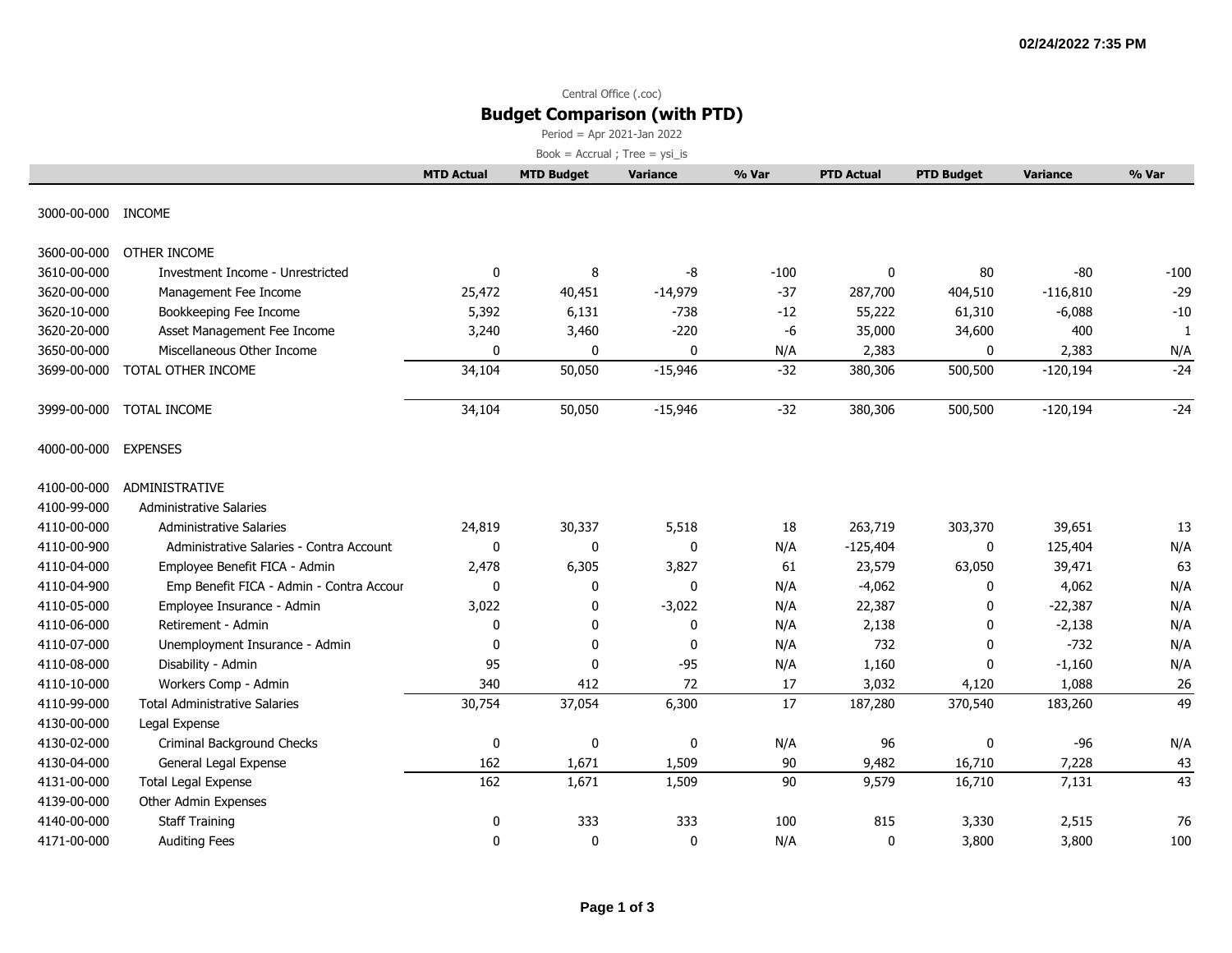02/24/2022 7:35 PM

Central Office (.coc)

# Budget Comparison (with PTD)

Period = Apr 2021-Jan 2022

Book = Accrual ; Tree = ysi_is

| | | MTD Actual | MTD Budget | Variance | % Var | PTD Actual | PTD Budget | Variance | % Var |
|---|---|---|---|---|---|---|---|---|---|
| 3000-00-000 | INCOME | | | | | | | | |
| 3600-00-000 | OTHER INCOME | | | | | | | | |
| 3610-00-000 | Investment Income - Unrestricted | 0 | 8 | -8 | -100 | 0 | 80 | -80 | -100 |
| 3620-00-000 | Management Fee Income | 25,472 | 40,451 | -14,979 | -37 | 287,700 | 404,510 | -116,810 | -29 |
| 3620-10-000 | Bookkeeping Fee Income | 5,392 | 6,131 | -738 | -12 | 55,222 | 61,310 | -6,088 | -10 |
| 3620-20-000 | Asset Management Fee Income | 3,240 | 3,460 | -220 | -6 | 35,000 | 34,600 | 400 | 1 |
| 3650-00-000 | Miscellaneous Other Income | 0 | 0 | 0 | N/A | 2,383 | 0 | 2,383 | N/A |
| 3699-00-000 | TOTAL OTHER INCOME | 34,104 | 50,050 | -15,946 | -32 | 380,306 | 500,500 | -120,194 | -24 |
| 3999-00-000 | TOTAL INCOME | 34,104 | 50,050 | -15,946 | -32 | 380,306 | 500,500 | -120,194 | -24 |
| 4000-00-000 | EXPENSES | | | | | | | | |
| 4100-00-000 | ADMINISTRATIVE | | | | | | | | |
| 4100-99-000 | Administrative Salaries | | | | | | | | |
| 4110-00-000 | Administrative Salaries | 24,819 | 30,337 | 5,518 | 18 | 263,719 | 303,370 | 39,651 | 13 |
| 4110-00-900 | Administrative Salaries - Contra Account | 0 | 0 | 0 | N/A | -125,404 | 0 | 125,404 | N/A |
| 4110-04-000 | Employee Benefit FICA - Admin | 2,478 | 6,305 | 3,827 | 61 | 23,579 | 63,050 | 39,471 | 63 |
| 4110-04-900 | Emp Benefit FICA - Admin - Contra Accour | 0 | 0 | 0 | N/A | -4,062 | 0 | 4,062 | N/A |
| 4110-05-000 | Employee Insurance - Admin | 3,022 | 0 | -3,022 | N/A | 22,387 | 0 | -22,387 | N/A |
| 4110-06-000 | Retirement - Admin | 0 | 0 | 0 | N/A | 2,138 | 0 | -2,138 | N/A |
| 4110-07-000 | Unemployment Insurance - Admin | 0 | 0 | 0 | N/A | 732 | 0 | -732 | N/A |
| 4110-08-000 | Disability - Admin | 95 | 0 | -95 | N/A | 1,160 | 0 | -1,160 | N/A |
| 4110-10-000 | Workers Comp - Admin | 340 | 412 | 72 | 17 | 3,032 | 4,120 | 1,088 | 26 |
| 4110-99-000 | Total Administrative Salaries | 30,754 | 37,054 | 6,300 | 17 | 187,280 | 370,540 | 183,260 | 49 |
| 4130-00-000 | Legal Expense | | | | | | | | |
| 4130-02-000 | Criminal Background Checks | 0 | 0 | 0 | N/A | 96 | 0 | -96 | N/A |
| 4130-04-000 | General Legal Expense | 162 | 1,671 | 1,509 | 90 | 9,482 | 16,710 | 7,228 | 43 |
| 4131-00-000 | Total Legal Expense | 162 | 1,671 | 1,509 | 90 | 9,579 | 16,710 | 7,131 | 43 |
| 4139-00-000 | Other Admin Expenses | | | | | | | | |
| 4140-00-000 | Staff Training | 0 | 333 | 333 | 100 | 815 | 3,330 | 2,515 | 76 |
| 4171-00-000 | Auditing Fees | 0 | 0 | 0 | N/A | 0 | 3,800 | 3,800 | 100 |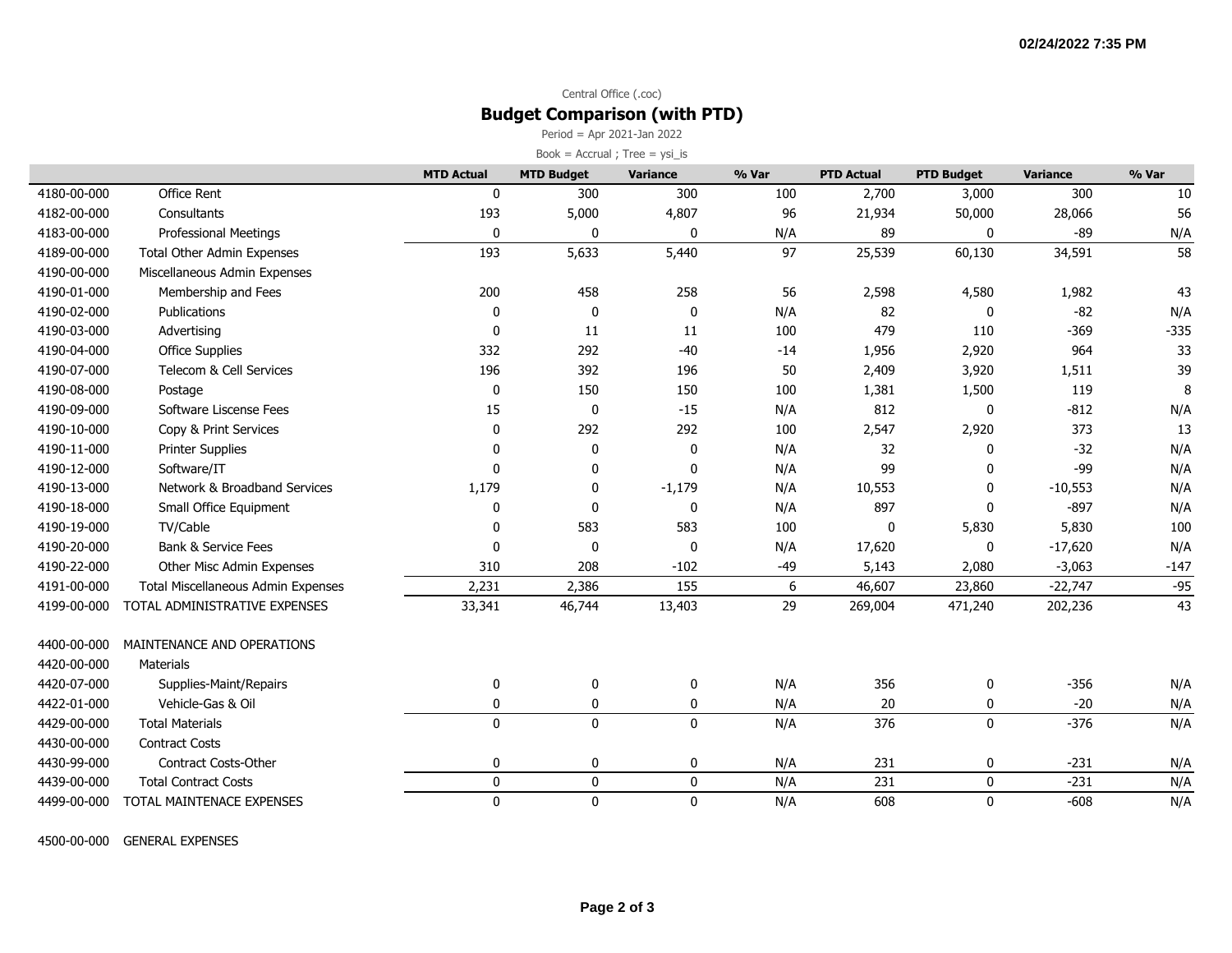Central Office (.coc)

## Budget Comparison (with PTD)

Period = Apr 2021-Jan 2022

Book = Accrual ; Tree = ysi_is

| | | MTD Actual | MTD Budget | Variance | % Var | PTD Actual | PTD Budget | Variance | % Var |
|---|---|---|---|---|---|---|---|---|---|
| 4180-00-000 | Office Rent | 0 | 300 | 300 | 100 | 2,700 | 3,000 | 300 | 10 |
| 4182-00-000 | Consultants | 193 | 5,000 | 4,807 | 96 | 21,934 | 50,000 | 28,066 | 56 |
| 4183-00-000 | Professional Meetings | 0 | 0 | 0 | N/A | 89 | 0 | -89 | N/A |
| 4189-00-000 | Total Other Admin Expenses | 193 | 5,633 | 5,440 | 97 | 25,539 | 60,130 | 34,591 | 58 |
| 4190-00-000 | Miscellaneous Admin Expenses | | | | | | | | |
| 4190-01-000 | Membership and Fees | 200 | 458 | 258 | 56 | 2,598 | 4,580 | 1,982 | 43 |
| 4190-02-000 | Publications | 0 | 0 | 0 | N/A | 82 | 0 | -82 | N/A |
| 4190-03-000 | Advertising | 0 | 11 | 11 | 100 | 479 | 110 | -369 | -335 |
| 4190-04-000 | Office Supplies | 332 | 292 | -40 | -14 | 1,956 | 2,920 | 964 | 33 |
| 4190-07-000 | Telecom & Cell Services | 196 | 392 | 196 | 50 | 2,409 | 3,920 | 1,511 | 39 |
| 4190-08-000 | Postage | 0 | 150 | 150 | 100 | 1,381 | 1,500 | 119 | 8 |
| 4190-09-000 | Software Liscense Fees | 15 | 0 | -15 | N/A | 812 | 0 | -812 | N/A |
| 4190-10-000 | Copy & Print Services | 0 | 292 | 292 | 100 | 2,547 | 2,920 | 373 | 13 |
| 4190-11-000 | Printer Supplies | 0 | 0 | 0 | N/A | 32 | 0 | -32 | N/A |
| 4190-12-000 | Software/IT | 0 | 0 | 0 | N/A | 99 | 0 | -99 | N/A |
| 4190-13-000 | Network & Broadband Services | 1,179 | 0 | -1,179 | N/A | 10,553 | 0 | -10,553 | N/A |
| 4190-18-000 | Small Office Equipment | 0 | 0 | 0 | N/A | 897 | 0 | -897 | N/A |
| 4190-19-000 | TV/Cable | 0 | 583 | 583 | 100 | 0 | 5,830 | 5,830 | 100 |
| 4190-20-000 | Bank & Service Fees | 0 | 0 | 0 | N/A | 17,620 | 0 | -17,620 | N/A |
| 4190-22-000 | Other Misc Admin Expenses | 310 | 208 | -102 | -49 | 5,143 | 2,080 | -3,063 | -147 |
| 4191-00-000 | Total Miscellaneous Admin Expenses | 2,231 | 2,386 | 155 | 6 | 46,607 | 23,860 | -22,747 | -95 |
| 4199-00-000 | TOTAL ADMINISTRATIVE EXPENSES | 33,341 | 46,744 | 13,403 | 29 | 269,004 | 471,240 | 202,236 | 43 |
| | | | | | | | | | |
| 4400-00-000 | MAINTENANCE AND OPERATIONS | | | | | | | | |
| 4420-00-000 | Materials | | | | | | | | |
| 4420-07-000 | Supplies-Maint/Repairs | 0 | 0 | 0 | N/A | 356 | 0 | -356 | N/A |
| 4422-01-000 | Vehicle-Gas & Oil | 0 | 0 | 0 | N/A | 20 | 0 | -20 | N/A |
| 4429-00-000 | Total Materials | 0 | 0 | 0 | N/A | 376 | 0 | -376 | N/A |
| 4430-00-000 | Contract Costs | | | | | | | | |
| 4430-99-000 | Contract Costs-Other | 0 | 0 | 0 | N/A | 231 | 0 | -231 | N/A |
| 4439-00-000 | Total Contract Costs | 0 | 0 | 0 | N/A | 231 | 0 | -231 | N/A |
| 4499-00-000 | TOTAL MAINTENACE EXPENSES | 0 | 0 | 0 | N/A | 608 | 0 | -608 | N/A |
| | | | | | | | | | |
| 4500-00-000 | GENERAL EXPENSES | | | | | | | | |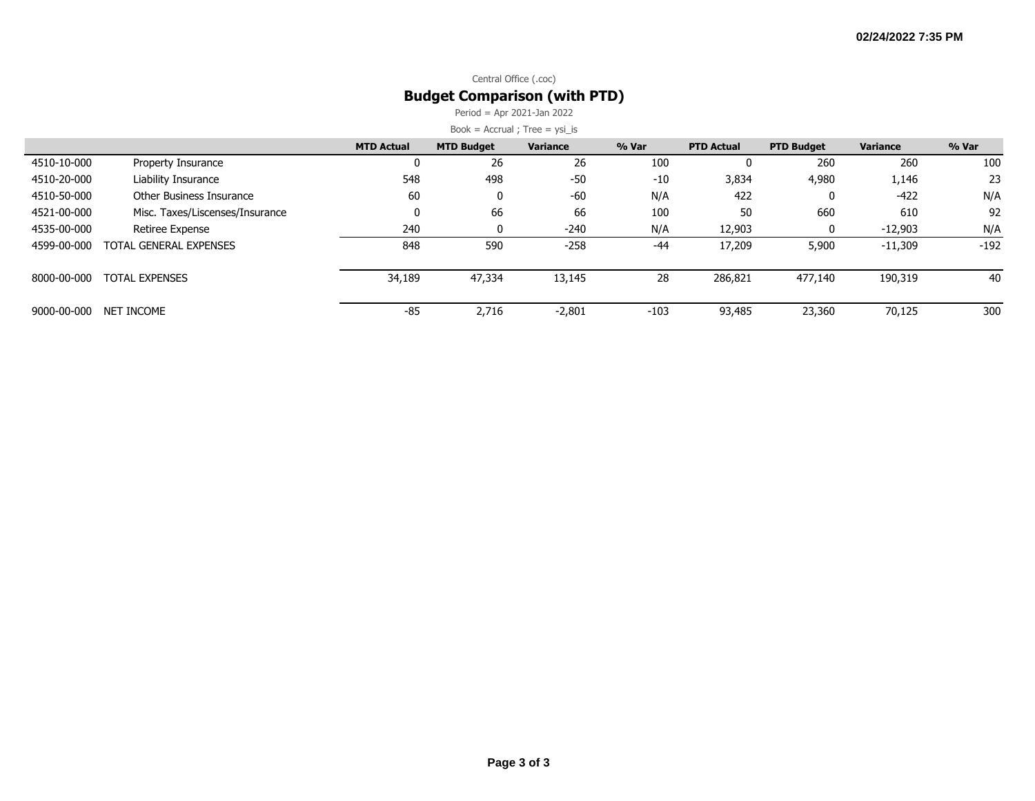Central Office (.coc)

## Budget Comparison (with PTD)

Period = Apr 2021-Jan 2022

Book = Accrual ; Tree = ysi_is

| | | MTD Actual | MTD Budget | Variance | % Var | PTD Actual | PTD Budget | Variance | % Var |
|---|---|---|---|---|---|---|---|---|---|
| 4510-10-000 | Property Insurance | 0 | 26 | 26 | 100 | 0 | 260 | 260 | 100 |
| 4510-20-000 | Liability Insurance | 548 | 498 | -50 | -10 | 3,834 | 4,980 | 1,146 | 23 |
| 4510-50-000 | Other Business Insurance | 60 | 0 | -60 | N/A | 422 | 0 | -422 | N/A |
| 4521-00-000 | Misc. Taxes/Liscenses/Insurance | 0 | 66 | 66 | 100 | 50 | 660 | 610 | 92 |
| 4535-00-000 | Retiree Expense | 240 | 0 | -240 | N/A | 12,903 | 0 | -12,903 | N/A |
| 4599-00-000 | TOTAL GENERAL EXPENSES | 848 | 590 | -258 | -44 | 17,209 | 5,900 | -11,309 | -192 |
| 8000-00-000 | TOTAL EXPENSES | 34,189 | 47,334 | 13,145 | 28 | 286,821 | 477,140 | 190,319 | 40 |
| 9000-00-000 | NET INCOME | -85 | 2,716 | -2,801 | -103 | 93,485 | 23,360 | 70,125 | 300 |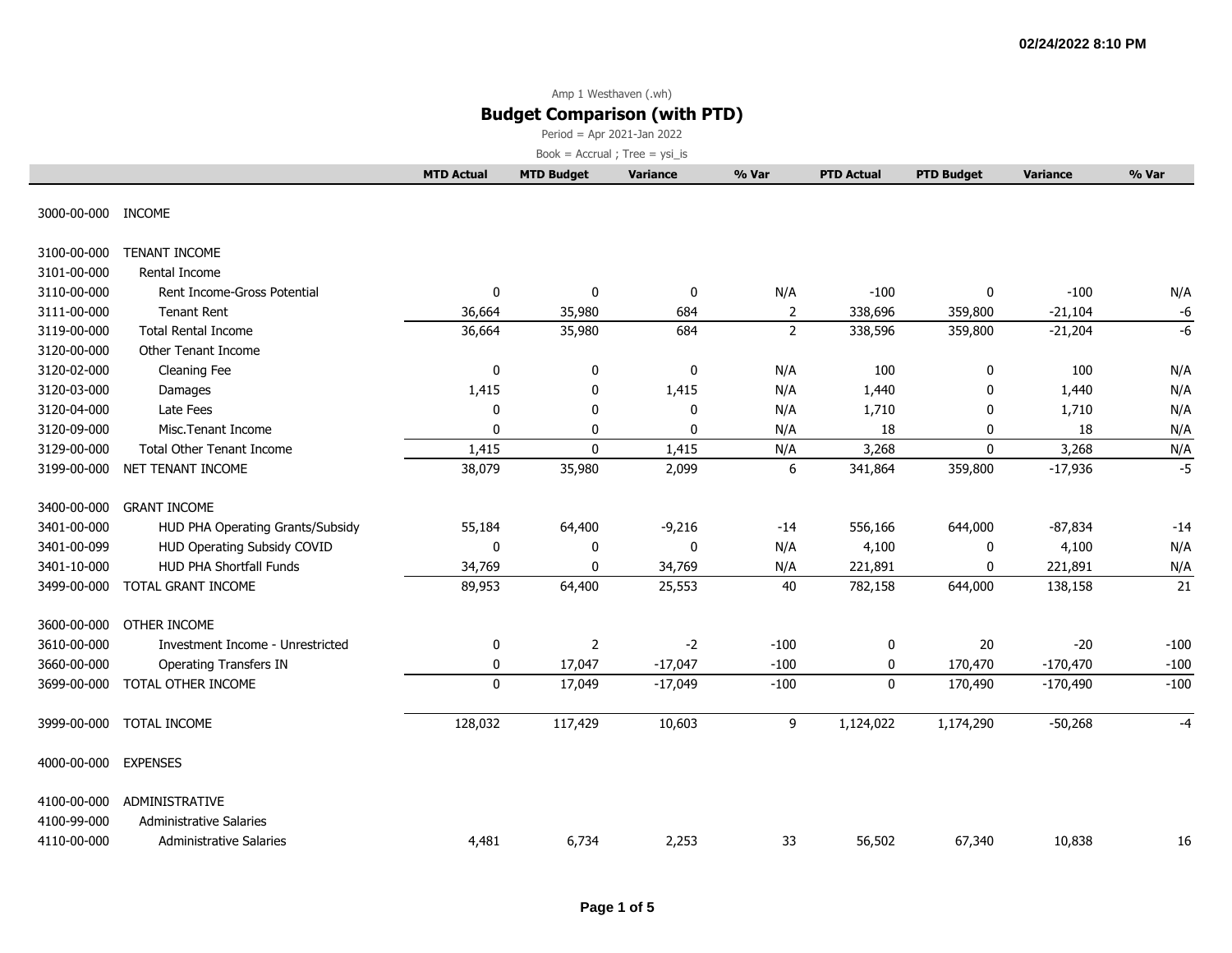02/24/2022 8:10 PM

Amp 1 Westhaven (.wh)

## Budget Comparison (with PTD)

Period = Apr 2021-Jan 2022

Book = Accrual ; Tree = ysi_is

| | | MTD Actual | MTD Budget | Variance | % Var | PTD Actual | PTD Budget | Variance | % Var |
|---|---|---|---|---|---|---|---|---|---|
| 3000-00-000 | INCOME | | | | | | | | |
| 3100-00-000 | TENANT INCOME | | | | | | | | |
| 3101-00-000 | Rental Income | | | | | | | | |
| 3110-00-000 | Rent Income-Gross Potential | 0 | 0 | 0 | N/A | -100 | 0 | -100 | N/A |
| 3111-00-000 | Tenant Rent | 36,664 | 35,980 | 684 | 2 | 338,696 | 359,800 | -21,104 | -6 |
| 3119-00-000 | Total Rental Income | 36,664 | 35,980 | 684 | 2 | 338,596 | 359,800 | -21,204 | -6 |
| 3120-00-000 | Other Tenant Income | | | | | | | | |
| 3120-02-000 | Cleaning Fee | 0 | 0 | 0 | N/A | 100 | 0 | 100 | N/A |
| 3120-03-000 | Damages | 1,415 | 0 | 1,415 | N/A | 1,440 | 0 | 1,440 | N/A |
| 3120-04-000 | Late Fees | 0 | 0 | 0 | N/A | 1,710 | 0 | 1,710 | N/A |
| 3120-09-000 | Misc.Tenant Income | 0 | 0 | 0 | N/A | 18 | 0 | 18 | N/A |
| 3129-00-000 | Total Other Tenant Income | 1,415 | 0 | 1,415 | N/A | 3,268 | 0 | 3,268 | N/A |
| 3199-00-000 | NET TENANT INCOME | 38,079 | 35,980 | 2,099 | 6 | 341,864 | 359,800 | -17,936 | -5 |
| 3400-00-000 | GRANT INCOME | | | | | | | | |
| 3401-00-000 | HUD PHA Operating Grants/Subsidy | 55,184 | 64,400 | -9,216 | -14 | 556,166 | 644,000 | -87,834 | -14 |
| 3401-00-099 | HUD Operating Subsidy COVID | 0 | 0 | 0 | N/A | 4,100 | 0 | 4,100 | N/A |
| 3401-10-000 | HUD PHA Shortfall Funds | 34,769 | 0 | 34,769 | N/A | 221,891 | 0 | 221,891 | N/A |
| 3499-00-000 | TOTAL GRANT INCOME | 89,953 | 64,400 | 25,553 | 40 | 782,158 | 644,000 | 138,158 | 21 |
| 3600-00-000 | OTHER INCOME | | | | | | | | |
| 3610-00-000 | Investment Income - Unrestricted | 0 | 2 | -2 | -100 | 0 | 20 | -20 | -100 |
| 3660-00-000 | Operating Transfers IN | 0 | 17,047 | -17,047 | -100 | 0 | 170,470 | -170,470 | -100 |
| 3699-00-000 | TOTAL OTHER INCOME | 0 | 17,049 | -17,049 | -100 | 0 | 170,490 | -170,490 | -100 |
| 3999-00-000 | TOTAL INCOME | 128,032 | 117,429 | 10,603 | 9 | 1,124,022 | 1,174,290 | -50,268 | -4 |
| 4000-00-000 | EXPENSES | | | | | | | | |
| 4100-00-000 | ADMINISTRATIVE | | | | | | | | |
| 4100-99-000 | Administrative Salaries | | | | | | | | |
| 4110-00-000 | Administrative Salaries | 4,481 | 6,734 | 2,253 | 33 | 56,502 | 67,340 | 10,838 | 16 |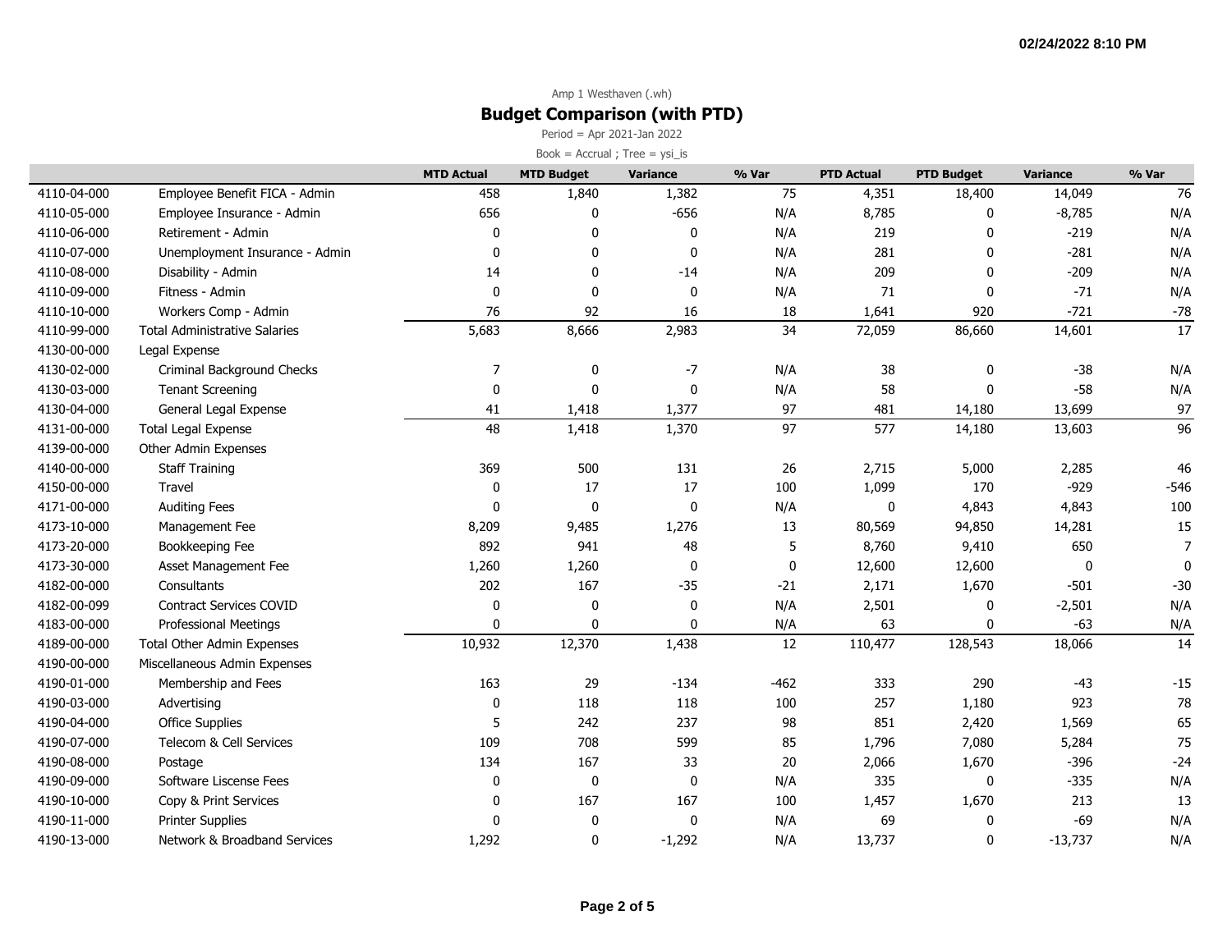Amp 1 Westhaven (.wh)

## Budget Comparison (with PTD)

Period = Apr 2021-Jan 2022

Book = Accrual ; Tree = ysi_is

| | | MTD Actual | MTD Budget | Variance | % Var | PTD Actual | PTD Budget | Variance | % Var |
|---|---|---|---|---|---|---|---|---|---|
| 4110-04-000 | Employee Benefit FICA - Admin | 458 | 1,840 | 1,382 | 75 | 4,351 | 18,400 | 14,049 | 76 |
| 4110-05-000 | Employee Insurance - Admin | 656 | 0 | -656 | N/A | 8,785 | 0 | -8,785 | N/A |
| 4110-06-000 | Retirement - Admin | 0 | 0 | 0 | N/A | 219 | 0 | -219 | N/A |
| 4110-07-000 | Unemployment Insurance - Admin | 0 | 0 | 0 | N/A | 281 | 0 | -281 | N/A |
| 4110-08-000 | Disability - Admin | 14 | 0 | -14 | N/A | 209 | 0 | -209 | N/A |
| 4110-09-000 | Fitness - Admin | 0 | 0 | 0 | N/A | 71 | 0 | -71 | N/A |
| 4110-10-000 | Workers Comp - Admin | 76 | 92 | 16 | 18 | 1,641 | 920 | -721 | -78 |
| 4110-99-000 | Total Administrative Salaries | 5,683 | 8,666 | 2,983 | 34 | 72,059 | 86,660 | 14,601 | 17 |
| 4130-00-000 | Legal Expense | | | | | | | | |
| 4130-02-000 | Criminal Background Checks | 7 | 0 | -7 | N/A | 38 | 0 | -38 | N/A |
| 4130-03-000 | Tenant Screening | 0 | 0 | 0 | N/A | 58 | 0 | -58 | N/A |
| 4130-04-000 | General Legal Expense | 41 | 1,418 | 1,377 | 97 | 481 | 14,180 | 13,699 | 97 |
| 4131-00-000 | Total Legal Expense | 48 | 1,418 | 1,370 | 97 | 577 | 14,180 | 13,603 | 96 |
| 4139-00-000 | Other Admin Expenses | | | | | | | | |
| 4140-00-000 | Staff Training | 369 | 500 | 131 | 26 | 2,715 | 5,000 | 2,285 | 46 |
| 4150-00-000 | Travel | 0 | 17 | 17 | 100 | 1,099 | 170 | -929 | -546 |
| 4171-00-000 | Auditing Fees | 0 | 0 | 0 | N/A | 0 | 4,843 | 4,843 | 100 |
| 4173-10-000 | Management Fee | 8,209 | 9,485 | 1,276 | 13 | 80,569 | 94,850 | 14,281 | 15 |
| 4173-20-000 | Bookkeeping Fee | 892 | 941 | 48 | 5 | 8,760 | 9,410 | 650 | 7 |
| 4173-30-000 | Asset Management Fee | 1,260 | 1,260 | 0 | 0 | 12,600 | 12,600 | 0 | 0 |
| 4182-00-000 | Consultants | 202 | 167 | -35 | -21 | 2,171 | 1,670 | -501 | -30 |
| 4182-00-099 | Contract Services COVID | 0 | 0 | 0 | N/A | 2,501 | 0 | -2,501 | N/A |
| 4183-00-000 | Professional Meetings | 0 | 0 | 0 | N/A | 63 | 0 | -63 | N/A |
| 4189-00-000 | Total Other Admin Expenses | 10,932 | 12,370 | 1,438 | 12 | 110,477 | 128,543 | 18,066 | 14 |
| 4190-00-000 | Miscellaneous Admin Expenses | | | | | | | | |
| 4190-01-000 | Membership and Fees | 163 | 29 | -134 | -462 | 333 | 290 | -43 | -15 |
| 4190-03-000 | Advertising | 0 | 118 | 118 | 100 | 257 | 1,180 | 923 | 78 |
| 4190-04-000 | Office Supplies | 5 | 242 | 237 | 98 | 851 | 2,420 | 1,569 | 65 |
| 4190-07-000 | Telecom & Cell Services | 109 | 708 | 599 | 85 | 1,796 | 7,080 | 5,284 | 75 |
| 4190-08-000 | Postage | 134 | 167 | 33 | 20 | 2,066 | 1,670 | -396 | -24 |
| 4190-09-000 | Software Liscense Fees | 0 | 0 | 0 | N/A | 335 | 0 | -335 | N/A |
| 4190-10-000 | Copy & Print Services | 0 | 167 | 167 | 100 | 1,457 | 1,670 | 213 | 13 |
| 4190-11-000 | Printer Supplies | 0 | 0 | 0 | N/A | 69 | 0 | -69 | N/A |
| 4190-13-000 | Network & Broadband Services | 1,292 | 0 | -1,292 | N/A | 13,737 | 0 | -13,737 | N/A |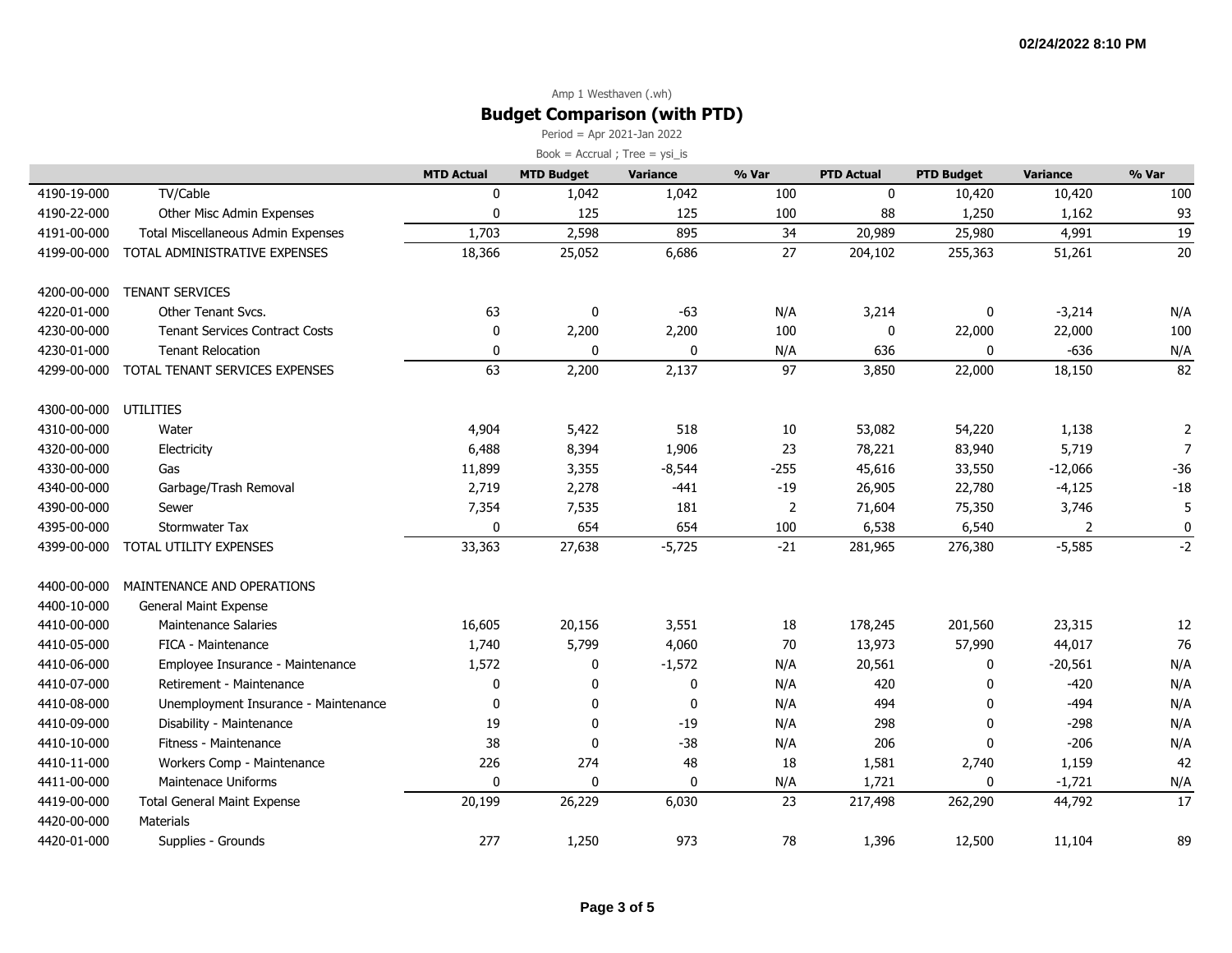Amp 1 Westhaven (.wh)

## Budget Comparison (with PTD)

Period = Apr 2021-Jan 2022

Book = Accrual ; Tree = ysi_is

| | | MTD Actual | MTD Budget | Variance | % Var | PTD Actual | PTD Budget | Variance | % Var |
|---|---|---|---|---|---|---|---|---|---|
| 4190-19-000 | TV/Cable | 0 | 1,042 | 1,042 | 100 | 0 | 10,420 | 10,420 | 100 |
| 4190-22-000 | Other Misc Admin Expenses | 0 | 125 | 125 | 100 | 88 | 1,250 | 1,162 | 93 |
| 4191-00-000 | Total Miscellaneous Admin Expenses | 1,703 | 2,598 | 895 | 34 | 20,989 | 25,980 | 4,991 | 19 |
| 4199-00-000 | TOTAL ADMINISTRATIVE EXPENSES | 18,366 | 25,052 | 6,686 | 27 | 204,102 | 255,363 | 51,261 | 20 |
| | | | | | | | | | |
| 4200-00-000 | TENANT SERVICES | | | | | | | | |
| 4220-01-000 | Other Tenant Svcs. | 63 | 0 | -63 | N/A | 3,214 | 0 | -3,214 | N/A |
| 4230-00-000 | Tenant Services Contract Costs | 0 | 2,200 | 2,200 | 100 | 0 | 22,000 | 22,000 | 100 |
| 4230-01-000 | Tenant Relocation | 0 | 0 | 0 | N/A | 636 | 0 | -636 | N/A |
| 4299-00-000 | TOTAL TENANT SERVICES EXPENSES | 63 | 2,200 | 2,137 | 97 | 3,850 | 22,000 | 18,150 | 82 |
| | | | | | | | | | |
| 4300-00-000 | UTILITIES | | | | | | | | |
| 4310-00-000 | Water | 4,904 | 5,422 | 518 | 10 | 53,082 | 54,220 | 1,138 | 2 |
| 4320-00-000 | Electricity | 6,488 | 8,394 | 1,906 | 23 | 78,221 | 83,940 | 5,719 | 7 |
| 4330-00-000 | Gas | 11,899 | 3,355 | -8,544 | -255 | 45,616 | 33,550 | -12,066 | -36 |
| 4340-00-000 | Garbage/Trash Removal | 2,719 | 2,278 | -441 | -19 | 26,905 | 22,780 | -4,125 | -18 |
| 4390-00-000 | Sewer | 7,354 | 7,535 | 181 | 2 | 71,604 | 75,350 | 3,746 | 5 |
| 4395-00-000 | Stormwater Tax | 0 | 654 | 654 | 100 | 6,538 | 6,540 | 2 | 0 |
| 4399-00-000 | TOTAL UTILITY EXPENSES | 33,363 | 27,638 | -5,725 | -21 | 281,965 | 276,380 | -5,585 | -2 |
| | | | | | | | | | |
| 4400-00-000 | MAINTENANCE AND OPERATIONS | | | | | | | | |
| 4400-10-000 | General Maint Expense | | | | | | | | |
| 4410-00-000 | Maintenance Salaries | 16,605 | 20,156 | 3,551 | 18 | 178,245 | 201,560 | 23,315 | 12 |
| 4410-05-000 | FICA - Maintenance | 1,740 | 5,799 | 4,060 | 70 | 13,973 | 57,990 | 44,017 | 76 |
| 4410-06-000 | Employee Insurance - Maintenance | 1,572 | 0 | -1,572 | N/A | 20,561 | 0 | -20,561 | N/A |
| 4410-07-000 | Retirement - Maintenance | 0 | 0 | 0 | N/A | 420 | 0 | -420 | N/A |
| 4410-08-000 | Unemployment Insurance - Maintenance | 0 | 0 | 0 | N/A | 494 | 0 | -494 | N/A |
| 4410-09-000 | Disability - Maintenance | 19 | 0 | -19 | N/A | 298 | 0 | -298 | N/A |
| 4410-10-000 | Fitness - Maintenance | 38 | 0 | -38 | N/A | 206 | 0 | -206 | N/A |
| 4410-11-000 | Workers Comp - Maintenance | 226 | 274 | 48 | 18 | 1,581 | 2,740 | 1,159 | 42 |
| 4411-00-000 | Maintenace Uniforms | 0 | 0 | 0 | N/A | 1,721 | 0 | -1,721 | N/A |
| 4419-00-000 | Total General Maint Expense | 20,199 | 26,229 | 6,030 | 23 | 217,498 | 262,290 | 44,792 | 17 |
| 4420-00-000 | Materials | | | | | | | | |
| 4420-01-000 | Supplies - Grounds | 277 | 1,250 | 973 | 78 | 1,396 | 12,500 | 11,104 | 89 |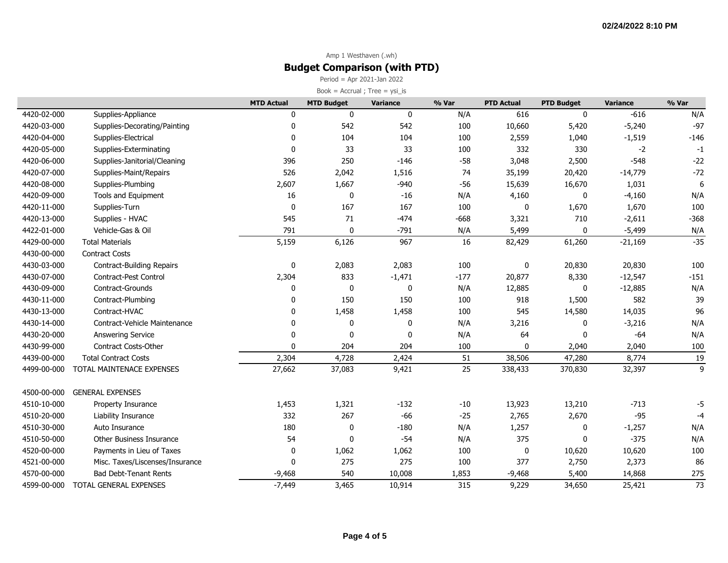Amp 1 Westhaven (.wh)

## Budget Comparison (with PTD)

Period = Apr 2021-Jan 2022

Book = Accrual ; Tree = ysi_is

| | | MTD Actual | MTD Budget | Variance | % Var | PTD Actual | PTD Budget | Variance | % Var |
|---|---|---|---|---|---|---|---|---|---|
| 4420-02-000 | Supplies-Appliance | 0 | 0 | 0 | N/A | 616 | 0 | -616 | N/A |
| 4420-03-000 | Supplies-Decorating/Painting | 0 | 542 | 542 | 100 | 10,660 | 5,420 | -5,240 | -97 |
| 4420-04-000 | Supplies-Electrical | 0 | 104 | 104 | 100 | 2,559 | 1,040 | -1,519 | -146 |
| 4420-05-000 | Supplies-Exterminating | 0 | 33 | 33 | 100 | 332 | 330 | -2 | -1 |
| 4420-06-000 | Supplies-Janitorial/Cleaning | 396 | 250 | -146 | -58 | 3,048 | 2,500 | -548 | -22 |
| 4420-07-000 | Supplies-Maint/Repairs | 526 | 2,042 | 1,516 | 74 | 35,199 | 20,420 | -14,779 | -72 |
| 4420-08-000 | Supplies-Plumbing | 2,607 | 1,667 | -940 | -56 | 15,639 | 16,670 | 1,031 | 6 |
| 4420-09-000 | Tools and Equipment | 16 | 0 | -16 | N/A | 4,160 | 0 | -4,160 | N/A |
| 4420-11-000 | Supplies-Turn | 0 | 167 | 167 | 100 | 0 | 1,670 | 1,670 | 100 |
| 4420-13-000 | Supplies - HVAC | 545 | 71 | -474 | -668 | 3,321 | 710 | -2,611 | -368 |
| 4422-01-000 | Vehicle-Gas & Oil | 791 | 0 | -791 | N/A | 5,499 | 0 | -5,499 | N/A |
| 4429-00-000 | Total Materials | 5,159 | 6,126 | 967 | 16 | 82,429 | 61,260 | -21,169 | -35 |
| 4430-00-000 | Contract Costs | | | | | | | | |
| 4430-03-000 | Contract-Building Repairs | 0 | 2,083 | 2,083 | 100 | 0 | 20,830 | 20,830 | 100 |
| 4430-07-000 | Contract-Pest Control | 2,304 | 833 | -1,471 | -177 | 20,877 | 8,330 | -12,547 | -151 |
| 4430-09-000 | Contract-Grounds | 0 | 0 | 0 | N/A | 12,885 | 0 | -12,885 | N/A |
| 4430-11-000 | Contract-Plumbing | 0 | 150 | 150 | 100 | 918 | 1,500 | 582 | 39 |
| 4430-13-000 | Contract-HVAC | 0 | 1,458 | 1,458 | 100 | 545 | 14,580 | 14,035 | 96 |
| 4430-14-000 | Contract-Vehicle Maintenance | 0 | 0 | 0 | N/A | 3,216 | 0 | -3,216 | N/A |
| 4430-20-000 | Answering Service | 0 | 0 | 0 | N/A | 64 | 0 | -64 | N/A |
| 4430-99-000 | Contract Costs-Other | 0 | 204 | 204 | 100 | 0 | 2,040 | 2,040 | 100 |
| 4439-00-000 | Total Contract Costs | 2,304 | 4,728 | 2,424 | 51 | 38,506 | 47,280 | 8,774 | 19 |
| 4499-00-000 | TOTAL MAINTENACE EXPENSES | 27,662 | 37,083 | 9,421 | 25 | 338,433 | 370,830 | 32,397 | 9 |
| | | | | | | | | | |
| 4500-00-000 | GENERAL EXPENSES | | | | | | | | |
| 4510-10-000 | Property Insurance | 1,453 | 1,321 | -132 | -10 | 13,923 | 13,210 | -713 | -5 |
| 4510-20-000 | Liability Insurance | 332 | 267 | -66 | -25 | 2,765 | 2,670 | -95 | -4 |
| 4510-30-000 | Auto Insurance | 180 | 0 | -180 | N/A | 1,257 | 0 | -1,257 | N/A |
| 4510-50-000 | Other Business Insurance | 54 | 0 | -54 | N/A | 375 | 0 | -375 | N/A |
| 4520-00-000 | Payments in Lieu of Taxes | 0 | 1,062 | 1,062 | 100 | 0 | 10,620 | 10,620 | 100 |
| 4521-00-000 | Misc. Taxes/Liscenses/Insurance | 0 | 275 | 275 | 100 | 377 | 2,750 | 2,373 | 86 |
| 4570-00-000 | Bad Debt-Tenant Rents | -9,468 | 540 | 10,008 | 1,853 | -9,468 | 5,400 | 14,868 | 275 |
| 4599-00-000 | TOTAL GENERAL EXPENSES | -7,449 | 3,465 | 10,914 | 315 | 9,229 | 34,650 | 25,421 | 73 |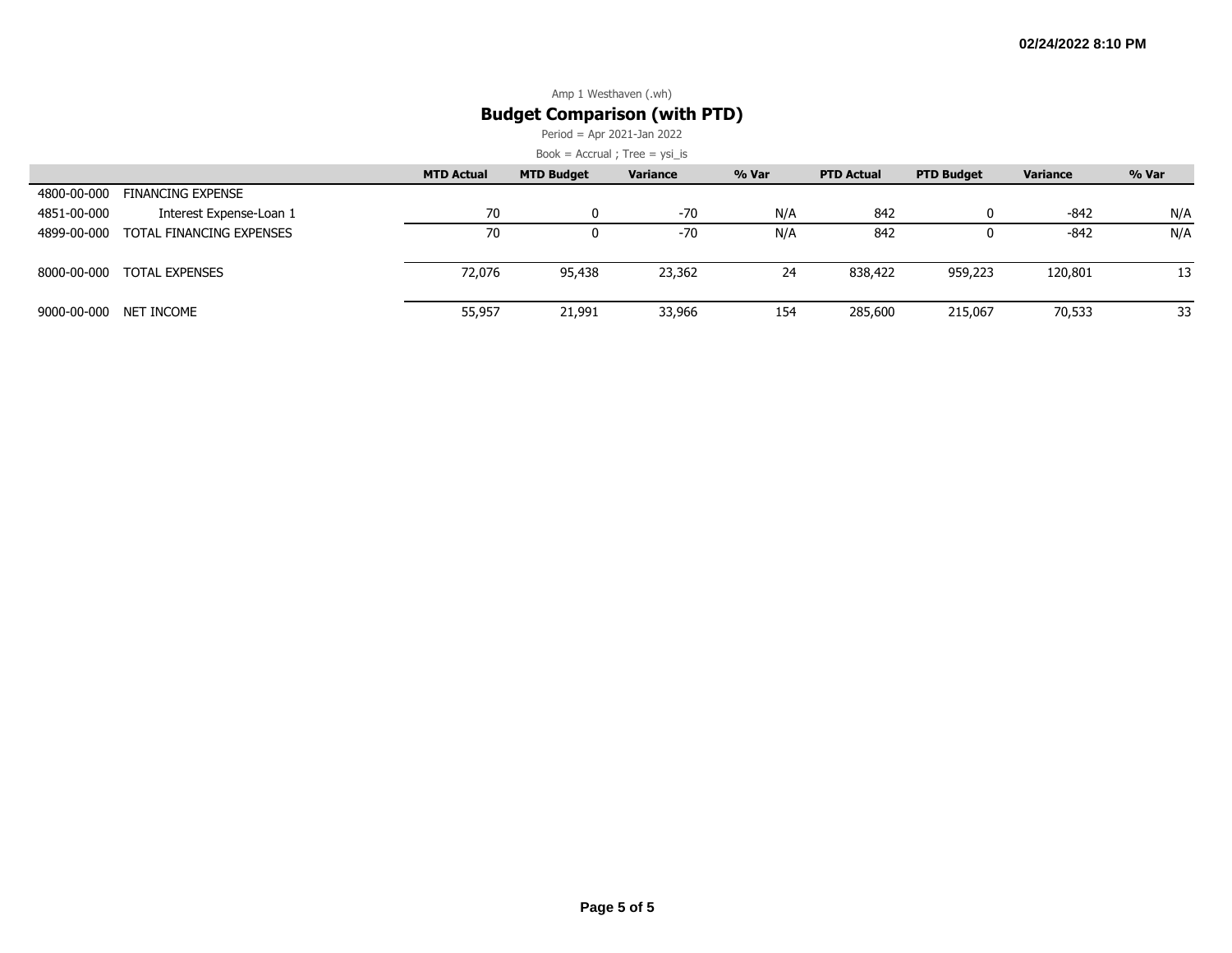Amp 1 Westhaven (.wh)

## Budget Comparison (with PTD)

Period = Apr 2021-Jan 2022

Book = Accrual ; Tree = ysi_is

| | | MTD Actual | MTD Budget | Variance | % Var | PTD Actual | PTD Budget | Variance | % Var |
|---|---|---|---|---|---|---|---|---|---|
| 4800-00-000 | FINANCING EXPENSE | | | | | | | | |
| 4851-00-000 | Interest Expense-Loan 1 | 70 | 0 | -70 | N/A | 842 | 0 | -842 | N/A |
| 4899-00-000 | TOTAL FINANCING EXPENSES | 70 | 0 | -70 | N/A | 842 | 0 | -842 | N/A |
| 8000-00-000 | TOTAL EXPENSES | 72,076 | 95,438 | 23,362 | 24 | 838,422 | 959,223 | 120,801 | 13 |
| 9000-00-000 | NET INCOME | 55,957 | 21,991 | 33,966 | 154 | 285,600 | 215,067 | 70,533 | 33 |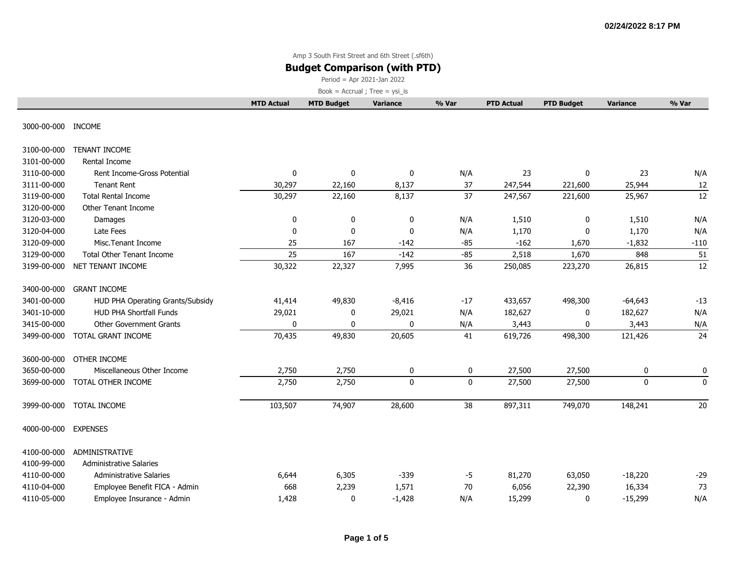02/24/2022 8:17 PM

Amp 3 South First Street and 6th Street (.sf6th)

## Budget Comparison (with PTD)

Period = Apr 2021-Jan 2022

Book = Accrual ; Tree = ysi_is

| | | MTD Actual | MTD Budget | Variance | % Var | PTD Actual | PTD Budget | Variance | % Var |
|---|---|---|---|---|---|---|---|---|---|
| 3000-00-000 | INCOME | | | | | | | | |
| 3100-00-000 | TENANT INCOME | | | | | | | | |
| 3101-00-000 | Rental Income | | | | | | | | |
| 3110-00-000 | Rent Income-Gross Potential | 0 | 0 | 0 | N/A | 23 | 0 | 23 | N/A |
| 3111-00-000 | Tenant Rent | 30,297 | 22,160 | 8,137 | 37 | 247,544 | 221,600 | 25,944 | 12 |
| 3119-00-000 | Total Rental Income | 30,297 | 22,160 | 8,137 | 37 | 247,567 | 221,600 | 25,967 | 12 |
| 3120-00-000 | Other Tenant Income | | | | | | | | |
| 3120-03-000 | Damages | 0 | 0 | 0 | N/A | 1,510 | 0 | 1,510 | N/A |
| 3120-04-000 | Late Fees | 0 | 0 | 0 | N/A | 1,170 | 0 | 1,170 | N/A |
| 3120-09-000 | Misc.Tenant Income | 25 | 167 | -142 | -85 | -162 | 1,670 | -1,832 | -110 |
| 3129-00-000 | Total Other Tenant Income | 25 | 167 | -142 | -85 | 2,518 | 1,670 | 848 | 51 |
| 3199-00-000 | NET TENANT INCOME | 30,322 | 22,327 | 7,995 | 36 | 250,085 | 223,270 | 26,815 | 12 |
| 3400-00-000 | GRANT INCOME | | | | | | | | |
| 3401-00-000 | HUD PHA Operating Grants/Subsidy | 41,414 | 49,830 | -8,416 | -17 | 433,657 | 498,300 | -64,643 | -13 |
| 3401-10-000 | HUD PHA Shortfall Funds | 29,021 | 0 | 29,021 | N/A | 182,627 | 0 | 182,627 | N/A |
| 3415-00-000 | Other Government Grants | 0 | 0 | 0 | N/A | 3,443 | 0 | 3,443 | N/A |
| 3499-00-000 | TOTAL GRANT INCOME | 70,435 | 49,830 | 20,605 | 41 | 619,726 | 498,300 | 121,426 | 24 |
| 3600-00-000 | OTHER INCOME | | | | | | | | |
| 3650-00-000 | Miscellaneous Other Income | 2,750 | 2,750 | 0 | 0 | 27,500 | 27,500 | 0 | 0 |
| 3699-00-000 | TOTAL OTHER INCOME | 2,750 | 2,750 | 0 | 0 | 27,500 | 27,500 | 0 | 0 |
| 3999-00-000 | TOTAL INCOME | 103,507 | 74,907 | 28,600 | 38 | 897,311 | 749,070 | 148,241 | 20 |
| 4000-00-000 | EXPENSES | | | | | | | | |
| 4100-00-000 | ADMINISTRATIVE | | | | | | | | |
| 4100-99-000 | Administrative Salaries | | | | | | | | |
| 4110-00-000 | Administrative Salaries | 6,644 | 6,305 | -339 | -5 | 81,270 | 63,050 | -18,220 | -29 |
| 4110-04-000 | Employee Benefit FICA - Admin | 668 | 2,239 | 1,571 | 70 | 6,056 | 22,390 | 16,334 | 73 |
| 4110-05-000 | Employee Insurance - Admin | 1,428 | 0 | -1,428 | N/A | 15,299 | 0 | -15,299 | N/A |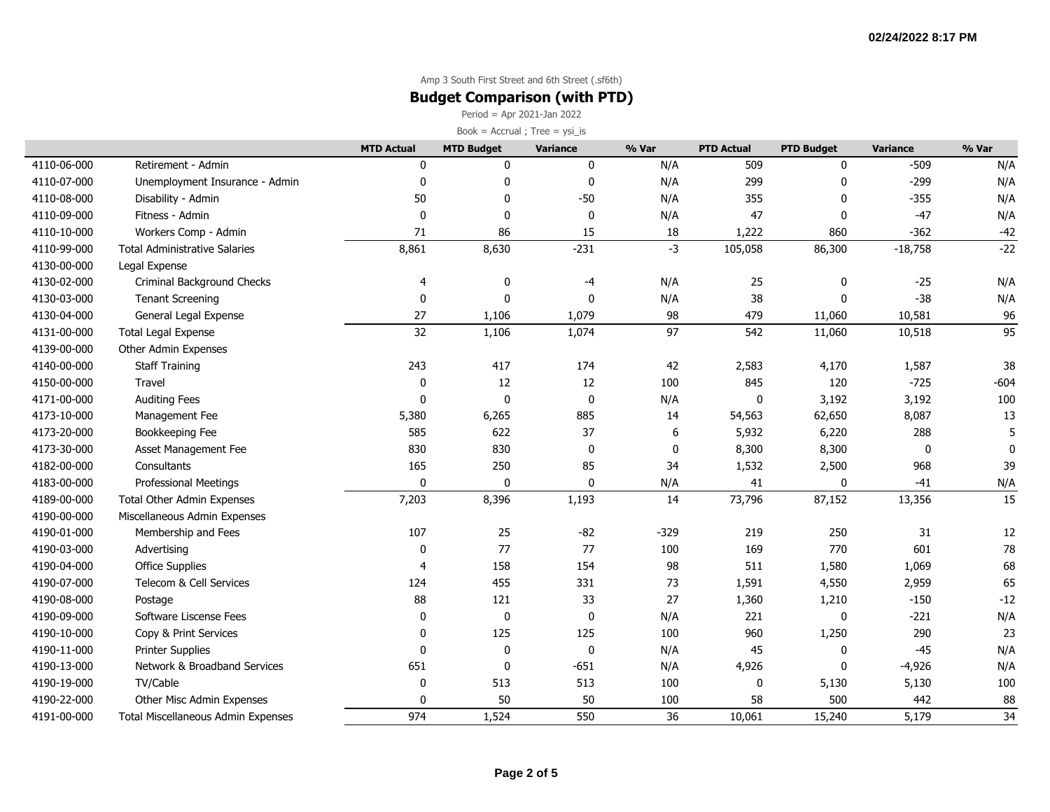Amp 3 South First Street and 6th Street (.sf6th)

## Budget Comparison (with PTD)

Period = Apr 2021-Jan 2022

Book = Accrual ; Tree = ysi_is

| | | MTD Actual | MTD Budget | Variance | % Var | PTD Actual | PTD Budget | Variance | % Var |
|---|---|---|---|---|---|---|---|---|---|
| 4110-06-000 | Retirement - Admin | 0 | 0 | 0 | N/A | 509 | 0 | -509 | N/A |
| 4110-07-000 | Unemployment Insurance - Admin | 0 | 0 | 0 | N/A | 299 | 0 | -299 | N/A |
| 4110-08-000 | Disability - Admin | 50 | 0 | -50 | N/A | 355 | 0 | -355 | N/A |
| 4110-09-000 | Fitness - Admin | 0 | 0 | 0 | N/A | 47 | 0 | -47 | N/A |
| 4110-10-000 | Workers Comp - Admin | 71 | 86 | 15 | 18 | 1,222 | 860 | -362 | -42 |
| 4110-99-000 | Total Administrative Salaries | 8,861 | 8,630 | -231 | -3 | 105,058 | 86,300 | -18,758 | -22 |
| 4130-00-000 | Legal Expense | | | | | | | | |
| 4130-02-000 | Criminal Background Checks | 4 | 0 | -4 | N/A | 25 | 0 | -25 | N/A |
| 4130-03-000 | Tenant Screening | 0 | 0 | 0 | N/A | 38 | 0 | -38 | N/A |
| 4130-04-000 | General Legal Expense | 27 | 1,106 | 1,079 | 98 | 479 | 11,060 | 10,581 | 96 |
| 4131-00-000 | Total Legal Expense | 32 | 1,106 | 1,074 | 97 | 542 | 11,060 | 10,518 | 95 |
| 4139-00-000 | Other Admin Expenses | | | | | | | | |
| 4140-00-000 | Staff Training | 243 | 417 | 174 | 42 | 2,583 | 4,170 | 1,587 | 38 |
| 4150-00-000 | Travel | 0 | 12 | 12 | 100 | 845 | 120 | -725 | -604 |
| 4171-00-000 | Auditing Fees | 0 | 0 | 0 | N/A | 0 | 3,192 | 3,192 | 100 |
| 4173-10-000 | Management Fee | 5,380 | 6,265 | 885 | 14 | 54,563 | 62,650 | 8,087 | 13 |
| 4173-20-000 | Bookkeeping Fee | 585 | 622 | 37 | 6 | 5,932 | 6,220 | 288 | 5 |
| 4173-30-000 | Asset Management Fee | 830 | 830 | 0 | 0 | 8,300 | 8,300 | 0 | 0 |
| 4182-00-000 | Consultants | 165 | 250 | 85 | 34 | 1,532 | 2,500 | 968 | 39 |
| 4183-00-000 | Professional Meetings | 0 | 0 | 0 | N/A | 41 | 0 | -41 | N/A |
| 4189-00-000 | Total Other Admin Expenses | 7,203 | 8,396 | 1,193 | 14 | 73,796 | 87,152 | 13,356 | 15 |
| 4190-00-000 | Miscellaneous Admin Expenses | | | | | | | | |
| 4190-01-000 | Membership and Fees | 107 | 25 | -82 | -329 | 219 | 250 | 31 | 12 |
| 4190-03-000 | Advertising | 0 | 77 | 77 | 100 | 169 | 770 | 601 | 78 |
| 4190-04-000 | Office Supplies | 4 | 158 | 154 | 98 | 511 | 1,580 | 1,069 | 68 |
| 4190-07-000 | Telecom & Cell Services | 124 | 455 | 331 | 73 | 1,591 | 4,550 | 2,959 | 65 |
| 4190-08-000 | Postage | 88 | 121 | 33 | 27 | 1,360 | 1,210 | -150 | -12 |
| 4190-09-000 | Software Liscense Fees | 0 | 0 | 0 | N/A | 221 | 0 | -221 | N/A |
| 4190-10-000 | Copy & Print Services | 0 | 125 | 125 | 100 | 960 | 1,250 | 290 | 23 |
| 4190-11-000 | Printer Supplies | 0 | 0 | 0 | N/A | 45 | 0 | -45 | N/A |
| 4190-13-000 | Network & Broadband Services | 651 | 0 | -651 | N/A | 4,926 | 0 | -4,926 | N/A |
| 4190-19-000 | TV/Cable | 0 | 513 | 513 | 100 | 0 | 5,130 | 5,130 | 100 |
| 4190-22-000 | Other Misc Admin Expenses | 0 | 50 | 50 | 100 | 58 | 500 | 442 | 88 |
| 4191-00-000 | Total Miscellaneous Admin Expenses | 974 | 1,524 | 550 | 36 | 10,061 | 15,240 | 5,179 | 34 |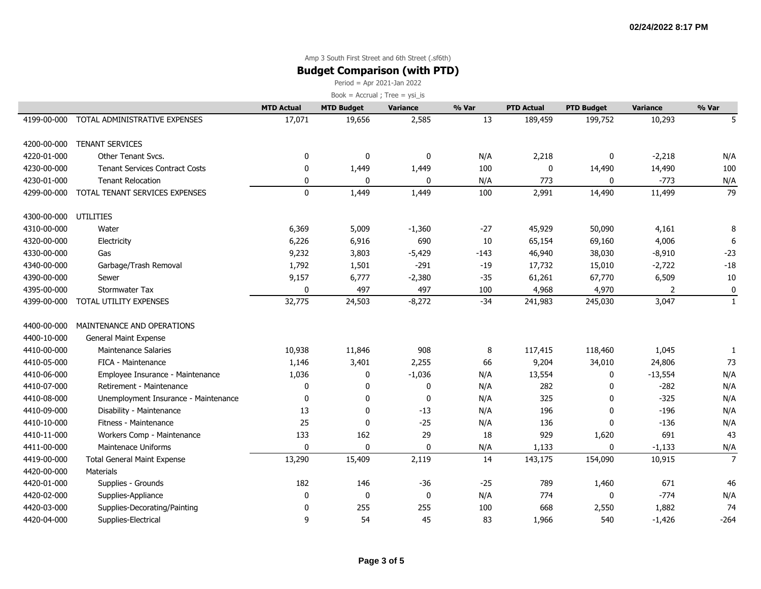02/24/2022 8:17 PM

Amp 3 South First Street and 6th Street (.sf6th)

## Budget Comparison (with PTD)

Period = Apr 2021-Jan 2022

Book = Accrual ; Tree = ysi_is

| | | MTD Actual | MTD Budget | Variance | % Var | PTD Actual | PTD Budget | Variance | % Var |
|---|---|---|---|---|---|---|---|---|---|
| 4199-00-000 | TOTAL ADMINISTRATIVE EXPENSES | 17,071 | 19,656 | 2,585 | 13 | 189,459 | 199,752 | 10,293 | 5 |
| | | | | | | | | | |
| 4200-00-000 | TENANT SERVICES | | | | | | | | |
| 4220-01-000 | Other Tenant Svcs. | 0 | 0 | 0 | N/A | 2,218 | 0 | -2,218 | N/A |
| 4230-00-000 | Tenant Services Contract Costs | 0 | 1,449 | 1,449 | 100 | 0 | 14,490 | 14,490 | 100 |
| 4230-01-000 | Tenant Relocation | 0 | 0 | 0 | N/A | 773 | 0 | -773 | N/A |
| 4299-00-000 | TOTAL TENANT SERVICES EXPENSES | 0 | 1,449 | 1,449 | 100 | 2,991 | 14,490 | 11,499 | 79 |
| | | | | | | | | | |
| 4300-00-000 | UTILITIES | | | | | | | | |
| 4310-00-000 | Water | 6,369 | 5,009 | -1,360 | -27 | 45,929 | 50,090 | 4,161 | 8 |
| 4320-00-000 | Electricity | 6,226 | 6,916 | 690 | 10 | 65,154 | 69,160 | 4,006 | 6 |
| 4330-00-000 | Gas | 9,232 | 3,803 | -5,429 | -143 | 46,940 | 38,030 | -8,910 | -23 |
| 4340-00-000 | Garbage/Trash Removal | 1,792 | 1,501 | -291 | -19 | 17,732 | 15,010 | -2,722 | -18 |
| 4390-00-000 | Sewer | 9,157 | 6,777 | -2,380 | -35 | 61,261 | 67,770 | 6,509 | 10 |
| 4395-00-000 | Stormwater Tax | 0 | 497 | 497 | 100 | 4,968 | 4,970 | 2 | 0 |
| 4399-00-000 | TOTAL UTILITY EXPENSES | 32,775 | 24,503 | -8,272 | -34 | 241,983 | 245,030 | 3,047 | 1 |
| | | | | | | | | | |
| 4400-00-000 | MAINTENANCE AND OPERATIONS | | | | | | | | |
| 4400-10-000 | General Maint Expense | | | | | | | | |
| 4410-00-000 | Maintenance Salaries | 10,938 | 11,846 | 908 | 8 | 117,415 | 118,460 | 1,045 | 1 |
| 4410-05-000 | FICA - Maintenance | 1,146 | 3,401 | 2,255 | 66 | 9,204 | 34,010 | 24,806 | 73 |
| 4410-06-000 | Employee Insurance - Maintenance | 1,036 | 0 | -1,036 | N/A | 13,554 | 0 | -13,554 | N/A |
| 4410-07-000 | Retirement - Maintenance | 0 | 0 | 0 | N/A | 282 | 0 | -282 | N/A |
| 4410-08-000 | Unemployment Insurance - Maintenance | 0 | 0 | 0 | N/A | 325 | 0 | -325 | N/A |
| 4410-09-000 | Disability - Maintenance | 13 | 0 | -13 | N/A | 196 | 0 | -196 | N/A |
| 4410-10-000 | Fitness - Maintenance | 25 | 0 | -25 | N/A | 136 | 0 | -136 | N/A |
| 4410-11-000 | Workers Comp - Maintenance | 133 | 162 | 29 | 18 | 929 | 1,620 | 691 | 43 |
| 4411-00-000 | Maintenace Uniforms | 0 | 0 | 0 | N/A | 1,133 | 0 | -1,133 | N/A |
| 4419-00-000 | Total General Maint Expense | 13,290 | 15,409 | 2,119 | 14 | 143,175 | 154,090 | 10,915 | 7 |
| 4420-00-000 | Materials | | | | | | | | |
| 4420-01-000 | Supplies - Grounds | 182 | 146 | -36 | -25 | 789 | 1,460 | 671 | 46 |
| 4420-02-000 | Supplies-Appliance | 0 | 0 | 0 | N/A | 774 | 0 | -774 | N/A |
| 4420-03-000 | Supplies-Decorating/Painting | 0 | 255 | 255 | 100 | 668 | 2,550 | 1,882 | 74 |
| 4420-04-000 | Supplies-Electrical | 9 | 54 | 45 | 83 | 1,966 | 540 | -1,426 | -264 |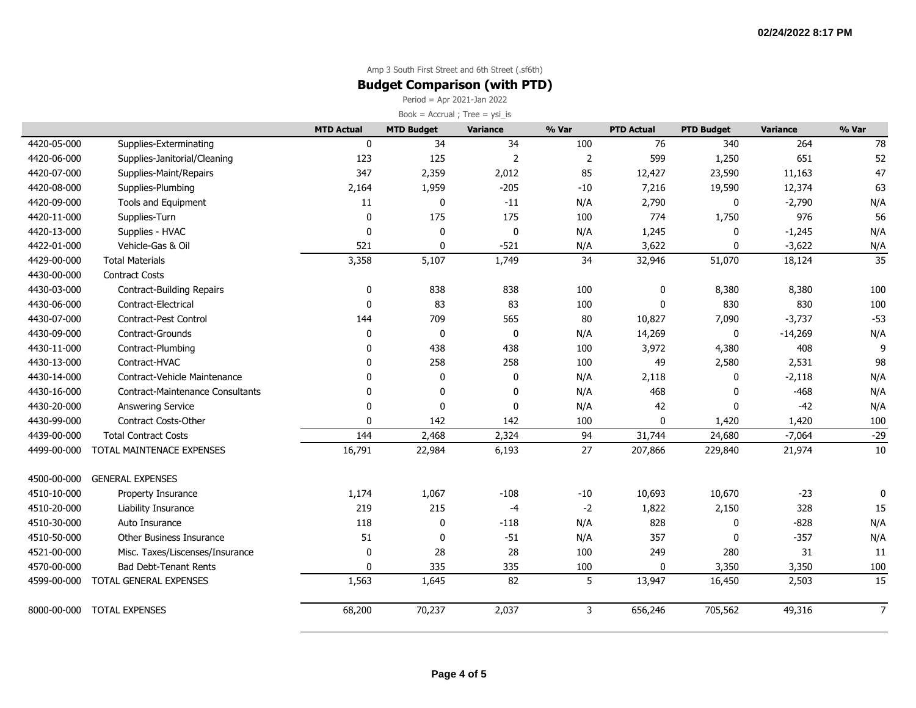Amp 3 South First Street and 6th Street (.sf6th)

## Budget Comparison (with PTD)

Period = Apr 2021-Jan 2022

Book = Accrual ; Tree = ysi_is

| | | MTD Actual | MTD Budget | Variance | % Var | PTD Actual | PTD Budget | Variance | % Var |
|---|---|---|---|---|---|---|---|---|---|
| 4420-05-000 | Supplies-Exterminating | 0 | 34 | 34 | 100 | 76 | 340 | 264 | 78 |
| 4420-06-000 | Supplies-Janitorial/Cleaning | 123 | 125 | 2 | 2 | 599 | 1,250 | 651 | 52 |
| 4420-07-000 | Supplies-Maint/Repairs | 347 | 2,359 | 2,012 | 85 | 12,427 | 23,590 | 11,163 | 47 |
| 4420-08-000 | Supplies-Plumbing | 2,164 | 1,959 | -205 | -10 | 7,216 | 19,590 | 12,374 | 63 |
| 4420-09-000 | Tools and Equipment | 11 | 0 | -11 | N/A | 2,790 | 0 | -2,790 | N/A |
| 4420-11-000 | Supplies-Turn | 0 | 175 | 175 | 100 | 774 | 1,750 | 976 | 56 |
| 4420-13-000 | Supplies - HVAC | 0 | 0 | 0 | N/A | 1,245 | 0 | -1,245 | N/A |
| 4422-01-000 | Vehicle-Gas & Oil | 521 | 0 | -521 | N/A | 3,622 | 0 | -3,622 | N/A |
| 4429-00-000 | Total Materials | 3,358 | 5,107 | 1,749 | 34 | 32,946 | 51,070 | 18,124 | 35 |
| 4430-00-000 | Contract Costs | | | | | | | | |
| 4430-03-000 | Contract-Building Repairs | 0 | 838 | 838 | 100 | 0 | 8,380 | 8,380 | 100 |
| 4430-06-000 | Contract-Electrical | 0 | 83 | 83 | 100 | 0 | 830 | 830 | 100 |
| 4430-07-000 | Contract-Pest Control | 144 | 709 | 565 | 80 | 10,827 | 7,090 | -3,737 | -53 |
| 4430-09-000 | Contract-Grounds | 0 | 0 | 0 | N/A | 14,269 | 0 | -14,269 | N/A |
| 4430-11-000 | Contract-Plumbing | 0 | 438 | 438 | 100 | 3,972 | 4,380 | 408 | 9 |
| 4430-13-000 | Contract-HVAC | 0 | 258 | 258 | 100 | 49 | 2,580 | 2,531 | 98 |
| 4430-14-000 | Contract-Vehicle Maintenance | 0 | 0 | 0 | N/A | 2,118 | 0 | -2,118 | N/A |
| 4430-16-000 | Contract-Maintenance Consultants | 0 | 0 | 0 | N/A | 468 | 0 | -468 | N/A |
| 4430-20-000 | Answering Service | 0 | 0 | 0 | N/A | 42 | 0 | -42 | N/A |
| 4430-99-000 | Contract Costs-Other | 0 | 142 | 142 | 100 | 0 | 1,420 | 1,420 | 100 |
| 4439-00-000 | Total Contract Costs | 144 | 2,468 | 2,324 | 94 | 31,744 | 24,680 | -7,064 | -29 |
| 4499-00-000 | TOTAL MAINTENACE EXPENSES | 16,791 | 22,984 | 6,193 | 27 | 207,866 | 229,840 | 21,974 | 10 |
| | | | | | | | | | |
| 4500-00-000 | GENERAL EXPENSES | | | | | | | | |
| 4510-10-000 | Property Insurance | 1,174 | 1,067 | -108 | -10 | 10,693 | 10,670 | -23 | 0 |
| 4510-20-000 | Liability Insurance | 219 | 215 | -4 | -2 | 1,822 | 2,150 | 328 | 15 |
| 4510-30-000 | Auto Insurance | 118 | 0 | -118 | N/A | 828 | 0 | -828 | N/A |
| 4510-50-000 | Other Business Insurance | 51 | 0 | -51 | N/A | 357 | 0 | -357 | N/A |
| 4521-00-000 | Misc. Taxes/Liscenses/Insurance | 0 | 28 | 28 | 100 | 249 | 280 | 31 | 11 |
| 4570-00-000 | Bad Debt-Tenant Rents | 0 | 335 | 335 | 100 | 0 | 3,350 | 3,350 | 100 |
| 4599-00-000 | TOTAL GENERAL EXPENSES | 1,563 | 1,645 | 82 | 5 | 13,947 | 16,450 | 2,503 | 15 |
| | | | | | | | | | |
| 8000-00-000 | TOTAL EXPENSES | 68,200 | 70,237 | 2,037 | 3 | 656,246 | 705,562 | 49,316 | 7 |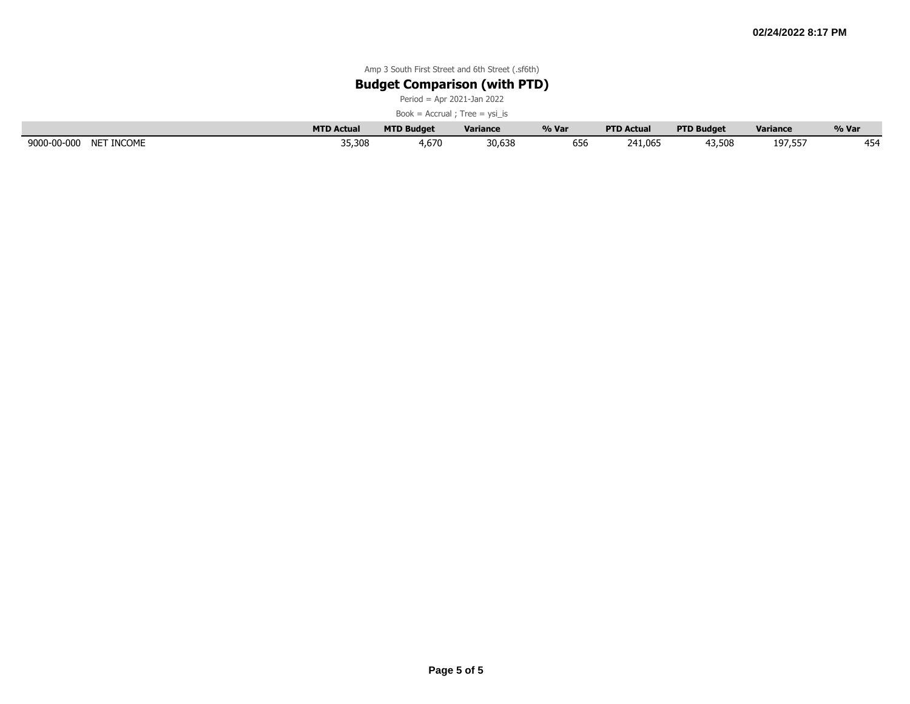Amp 3 South First Street and 6th Street (.sf6th)

## Budget Comparison (with PTD)

Period = Apr 2021-Jan 2022

Book = Accrual ; Tree = ysi_is

| | | MTD Actual | MTD Budget | Variance | % Var | PTD Actual | PTD Budget | Variance | % Var |
|---|---|---|---|---|---|---|---|---|---|
| 9000-00-000 | NET INCOME | 35,308 | 4,670 | 30,638 | 656 | 241,065 | 43,508 | 197,557 | 454 |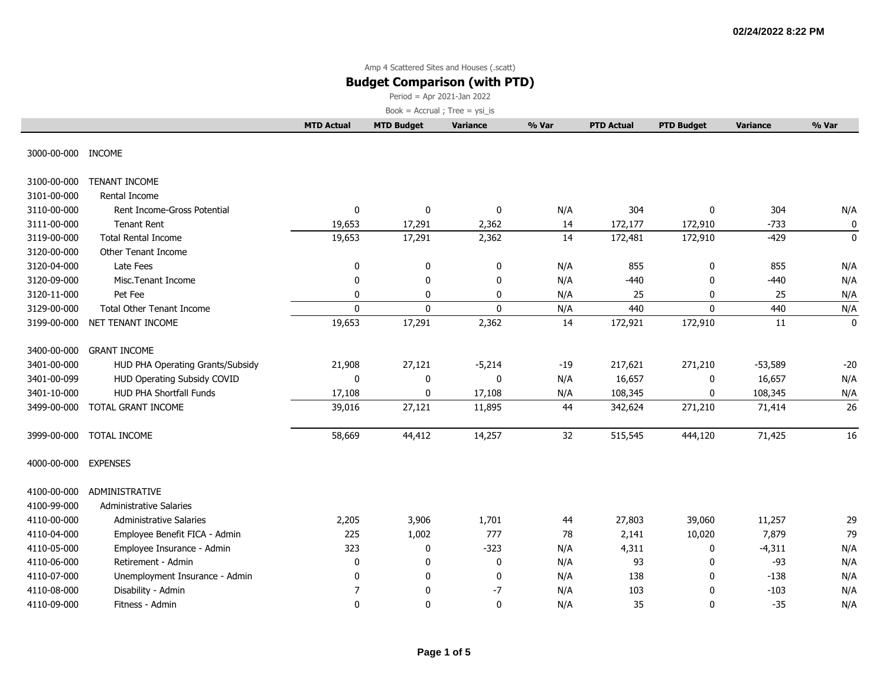02/24/2022 8:22 PM

Amp 4 Scattered Sites and Houses (.scatt)

## Budget Comparison (with PTD)

Period = Apr 2021-Jan 2022

Book = Accrual ; Tree = ysi_is

| | | MTD Actual | MTD Budget | Variance | % Var | PTD Actual | PTD Budget | Variance | % Var |
|---|---|---|---|---|---|---|---|---|---|
| 3000-00-000 | INCOME | | | | | | | | |
| 3100-00-000 | TENANT INCOME | | | | | | | | |
| 3101-00-000 | Rental Income | | | | | | | | |
| 3110-00-000 | Rent Income-Gross Potential | 0 | 0 | 0 | N/A | 304 | 0 | 304 | N/A |
| 3111-00-000 | Tenant Rent | 19,653 | 17,291 | 2,362 | 14 | 172,177 | 172,910 | -733 | 0 |
| 3119-00-000 | Total Rental Income | 19,653 | 17,291 | 2,362 | 14 | 172,481 | 172,910 | -429 | 0 |
| 3120-00-000 | Other Tenant Income | | | | | | | | |
| 3120-04-000 | Late Fees | 0 | 0 | 0 | N/A | 855 | 0 | 855 | N/A |
| 3120-09-000 | Misc.Tenant Income | 0 | 0 | 0 | N/A | -440 | 0 | -440 | N/A |
| 3120-11-000 | Pet Fee | 0 | 0 | 0 | N/A | 25 | 0 | 25 | N/A |
| 3129-00-000 | Total Other Tenant Income | 0 | 0 | 0 | N/A | 440 | 0 | 440 | N/A |
| 3199-00-000 | NET TENANT INCOME | 19,653 | 17,291 | 2,362 | 14 | 172,921 | 172,910 | 11 | 0 |
| 3400-00-000 | GRANT INCOME | | | | | | | | |
| 3401-00-000 | HUD PHA Operating Grants/Subsidy | 21,908 | 27,121 | -5,214 | -19 | 217,621 | 271,210 | -53,589 | -20 |
| 3401-00-099 | HUD Operating Subsidy COVID | 0 | 0 | 0 | N/A | 16,657 | 0 | 16,657 | N/A |
| 3401-10-000 | HUD PHA Shortfall Funds | 17,108 | 0 | 17,108 | N/A | 108,345 | 0 | 108,345 | N/A |
| 3499-00-000 | TOTAL GRANT INCOME | 39,016 | 27,121 | 11,895 | 44 | 342,624 | 271,210 | 71,414 | 26 |
| 3999-00-000 | TOTAL INCOME | 58,669 | 44,412 | 14,257 | 32 | 515,545 | 444,120 | 71,425 | 16 |
| 4000-00-000 | EXPENSES | | | | | | | | |
| 4100-00-000 | ADMINISTRATIVE | | | | | | | | |
| 4100-99-000 | Administrative Salaries | | | | | | | | |
| 4110-00-000 | Administrative Salaries | 2,205 | 3,906 | 1,701 | 44 | 27,803 | 39,060 | 11,257 | 29 |
| 4110-04-000 | Employee Benefit FICA - Admin | 225 | 1,002 | 777 | 78 | 2,141 | 10,020 | 7,879 | 79 |
| 4110-05-000 | Employee Insurance - Admin | 323 | 0 | -323 | N/A | 4,311 | 0 | -4,311 | N/A |
| 4110-06-000 | Retirement - Admin | 0 | 0 | 0 | N/A | 93 | 0 | -93 | N/A |
| 4110-07-000 | Unemployment Insurance - Admin | 0 | 0 | 0 | N/A | 138 | 0 | -138 | N/A |
| 4110-08-000 | Disability - Admin | 7 | 0 | -7 | N/A | 103 | 0 | -103 | N/A |
| 4110-09-000 | Fitness - Admin | 0 | 0 | 0 | N/A | 35 | 0 | -35 | N/A |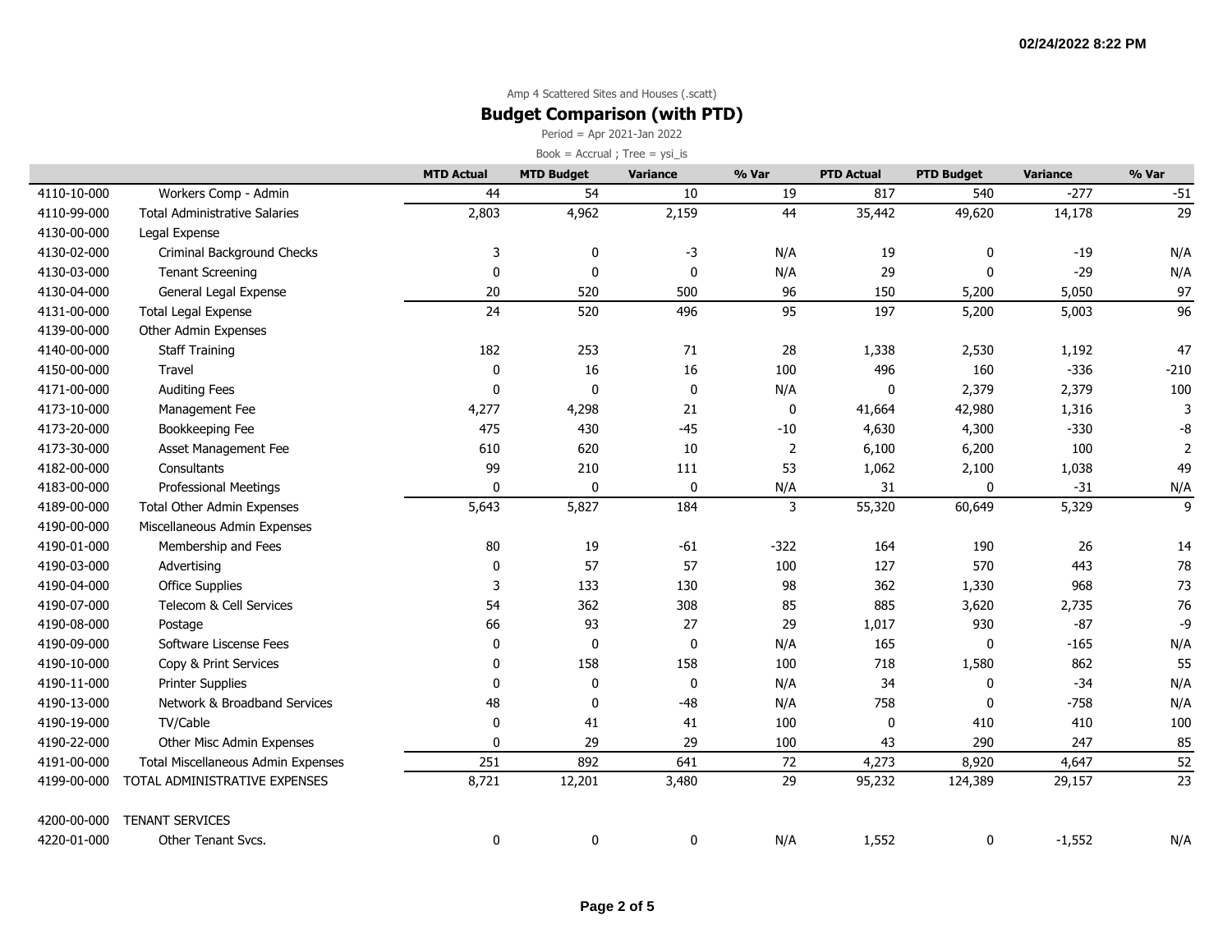Amp 4 Scattered Sites and Houses (.scatt)

## Budget Comparison (with PTD)

Period = Apr 2021-Jan 2022

Book = Accrual ; Tree = ysi_is

| | | MTD Actual | MTD Budget | Variance | % Var | PTD Actual | PTD Budget | Variance | % Var |
|---|---|---|---|---|---|---|---|---|---|
| 4110-10-000 | Workers Comp - Admin | 44 | 54 | 10 | 19 | 817 | 540 | -277 | -51 |
| 4110-99-000 | Total Administrative Salaries | 2,803 | 4,962 | 2,159 | 44 | 35,442 | 49,620 | 14,178 | 29 |
| 4130-00-000 | Legal Expense | | | | | | | | |
| 4130-02-000 | Criminal Background Checks | 3 | 0 | -3 | N/A | 19 | 0 | -19 | N/A |
| 4130-03-000 | Tenant Screening | 0 | 0 | 0 | N/A | 29 | 0 | -29 | N/A |
| 4130-04-000 | General Legal Expense | 20 | 520 | 500 | 96 | 150 | 5,200 | 5,050 | 97 |
| 4131-00-000 | Total Legal Expense | 24 | 520 | 496 | 95 | 197 | 5,200 | 5,003 | 96 |
| 4139-00-000 | Other Admin Expenses | | | | | | | | |
| 4140-00-000 | Staff Training | 182 | 253 | 71 | 28 | 1,338 | 2,530 | 1,192 | 47 |
| 4150-00-000 | Travel | 0 | 16 | 16 | 100 | 496 | 160 | -336 | -210 |
| 4171-00-000 | Auditing Fees | 0 | 0 | 0 | N/A | 0 | 2,379 | 2,379 | 100 |
| 4173-10-000 | Management Fee | 4,277 | 4,298 | 21 | 0 | 41,664 | 42,980 | 1,316 | 3 |
| 4173-20-000 | Bookkeeping Fee | 475 | 430 | -45 | -10 | 4,630 | 4,300 | -330 | -8 |
| 4173-30-000 | Asset Management Fee | 610 | 620 | 10 | 2 | 6,100 | 6,200 | 100 | 2 |
| 4182-00-000 | Consultants | 99 | 210 | 111 | 53 | 1,062 | 2,100 | 1,038 | 49 |
| 4183-00-000 | Professional Meetings | 0 | 0 | 0 | N/A | 31 | 0 | -31 | N/A |
| 4189-00-000 | Total Other Admin Expenses | 5,643 | 5,827 | 184 | 3 | 55,320 | 60,649 | 5,329 | 9 |
| 4190-00-000 | Miscellaneous Admin Expenses | | | | | | | | |
| 4190-01-000 | Membership and Fees | 80 | 19 | -61 | -322 | 164 | 190 | 26 | 14 |
| 4190-03-000 | Advertising | 0 | 57 | 57 | 100 | 127 | 570 | 443 | 78 |
| 4190-04-000 | Office Supplies | 3 | 133 | 130 | 98 | 362 | 1,330 | 968 | 73 |
| 4190-07-000 | Telecom & Cell Services | 54 | 362 | 308 | 85 | 885 | 3,620 | 2,735 | 76 |
| 4190-08-000 | Postage | 66 | 93 | 27 | 29 | 1,017 | 930 | -87 | -9 |
| 4190-09-000 | Software Liscense Fees | 0 | 0 | 0 | N/A | 165 | 0 | -165 | N/A |
| 4190-10-000 | Copy & Print Services | 0 | 158 | 158 | 100 | 718 | 1,580 | 862 | 55 |
| 4190-11-000 | Printer Supplies | 0 | 0 | 0 | N/A | 34 | 0 | -34 | N/A |
| 4190-13-000 | Network & Broadband Services | 48 | 0 | -48 | N/A | 758 | 0 | -758 | N/A |
| 4190-19-000 | TV/Cable | 0 | 41 | 41 | 100 | 0 | 410 | 410 | 100 |
| 4190-22-000 | Other Misc Admin Expenses | 0 | 29 | 29 | 100 | 43 | 290 | 247 | 85 |
| 4191-00-000 | Total Miscellaneous Admin Expenses | 251 | 892 | 641 | 72 | 4,273 | 8,920 | 4,647 | 52 |
| 4199-00-000 | TOTAL ADMINISTRATIVE EXPENSES | 8,721 | 12,201 | 3,480 | 29 | 95,232 | 124,389 | 29,157 | 23 |
| | | | | | | | | | |
| 4200-00-000 | TENANT SERVICES | | | | | | | | |
| 4220-01-000 | Other Tenant Svcs. | 0 | 0 | 0 | N/A | 1,552 | 0 | -1,552 | N/A |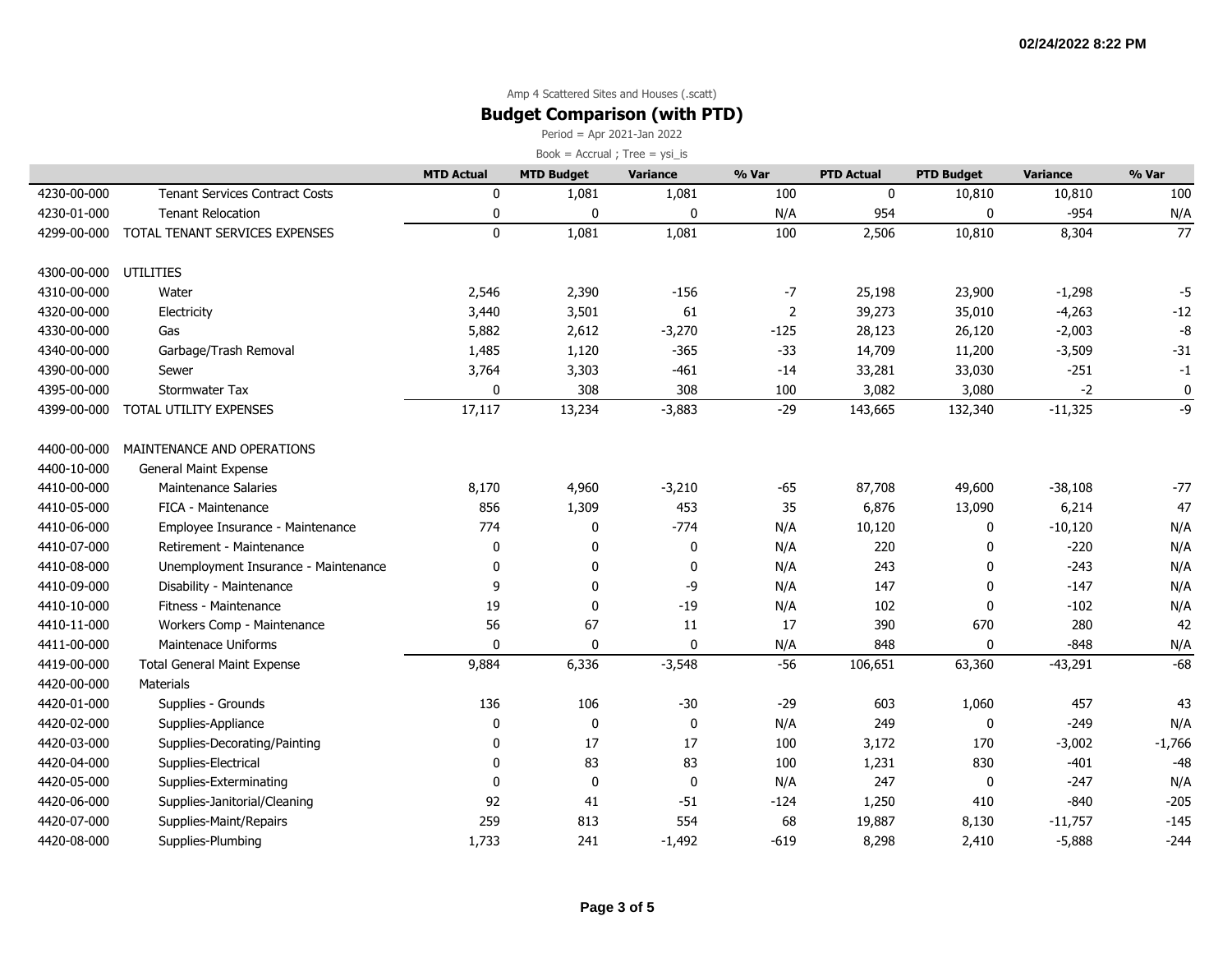02/24/2022 8:22 PM

Amp 4 Scattered Sites and Houses (.scatt)

## Budget Comparison (with PTD)

Period = Apr 2021-Jan 2022

Book = Accrual ; Tree = ysi_is

| | | MTD Actual | MTD Budget | Variance | % Var | PTD Actual | PTD Budget | Variance | % Var |
|---|---|---|---|---|---|---|---|---|---|
| 4230-00-000 | Tenant Services Contract Costs | 0 | 1,081 | 1,081 | 100 | 0 | 10,810 | 10,810 | 100 |
| 4230-01-000 | Tenant Relocation | 0 | 0 | 0 | N/A | 954 | 0 | -954 | N/A |
| 4299-00-000 | TOTAL TENANT SERVICES EXPENSES | 0 | 1,081 | 1,081 | 100 | 2,506 | 10,810 | 8,304 | 77 |
| | | | | | | | | | |
| 4300-00-000 | UTILITIES | | | | | | | | |
| 4310-00-000 | Water | 2,546 | 2,390 | -156 | -7 | 25,198 | 23,900 | -1,298 | -5 |
| 4320-00-000 | Electricity | 3,440 | 3,501 | 61 | 2 | 39,273 | 35,010 | -4,263 | -12 |
| 4330-00-000 | Gas | 5,882 | 2,612 | -3,270 | -125 | 28,123 | 26,120 | -2,003 | -8 |
| 4340-00-000 | Garbage/Trash Removal | 1,485 | 1,120 | -365 | -33 | 14,709 | 11,200 | -3,509 | -31 |
| 4390-00-000 | Sewer | 3,764 | 3,303 | -461 | -14 | 33,281 | 33,030 | -251 | -1 |
| 4395-00-000 | Stormwater Tax | 0 | 308 | 308 | 100 | 3,082 | 3,080 | -2 | 0 |
| 4399-00-000 | TOTAL UTILITY EXPENSES | 17,117 | 13,234 | -3,883 | -29 | 143,665 | 132,340 | -11,325 | -9 |
| | | | | | | | | | |
| 4400-00-000 | MAINTENANCE AND OPERATIONS | | | | | | | | |
| 4400-10-000 | General Maint Expense | | | | | | | | |
| 4410-00-000 | Maintenance Salaries | 8,170 | 4,960 | -3,210 | -65 | 87,708 | 49,600 | -38,108 | -77 |
| 4410-05-000 | FICA - Maintenance | 856 | 1,309 | 453 | 35 | 6,876 | 13,090 | 6,214 | 47 |
| 4410-06-000 | Employee Insurance - Maintenance | 774 | 0 | -774 | N/A | 10,120 | 0 | -10,120 | N/A |
| 4410-07-000 | Retirement - Maintenance | 0 | 0 | 0 | N/A | 220 | 0 | -220 | N/A |
| 4410-08-000 | Unemployment Insurance - Maintenance | 0 | 0 | 0 | N/A | 243 | 0 | -243 | N/A |
| 4410-09-000 | Disability - Maintenance | 9 | 0 | -9 | N/A | 147 | 0 | -147 | N/A |
| 4410-10-000 | Fitness - Maintenance | 19 | 0 | -19 | N/A | 102 | 0 | -102 | N/A |
| 4410-11-000 | Workers Comp - Maintenance | 56 | 67 | 11 | 17 | 390 | 670 | 280 | 42 |
| 4411-00-000 | Maintenace Uniforms | 0 | 0 | 0 | N/A | 848 | 0 | -848 | N/A |
| 4419-00-000 | Total General Maint Expense | 9,884 | 6,336 | -3,548 | -56 | 106,651 | 63,360 | -43,291 | -68 |
| 4420-00-000 | Materials | | | | | | | | |
| 4420-01-000 | Supplies - Grounds | 136 | 106 | -30 | -29 | 603 | 1,060 | 457 | 43 |
| 4420-02-000 | Supplies-Appliance | 0 | 0 | 0 | N/A | 249 | 0 | -249 | N/A |
| 4420-03-000 | Supplies-Decorating/Painting | 0 | 17 | 17 | 100 | 3,172 | 170 | -3,002 | -1,766 |
| 4420-04-000 | Supplies-Electrical | 0 | 83 | 83 | 100 | 1,231 | 830 | -401 | -48 |
| 4420-05-000 | Supplies-Exterminating | 0 | 0 | 0 | N/A | 247 | 0 | -247 | N/A |
| 4420-06-000 | Supplies-Janitorial/Cleaning | 92 | 41 | -51 | -124 | 1,250 | 410 | -840 | -205 |
| 4420-07-000 | Supplies-Maint/Repairs | 259 | 813 | 554 | 68 | 19,887 | 8,130 | -11,757 | -145 |
| 4420-08-000 | Supplies-Plumbing | 1,733 | 241 | -1,492 | -619 | 8,298 | 2,410 | -5,888 | -244 |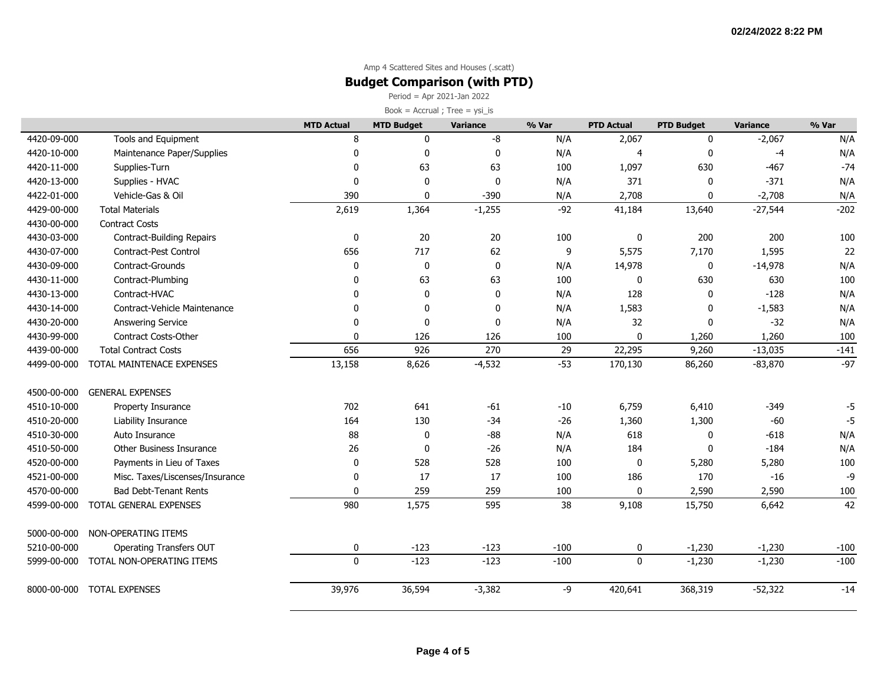Amp 4 Scattered Sites and Houses (.scatt)

## Budget Comparison (with PTD)

Period = Apr 2021-Jan 2022

Book = Accrual ; Tree = ysi_is

| | | MTD Actual | MTD Budget | Variance | % Var | PTD Actual | PTD Budget | Variance | % Var |
|---|---|---|---|---|---|---|---|---|---|
| 4420-09-000 | Tools and Equipment | 8 | 0 | -8 | N/A | 2,067 | 0 | -2,067 | N/A |
| 4420-10-000 | Maintenance Paper/Supplies | 0 | 0 | 0 | N/A | 4 | 0 | -4 | N/A |
| 4420-11-000 | Supplies-Turn | 0 | 63 | 63 | 100 | 1,097 | 630 | -467 | -74 |
| 4420-13-000 | Supplies - HVAC | 0 | 0 | 0 | N/A | 371 | 0 | -371 | N/A |
| 4422-01-000 | Vehicle-Gas & Oil | 390 | 0 | -390 | N/A | 2,708 | 0 | -2,708 | N/A |
| 4429-00-000 | Total Materials | 2,619 | 1,364 | -1,255 | -92 | 41,184 | 13,640 | -27,544 | -202 |
| 4430-00-000 | Contract Costs | | | | | | | | |
| 4430-03-000 | Contract-Building Repairs | 0 | 20 | 20 | 100 | 0 | 200 | 200 | 100 |
| 4430-07-000 | Contract-Pest Control | 656 | 717 | 62 | 9 | 5,575 | 7,170 | 1,595 | 22 |
| 4430-09-000 | Contract-Grounds | 0 | 0 | 0 | N/A | 14,978 | 0 | -14,978 | N/A |
| 4430-11-000 | Contract-Plumbing | 0 | 63 | 63 | 100 | 0 | 630 | 630 | 100 |
| 4430-13-000 | Contract-HVAC | 0 | 0 | 0 | N/A | 128 | 0 | -128 | N/A |
| 4430-14-000 | Contract-Vehicle Maintenance | 0 | 0 | 0 | N/A | 1,583 | 0 | -1,583 | N/A |
| 4430-20-000 | Answering Service | 0 | 0 | 0 | N/A | 32 | 0 | -32 | N/A |
| 4430-99-000 | Contract Costs-Other | 0 | 126 | 126 | 100 | 0 | 1,260 | 1,260 | 100 |
| 4439-00-000 | Total Contract Costs | 656 | 926 | 270 | 29 | 22,295 | 9,260 | -13,035 | -141 |
| 4499-00-000 | TOTAL MAINTENACE EXPENSES | 13,158 | 8,626 | -4,532 | -53 | 170,130 | 86,260 | -83,870 | -97 |
| | | | | | | | | | |
| 4500-00-000 | GENERAL EXPENSES | | | | | | | | |
| 4510-10-000 | Property Insurance | 702 | 641 | -61 | -10 | 6,759 | 6,410 | -349 | -5 |
| 4510-20-000 | Liability Insurance | 164 | 130 | -34 | -26 | 1,360 | 1,300 | -60 | -5 |
| 4510-30-000 | Auto Insurance | 88 | 0 | -88 | N/A | 618 | 0 | -618 | N/A |
| 4510-50-000 | Other Business Insurance | 26 | 0 | -26 | N/A | 184 | 0 | -184 | N/A |
| 4520-00-000 | Payments in Lieu of Taxes | 0 | 528 | 528 | 100 | 0 | 5,280 | 5,280 | 100 |
| 4521-00-000 | Misc. Taxes/Liscenses/Insurance | 0 | 17 | 17 | 100 | 186 | 170 | -16 | -9 |
| 4570-00-000 | Bad Debt-Tenant Rents | 0 | 259 | 259 | 100 | 0 | 2,590 | 2,590 | 100 |
| 4599-00-000 | TOTAL GENERAL EXPENSES | 980 | 1,575 | 595 | 38 | 9,108 | 15,750 | 6,642 | 42 |
| | | | | | | | | | |
| 5000-00-000 | NON-OPERATING ITEMS | | | | | | | | |
| 5210-00-000 | Operating Transfers OUT | 0 | -123 | -123 | -100 | 0 | -1,230 | -1,230 | -100 |
| 5999-00-000 | TOTAL NON-OPERATING ITEMS | 0 | -123 | -123 | -100 | 0 | -1,230 | -1,230 | -100 |
| | | | | | | | | | |
| 8000-00-000 | TOTAL EXPENSES | 39,976 | 36,594 | -3,382 | -9 | 420,641 | 368,319 | -52,322 | -14 |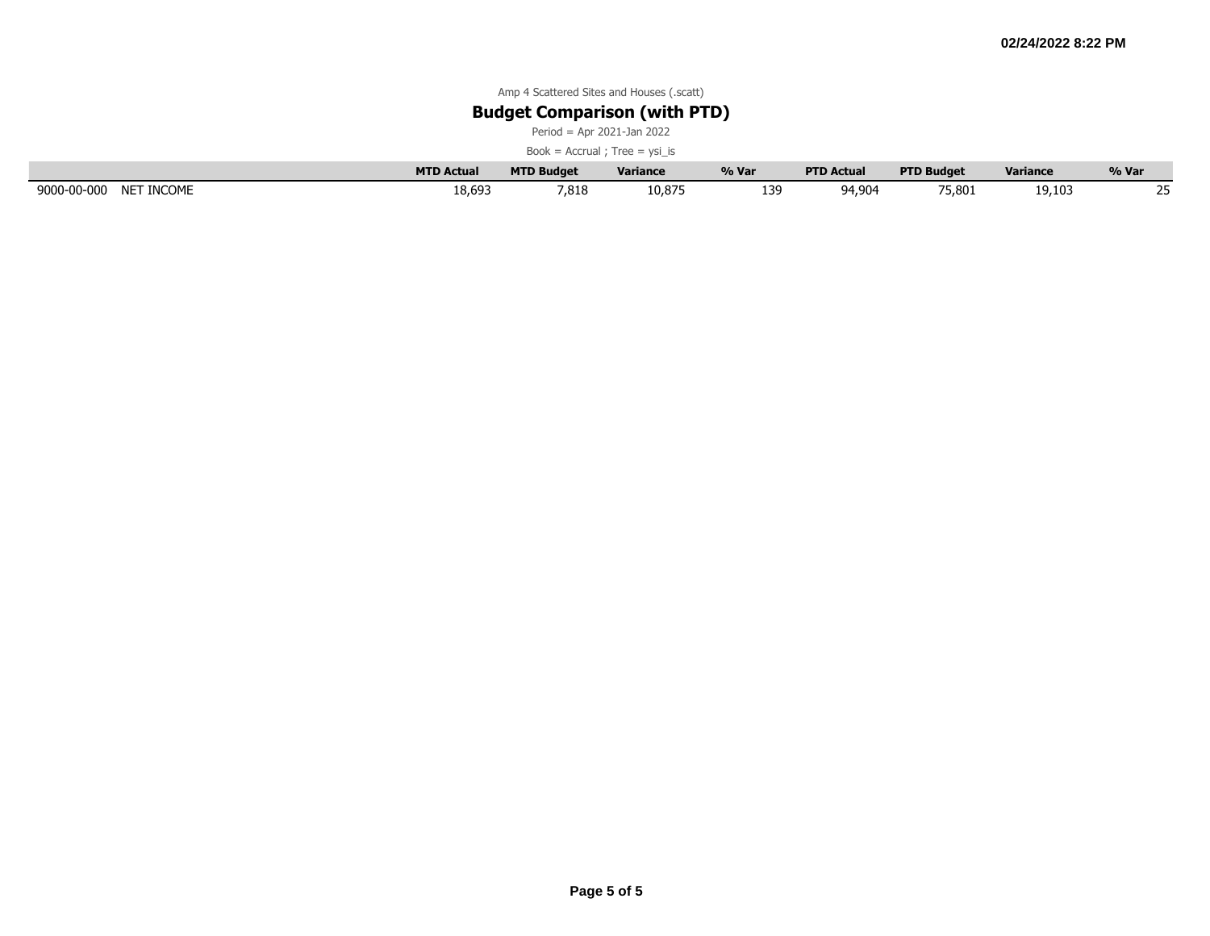Amp 4 Scattered Sites and Houses (.scatt)

## Budget Comparison (with PTD)

Period = Apr 2021-Jan 2022

Book = Accrual ; Tree = ysi_is

| | | MTD Actual | MTD Budget | Variance | % Var | PTD Actual | PTD Budget | Variance | % Var |
|---|---|---|---|---|---|---|---|---|---|
| 9000-00-000 | NET INCOME | 18,693 | 7,818 | 10,875 | 139 | 94,904 | 75,801 | 19,103 | 25 |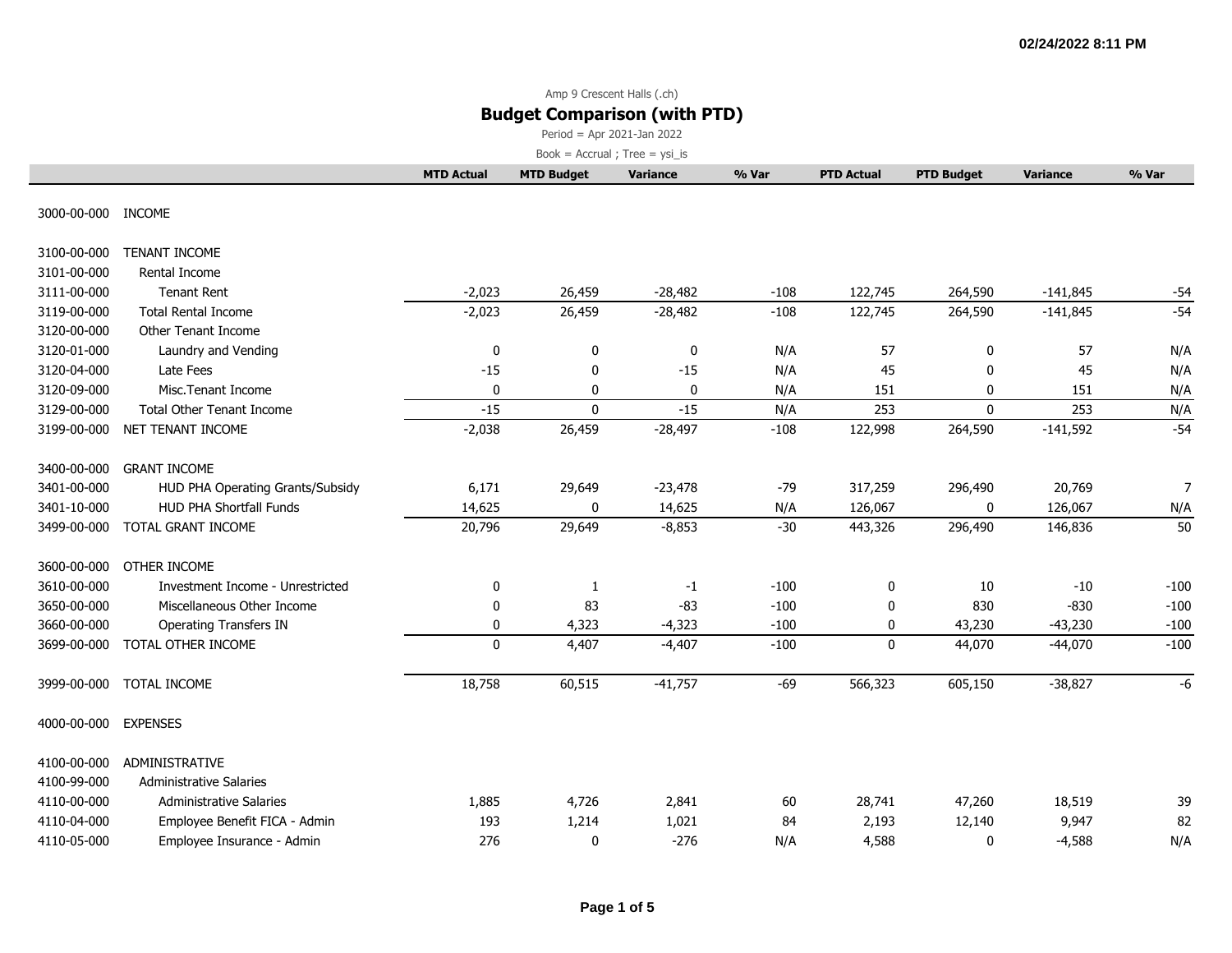02/24/2022 8:11 PM

Amp 9 Crescent Halls (.ch)

## Budget Comparison (with PTD)

Period = Apr 2021-Jan 2022

Book = Accrual ; Tree = ysi_is

| | | MTD Actual | MTD Budget | Variance | % Var | PTD Actual | PTD Budget | Variance | % Var |
|---|---|---|---|---|---|---|---|---|---|
| 3000-00-000 | INCOME | | | | | | | | |
| 3100-00-000 | TENANT INCOME | | | | | | | | |
| 3101-00-000 | Rental Income | | | | | | | | |
| 3111-00-000 | Tenant Rent | -2,023 | 26,459 | -28,482 | -108 | 122,745 | 264,590 | -141,845 | -54 |
| 3119-00-000 | Total Rental Income | -2,023 | 26,459 | -28,482 | -108 | 122,745 | 264,590 | -141,845 | -54 |
| 3120-00-000 | Other Tenant Income | | | | | | | | |
| 3120-01-000 | Laundry and Vending | 0 | 0 | 0 | N/A | 57 | 0 | 57 | N/A |
| 3120-04-000 | Late Fees | -15 | 0 | -15 | N/A | 45 | 0 | 45 | N/A |
| 3120-09-000 | Misc.Tenant Income | 0 | 0 | 0 | N/A | 151 | 0 | 151 | N/A |
| 3129-00-000 | Total Other Tenant Income | -15 | 0 | -15 | N/A | 253 | 0 | 253 | N/A |
| 3199-00-000 | NET TENANT INCOME | -2,038 | 26,459 | -28,497 | -108 | 122,998 | 264,590 | -141,592 | -54 |
| 3400-00-000 | GRANT INCOME | | | | | | | | |
| 3401-00-000 | HUD PHA Operating Grants/Subsidy | 6,171 | 29,649 | -23,478 | -79 | 317,259 | 296,490 | 20,769 | 7 |
| 3401-10-000 | HUD PHA Shortfall Funds | 14,625 | 0 | 14,625 | N/A | 126,067 | 0 | 126,067 | N/A |
| 3499-00-000 | TOTAL GRANT INCOME | 20,796 | 29,649 | -8,853 | -30 | 443,326 | 296,490 | 146,836 | 50 |
| 3600-00-000 | OTHER INCOME | | | | | | | | |
| 3610-00-000 | Investment Income - Unrestricted | 0 | 1 | -1 | -100 | 0 | 10 | -10 | -100 |
| 3650-00-000 | Miscellaneous Other Income | 0 | 83 | -83 | -100 | 0 | 830 | -830 | -100 |
| 3660-00-000 | Operating Transfers IN | 0 | 4,323 | -4,323 | -100 | 0 | 43,230 | -43,230 | -100 |
| 3699-00-000 | TOTAL OTHER INCOME | 0 | 4,407 | -4,407 | -100 | 0 | 44,070 | -44,070 | -100 |
| 3999-00-000 | TOTAL INCOME | 18,758 | 60,515 | -41,757 | -69 | 566,323 | 605,150 | -38,827 | -6 |
| 4000-00-000 | EXPENSES | | | | | | | | |
| 4100-00-000 | ADMINISTRATIVE | | | | | | | | |
| 4100-99-000 | Administrative Salaries | | | | | | | | |
| 4110-00-000 | Administrative Salaries | 1,885 | 4,726 | 2,841 | 60 | 28,741 | 47,260 | 18,519 | 39 |
| 4110-04-000 | Employee Benefit FICA - Admin | 193 | 1,214 | 1,021 | 84 | 2,193 | 12,140 | 9,947 | 82 |
| 4110-05-000 | Employee Insurance - Admin | 276 | 0 | -276 | N/A | 4,588 | 0 | -4,588 | N/A |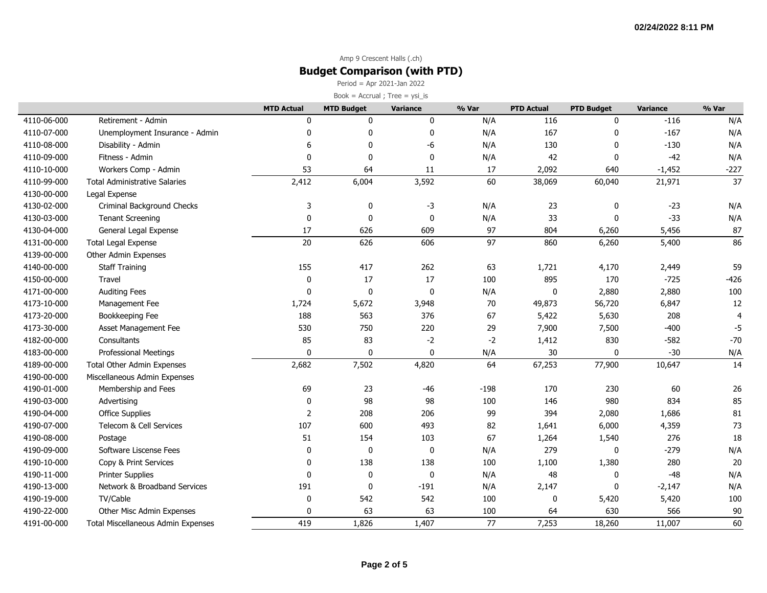02/24/2022 8:11 PM

Amp 9 Crescent Halls (.ch)

## Budget Comparison (with PTD)

Period = Apr 2021-Jan 2022

Book = Accrual ; Tree = ysi_is

| | | MTD Actual | MTD Budget | Variance | % Var | PTD Actual | PTD Budget | Variance | % Var |
|---|---|---|---|---|---|---|---|---|---|
| 4110-06-000 | Retirement - Admin | 0 | 0 | 0 | N/A | 116 | 0 | -116 | N/A |
| 4110-07-000 | Unemployment Insurance - Admin | 0 | 0 | 0 | N/A | 167 | 0 | -167 | N/A |
| 4110-08-000 | Disability - Admin | 6 | 0 | -6 | N/A | 130 | 0 | -130 | N/A |
| 4110-09-000 | Fitness - Admin | 0 | 0 | 0 | N/A | 42 | 0 | -42 | N/A |
| 4110-10-000 | Workers Comp - Admin | 53 | 64 | 11 | 17 | 2,092 | 640 | -1,452 | -227 |
| 4110-99-000 | Total Administrative Salaries | 2,412 | 6,004 | 3,592 | 60 | 38,069 | 60,040 | 21,971 | 37 |
| 4130-00-000 | Legal Expense | | | | | | | | |
| 4130-02-000 | Criminal Background Checks | 3 | 0 | -3 | N/A | 23 | 0 | -23 | N/A |
| 4130-03-000 | Tenant Screening | 0 | 0 | 0 | N/A | 33 | 0 | -33 | N/A |
| 4130-04-000 | General Legal Expense | 17 | 626 | 609 | 97 | 804 | 6,260 | 5,456 | 87 |
| 4131-00-000 | Total Legal Expense | 20 | 626 | 606 | 97 | 860 | 6,260 | 5,400 | 86 |
| 4139-00-000 | Other Admin Expenses | | | | | | | | |
| 4140-00-000 | Staff Training | 155 | 417 | 262 | 63 | 1,721 | 4,170 | 2,449 | 59 |
| 4150-00-000 | Travel | 0 | 17 | 17 | 100 | 895 | 170 | -725 | -426 |
| 4171-00-000 | Auditing Fees | 0 | 0 | 0 | N/A | 0 | 2,880 | 2,880 | 100 |
| 4173-10-000 | Management Fee | 1,724 | 5,672 | 3,948 | 70 | 49,873 | 56,720 | 6,847 | 12 |
| 4173-20-000 | Bookkeeping Fee | 188 | 563 | 376 | 67 | 5,422 | 5,630 | 208 | 4 |
| 4173-30-000 | Asset Management Fee | 530 | 750 | 220 | 29 | 7,900 | 7,500 | -400 | -5 |
| 4182-00-000 | Consultants | 85 | 83 | -2 | -2 | 1,412 | 830 | -582 | -70 |
| 4183-00-000 | Professional Meetings | 0 | 0 | 0 | N/A | 30 | 0 | -30 | N/A |
| 4189-00-000 | Total Other Admin Expenses | 2,682 | 7,502 | 4,820 | 64 | 67,253 | 77,900 | 10,647 | 14 |
| 4190-00-000 | Miscellaneous Admin Expenses | | | | | | | | |
| 4190-01-000 | Membership and Fees | 69 | 23 | -46 | -198 | 170 | 230 | 60 | 26 |
| 4190-03-000 | Advertising | 0 | 98 | 98 | 100 | 146 | 980 | 834 | 85 |
| 4190-04-000 | Office Supplies | 2 | 208 | 206 | 99 | 394 | 2,080 | 1,686 | 81 |
| 4190-07-000 | Telecom & Cell Services | 107 | 600 | 493 | 82 | 1,641 | 6,000 | 4,359 | 73 |
| 4190-08-000 | Postage | 51 | 154 | 103 | 67 | 1,264 | 1,540 | 276 | 18 |
| 4190-09-000 | Software Liscense Fees | 0 | 0 | 0 | N/A | 279 | 0 | -279 | N/A |
| 4190-10-000 | Copy & Print Services | 0 | 138 | 138 | 100 | 1,100 | 1,380 | 280 | 20 |
| 4190-11-000 | Printer Supplies | 0 | 0 | 0 | N/A | 48 | 0 | -48 | N/A |
| 4190-13-000 | Network & Broadband Services | 191 | 0 | -191 | N/A | 2,147 | 0 | -2,147 | N/A |
| 4190-19-000 | TV/Cable | 0 | 542 | 542 | 100 | 0 | 5,420 | 5,420 | 100 |
| 4190-22-000 | Other Misc Admin Expenses | 0 | 63 | 63 | 100 | 64 | 630 | 566 | 90 |
| 4191-00-000 | Total Miscellaneous Admin Expenses | 419 | 1,826 | 1,407 | 77 | 7,253 | 18,260 | 11,007 | 60 |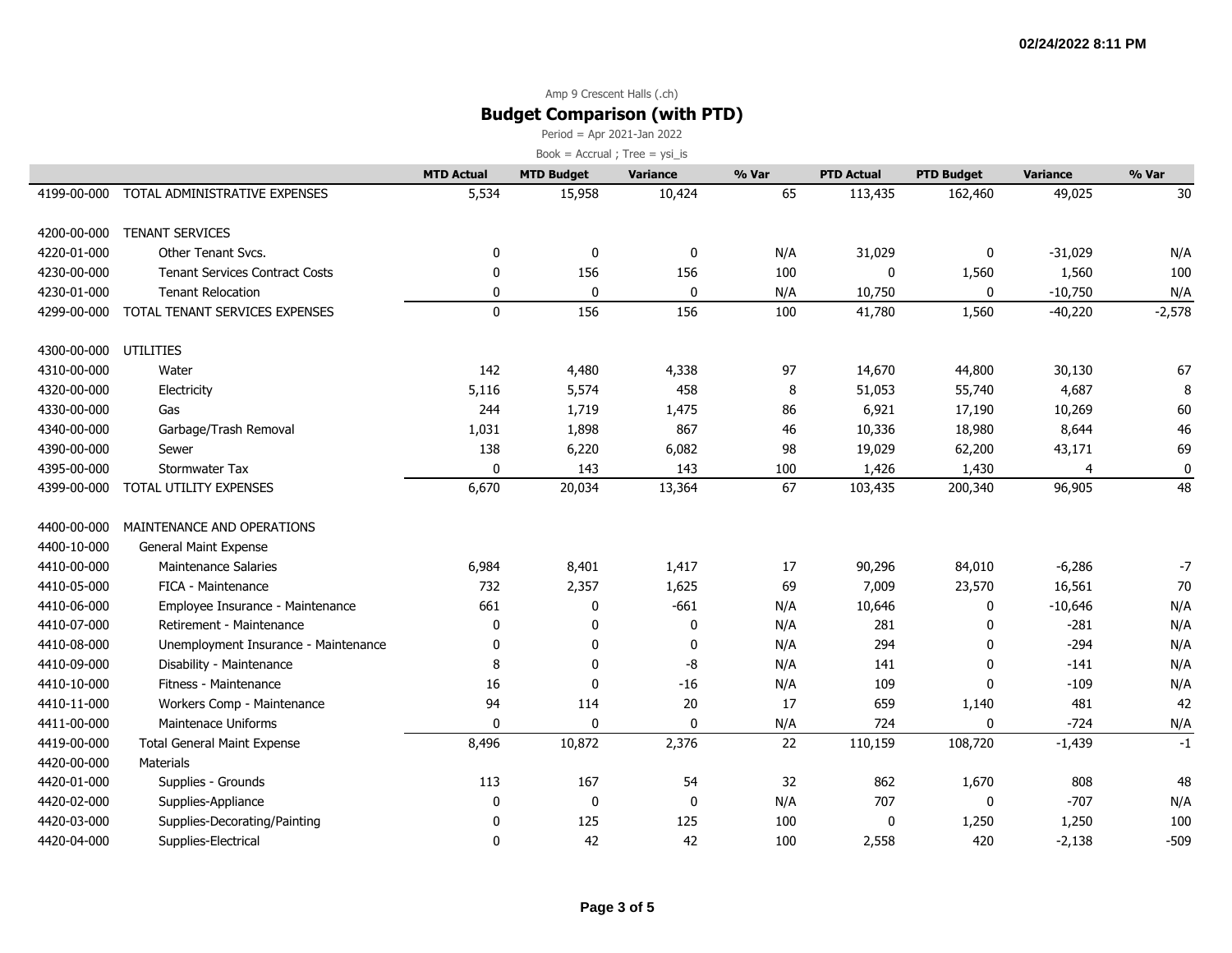Amp 9 Crescent Halls (.ch)

## Budget Comparison (with PTD)

Period = Apr 2021-Jan 2022

Book = Accrual ; Tree = ysi_is

| | | MTD Actual | MTD Budget | Variance | % Var | PTD Actual | PTD Budget | Variance | % Var |
|---|---|---|---|---|---|---|---|---|---|
| 4199-00-000 | TOTAL ADMINISTRATIVE EXPENSES | 5,534 | 15,958 | 10,424 | 65 | 113,435 | 162,460 | 49,025 | 30 |
| | | | | | | | | | |
| 4200-00-000 | TENANT SERVICES | | | | | | | | |
| 4220-01-000 | Other Tenant Svcs. | 0 | 0 | 0 | N/A | 31,029 | 0 | -31,029 | N/A |
| 4230-00-000 | Tenant Services Contract Costs | 0 | 156 | 156 | 100 | 0 | 1,560 | 1,560 | 100 |
| 4230-01-000 | Tenant Relocation | 0 | 0 | 0 | N/A | 10,750 | 0 | -10,750 | N/A |
| 4299-00-000 | TOTAL TENANT SERVICES EXPENSES | 0 | 156 | 156 | 100 | 41,780 | 1,560 | -40,220 | -2,578 |
| | | | | | | | | | |
| 4300-00-000 | UTILITIES | | | | | | | | |
| 4310-00-000 | Water | 142 | 4,480 | 4,338 | 97 | 14,670 | 44,800 | 30,130 | 67 |
| 4320-00-000 | Electricity | 5,116 | 5,574 | 458 | 8 | 51,053 | 55,740 | 4,687 | 8 |
| 4330-00-000 | Gas | 244 | 1,719 | 1,475 | 86 | 6,921 | 17,190 | 10,269 | 60 |
| 4340-00-000 | Garbage/Trash Removal | 1,031 | 1,898 | 867 | 46 | 10,336 | 18,980 | 8,644 | 46 |
| 4390-00-000 | Sewer | 138 | 6,220 | 6,082 | 98 | 19,029 | 62,200 | 43,171 | 69 |
| 4395-00-000 | Stormwater Tax | 0 | 143 | 143 | 100 | 1,426 | 1,430 | 4 | 0 |
| 4399-00-000 | TOTAL UTILITY EXPENSES | 6,670 | 20,034 | 13,364 | 67 | 103,435 | 200,340 | 96,905 | 48 |
| | | | | | | | | | |
| 4400-00-000 | MAINTENANCE AND OPERATIONS | | | | | | | | |
| 4400-10-000 | General Maint Expense | | | | | | | | |
| 4410-00-000 | Maintenance Salaries | 6,984 | 8,401 | 1,417 | 17 | 90,296 | 84,010 | -6,286 | -7 |
| 4410-05-000 | FICA - Maintenance | 732 | 2,357 | 1,625 | 69 | 7,009 | 23,570 | 16,561 | 70 |
| 4410-06-000 | Employee Insurance - Maintenance | 661 | 0 | -661 | N/A | 10,646 | 0 | -10,646 | N/A |
| 4410-07-000 | Retirement - Maintenance | 0 | 0 | 0 | N/A | 281 | 0 | -281 | N/A |
| 4410-08-000 | Unemployment Insurance - Maintenance | 0 | 0 | 0 | N/A | 294 | 0 | -294 | N/A |
| 4410-09-000 | Disability - Maintenance | 8 | 0 | -8 | N/A | 141 | 0 | -141 | N/A |
| 4410-10-000 | Fitness - Maintenance | 16 | 0 | -16 | N/A | 109 | 0 | -109 | N/A |
| 4410-11-000 | Workers Comp - Maintenance | 94 | 114 | 20 | 17 | 659 | 1,140 | 481 | 42 |
| 4411-00-000 | Maintenace Uniforms | 0 | 0 | 0 | N/A | 724 | 0 | -724 | N/A |
| 4419-00-000 | Total General Maint Expense | 8,496 | 10,872 | 2,376 | 22 | 110,159 | 108,720 | -1,439 | -1 |
| 4420-00-000 | Materials | | | | | | | | |
| 4420-01-000 | Supplies - Grounds | 113 | 167 | 54 | 32 | 862 | 1,670 | 808 | 48 |
| 4420-02-000 | Supplies-Appliance | 0 | 0 | 0 | N/A | 707 | 0 | -707 | N/A |
| 4420-03-000 | Supplies-Decorating/Painting | 0 | 125 | 125 | 100 | 0 | 1,250 | 1,250 | 100 |
| 4420-04-000 | Supplies-Electrical | 0 | 42 | 42 | 100 | 2,558 | 420 | -2,138 | -509 |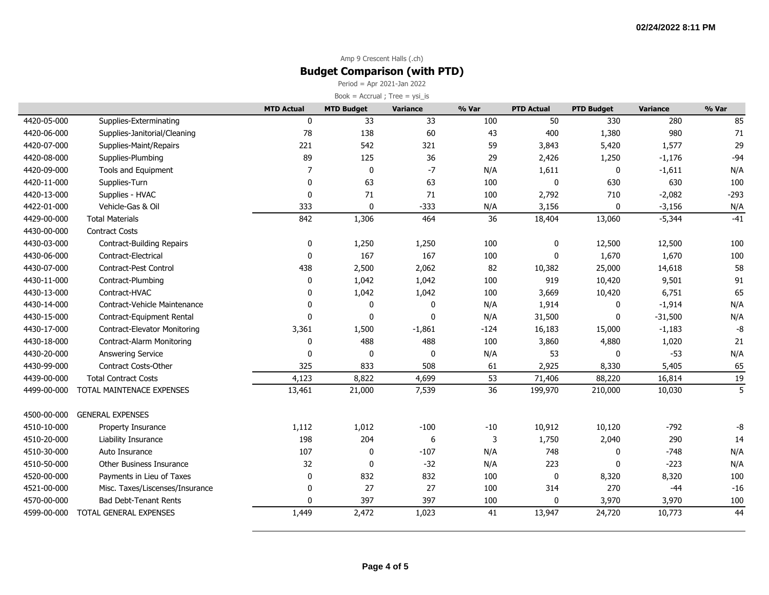Amp 9 Crescent Halls (.ch)

## Budget Comparison (with PTD)

Period = Apr 2021-Jan 2022

Book = Accrual ; Tree = ysi_is

| | | MTD Actual | MTD Budget | Variance | % Var | PTD Actual | PTD Budget | Variance | % Var |
|---|---|---|---|---|---|---|---|---|---|
| 4420-05-000 | Supplies-Exterminating | 0 | 33 | 33 | 100 | 50 | 330 | 280 | 85 |
| 4420-06-000 | Supplies-Janitorial/Cleaning | 78 | 138 | 60 | 43 | 400 | 1,380 | 980 | 71 |
| 4420-07-000 | Supplies-Maint/Repairs | 221 | 542 | 321 | 59 | 3,843 | 5,420 | 1,577 | 29 |
| 4420-08-000 | Supplies-Plumbing | 89 | 125 | 36 | 29 | 2,426 | 1,250 | -1,176 | -94 |
| 4420-09-000 | Tools and Equipment | 7 | 0 | -7 | N/A | 1,611 | 0 | -1,611 | N/A |
| 4420-11-000 | Supplies-Turn | 0 | 63 | 63 | 100 | 0 | 630 | 630 | 100 |
| 4420-13-000 | Supplies - HVAC | 0 | 71 | 71 | 100 | 2,792 | 710 | -2,082 | -293 |
| 4422-01-000 | Vehicle-Gas & Oil | 333 | 0 | -333 | N/A | 3,156 | 0 | -3,156 | N/A |
| 4429-00-000 | Total Materials | 842 | 1,306 | 464 | 36 | 18,404 | 13,060 | -5,344 | -41 |
| 4430-00-000 | Contract Costs | | | | | | | | |
| 4430-03-000 | Contract-Building Repairs | 0 | 1,250 | 1,250 | 100 | 0 | 12,500 | 12,500 | 100 |
| 4430-06-000 | Contract-Electrical | 0 | 167 | 167 | 100 | 0 | 1,670 | 1,670 | 100 |
| 4430-07-000 | Contract-Pest Control | 438 | 2,500 | 2,062 | 82 | 10,382 | 25,000 | 14,618 | 58 |
| 4430-11-000 | Contract-Plumbing | 0 | 1,042 | 1,042 | 100 | 919 | 10,420 | 9,501 | 91 |
| 4430-13-000 | Contract-HVAC | 0 | 1,042 | 1,042 | 100 | 3,669 | 10,420 | 6,751 | 65 |
| 4430-14-000 | Contract-Vehicle Maintenance | 0 | 0 | 0 | N/A | 1,914 | 0 | -1,914 | N/A |
| 4430-15-000 | Contract-Equipment Rental | 0 | 0 | 0 | N/A | 31,500 | 0 | -31,500 | N/A |
| 4430-17-000 | Contract-Elevator Monitoring | 3,361 | 1,500 | -1,861 | -124 | 16,183 | 15,000 | -1,183 | -8 |
| 4430-18-000 | Contract-Alarm Monitoring | 0 | 488 | 488 | 100 | 3,860 | 4,880 | 1,020 | 21 |
| 4430-20-000 | Answering Service | 0 | 0 | 0 | N/A | 53 | 0 | -53 | N/A |
| 4430-99-000 | Contract Costs-Other | 325 | 833 | 508 | 61 | 2,925 | 8,330 | 5,405 | 65 |
| 4439-00-000 | Total Contract Costs | 4,123 | 8,822 | 4,699 | 53 | 71,406 | 88,220 | 16,814 | 19 |
| 4499-00-000 | TOTAL MAINTENACE EXPENSES | 13,461 | 21,000 | 7,539 | 36 | 199,970 | 210,000 | 10,030 | 5 |
| | | | | | | | | | |
| 4500-00-000 | GENERAL EXPENSES | | | | | | | | |
| 4510-10-000 | Property Insurance | 1,112 | 1,012 | -100 | -10 | 10,912 | 10,120 | -792 | -8 |
| 4510-20-000 | Liability Insurance | 198 | 204 | 6 | 3 | 1,750 | 2,040 | 290 | 14 |
| 4510-30-000 | Auto Insurance | 107 | 0 | -107 | N/A | 748 | 0 | -748 | N/A |
| 4510-50-000 | Other Business Insurance | 32 | 0 | -32 | N/A | 223 | 0 | -223 | N/A |
| 4520-00-000 | Payments in Lieu of Taxes | 0 | 832 | 832 | 100 | 0 | 8,320 | 8,320 | 100 |
| 4521-00-000 | Misc. Taxes/Liscenses/Insurance | 0 | 27 | 27 | 100 | 314 | 270 | -44 | -16 |
| 4570-00-000 | Bad Debt-Tenant Rents | 0 | 397 | 397 | 100 | 0 | 3,970 | 3,970 | 100 |
| 4599-00-000 | TOTAL GENERAL EXPENSES | 1,449 | 2,472 | 1,023 | 41 | 13,947 | 24,720 | 10,773 | 44 |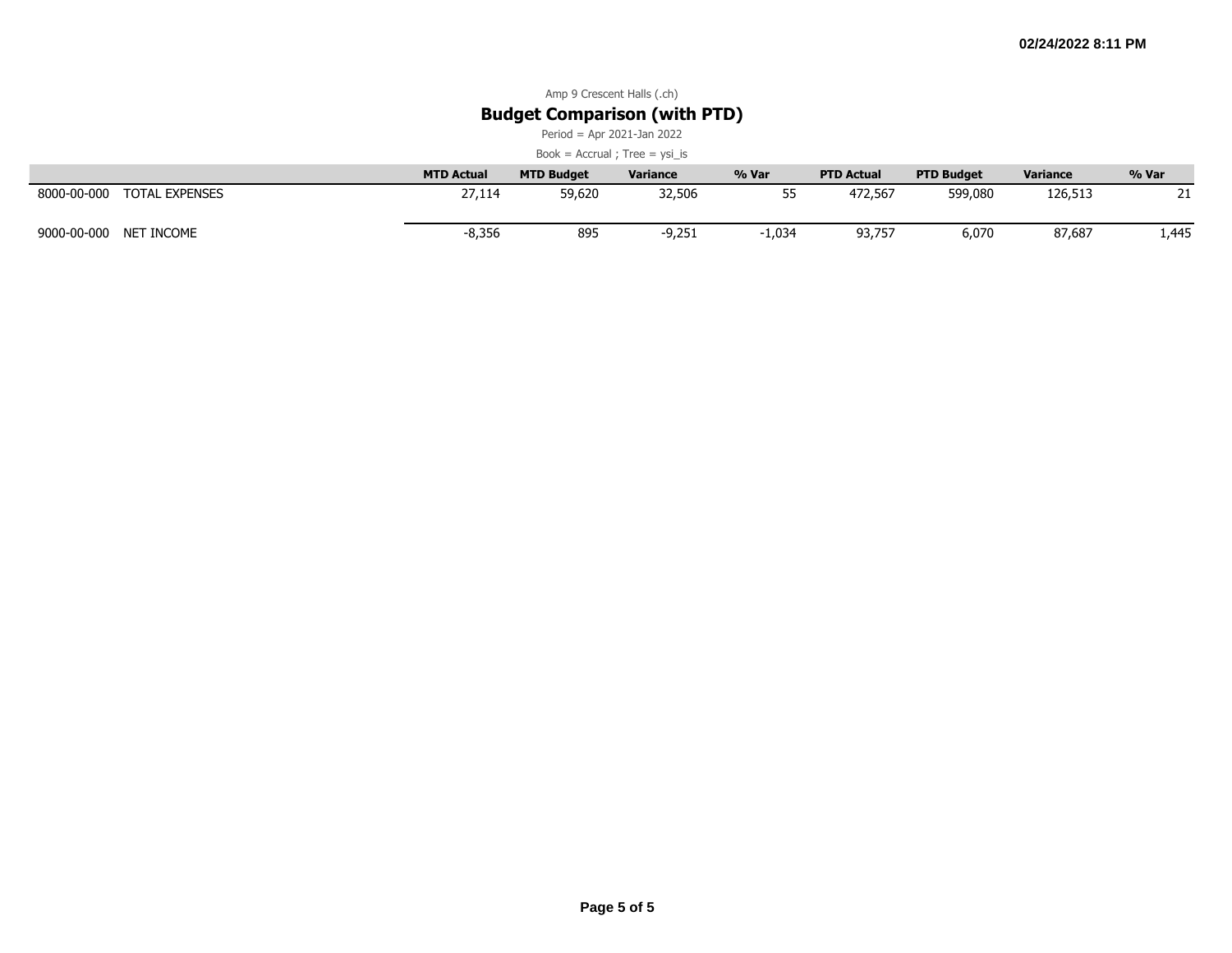Amp 9 Crescent Halls (.ch)

## Budget Comparison (with PTD)

Period = Apr 2021-Jan 2022

Book = Accrual ; Tree = ysi_is

| | | MTD Actual | MTD Budget | Variance | % Var | PTD Actual | PTD Budget | Variance | % Var |
|---|---|---|---|---|---|---|---|---|---|
| 8000-00-000 | TOTAL EXPENSES | 27,114 | 59,620 | 32,506 | 55 | 472,567 | 599,080 | 126,513 | 21 |
| 9000-00-000 | NET INCOME | -8,356 | 895 | -9,251 | -1,034 | 93,757 | 6,070 | 87,687 | 1,445 |